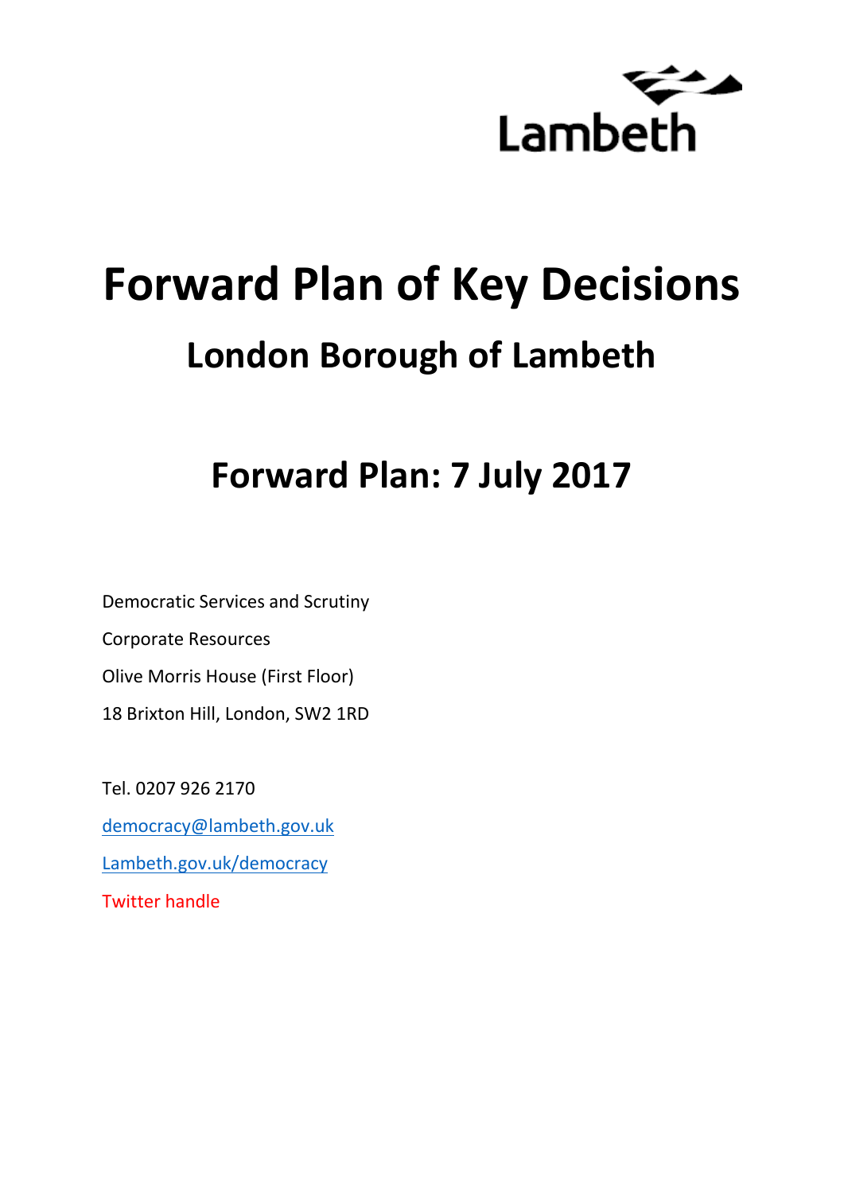Lambeth

# Forward Plan of Key Decisions

## London Borough of Lambeth

## Forward Plan: 7 July 2017

Democratic Services and Scrutiny

Corporate Resources

Olive Morris House (First Floor)

18 Brixton Hill, London, SW2 1RD

Tel. 0207 926 2170

democracy@lambeth.gov.uk

Lambeth.gov.uk/democracy

Twitter handle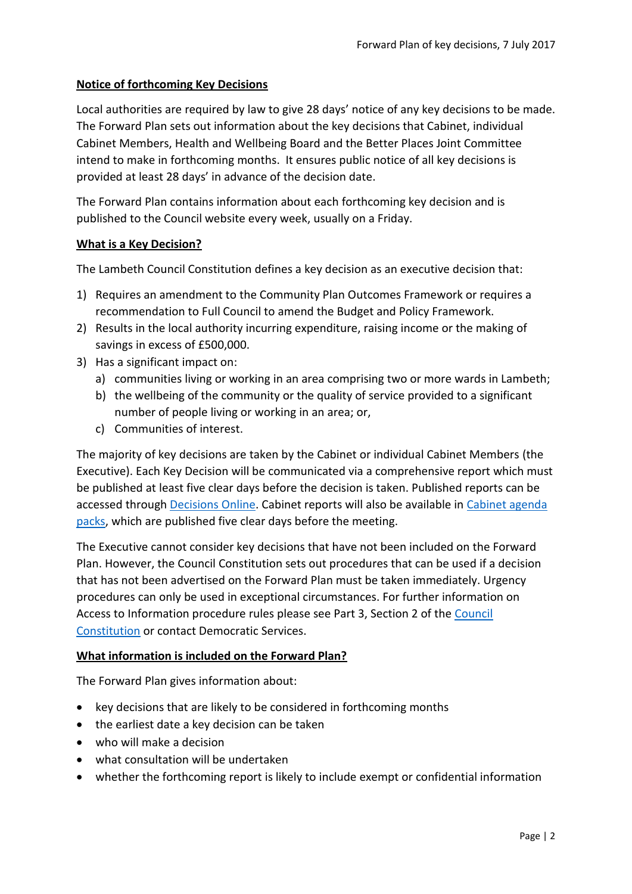## Notice of forthcoming Key Decisions

Local authorities are required by law to give 28 days' notice of any key decisions to be made. The Forward Plan sets out information about the key decisions that Cabinet, individual Cabinet Members, Health and Wellbeing Board and the Better Places Joint Committee intend to make in forthcoming months. It ensures public notice of all key decisions is provided at least 28 days' in advance of the decision date.

The Forward Plan contains information about each forthcoming key decision and is published to the Council website every week, usually on a Friday.

## What is a Key Decision?

The Lambeth Council Constitution defines a key decision as an executive decision that:

1) Requires an amendment to the Community Plan Outcomes Framework or requires a recommendation to Full Council to amend the Budget and Policy Framework.
2) Results in the local authority incurring expenditure, raising income or the making of savings in excess of £500,000.
3) Has a significant impact on:
   a) communities living or working in an area comprising two or more wards in Lambeth;
   b) the wellbeing of the community or the quality of service provided to a significant number of people living or working in an area; or,
   c) Communities of interest.

The majority of key decisions are taken by the Cabinet or individual Cabinet Members (the Executive). Each Key Decision will be communicated via a comprehensive report which must be published at least five clear days before the decision is taken. Published reports can be accessed through Decisions Online. Cabinet reports will also be available in Cabinet agenda packs, which are published five clear days before the meeting.

The Executive cannot consider key decisions that have not been included on the Forward Plan. However, the Council Constitution sets out procedures that can be used if a decision that has not been advertised on the Forward Plan must be taken immediately. Urgency procedures can only be used in exceptional circumstances. For further information on Access to Information procedure rules please see Part 3, Section 2 of the Council Constitution or contact Democratic Services.

## What information is included on the Forward Plan?

The Forward Plan gives information about:

- key decisions that are likely to be considered in forthcoming months
- the earliest date a key decision can be taken
- who will make a decision
- what consultation will be undertaken
- whether the forthcoming report is likely to include exempt or confidential information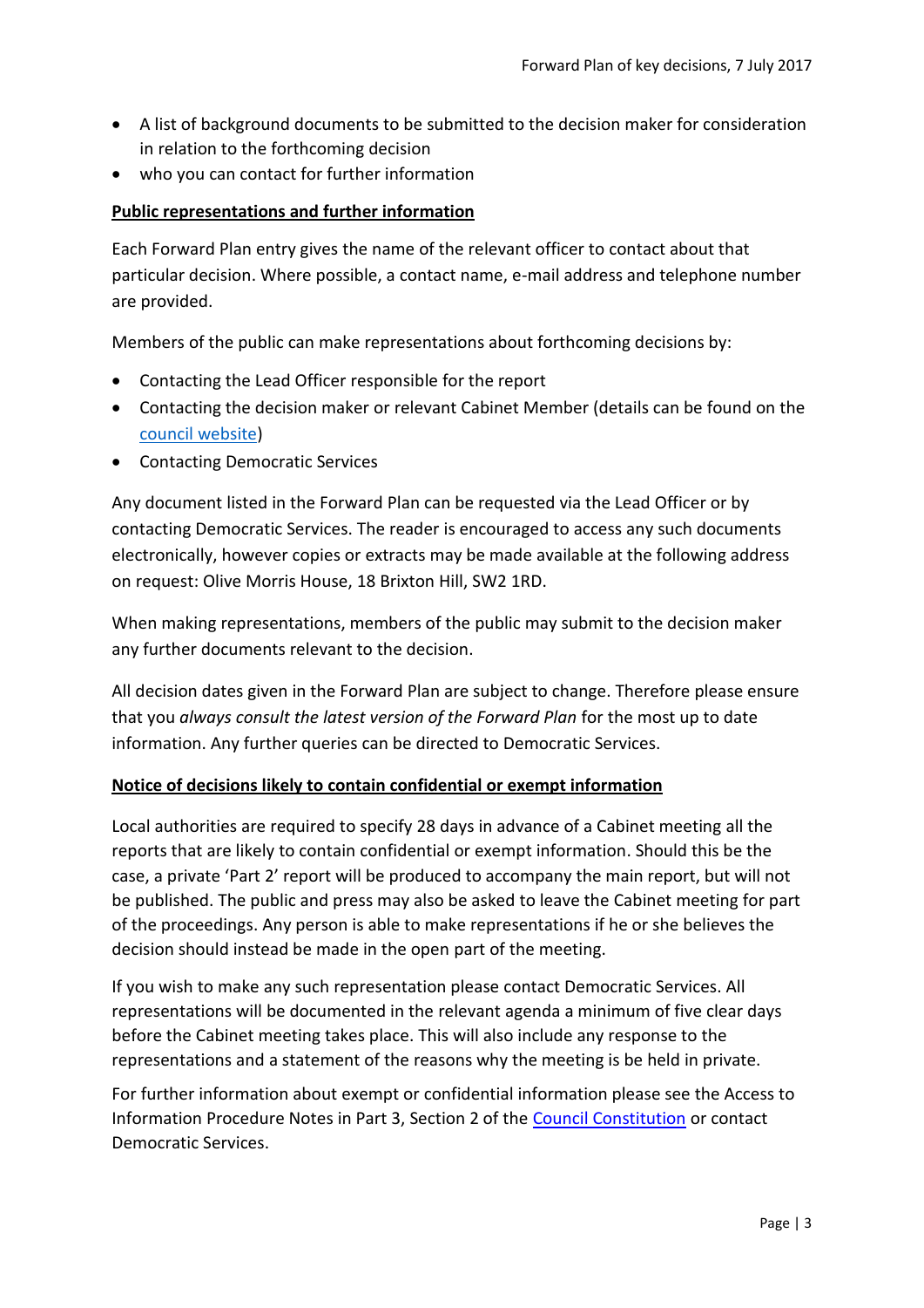- A list of background documents to be submitted to the decision maker for consideration in relation to the forthcoming decision
- who you can contact for further information

**Public representations and further information**

Each Forward Plan entry gives the name of the relevant officer to contact about that particular decision. Where possible, a contact name, e-mail address and telephone number are provided.

Members of the public can make representations about forthcoming decisions by:

- Contacting the Lead Officer responsible for the report
- Contacting the decision maker or relevant Cabinet Member (details can be found on the council website)
- Contacting Democratic Services

Any document listed in the Forward Plan can be requested via the Lead Officer or by contacting Democratic Services. The reader is encouraged to access any such documents electronically, however copies or extracts may be made available at the following address on request: Olive Morris House, 18 Brixton Hill, SW2 1RD.

When making representations, members of the public may submit to the decision maker any further documents relevant to the decision.

All decision dates given in the Forward Plan are subject to change. Therefore please ensure that you *always consult the latest version of the Forward Plan* for the most up to date information. Any further queries can be directed to Democratic Services.

**Notice of decisions likely to contain confidential or exempt information**

Local authorities are required to specify 28 days in advance of a Cabinet meeting all the reports that are likely to contain confidential or exempt information. Should this be the case, a private 'Part 2' report will be produced to accompany the main report, but will not be published. The public and press may also be asked to leave the Cabinet meeting for part of the proceedings. Any person is able to make representations if he or she believes the decision should instead be made in the open part of the meeting.

If you wish to make any such representation please contact Democratic Services. All representations will be documented in the relevant agenda a minimum of five clear days before the Cabinet meeting takes place. This will also include any response to the representations and a statement of the reasons why the meeting is be held in private.

For further information about exempt or confidential information please see the Access to Information Procedure Notes in Part 3, Section 2 of the Council Constitution or contact Democratic Services.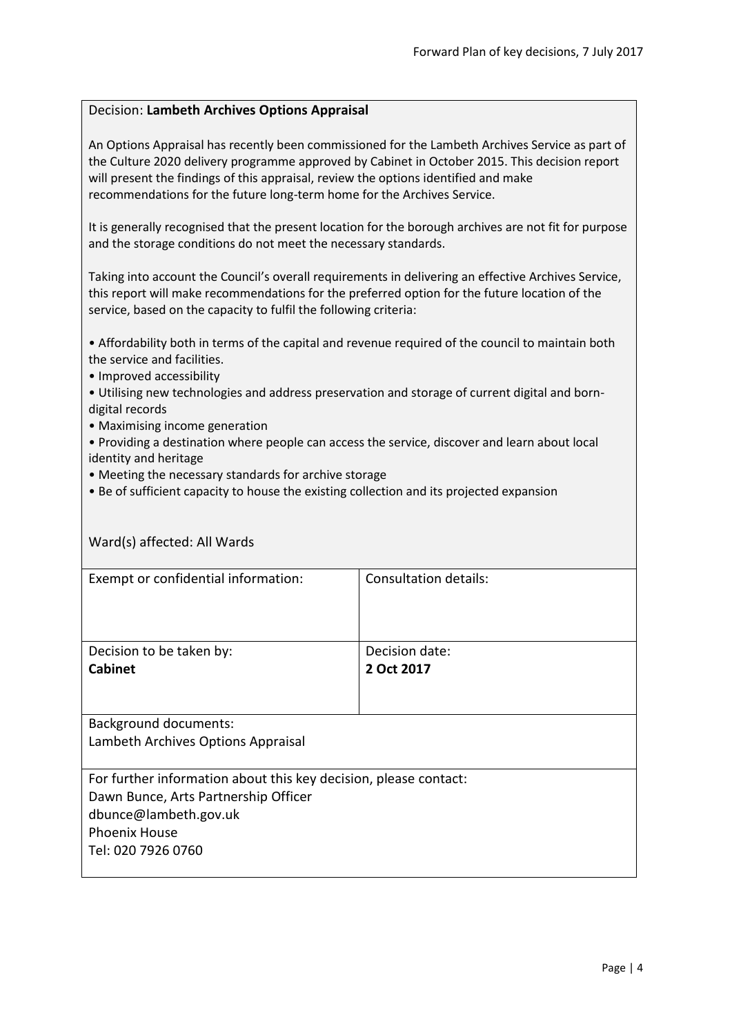Decision: **Lambeth Archives Options Appraisal**

An Options Appraisal has recently been commissioned for the Lambeth Archives Service as part of the Culture 2020 delivery programme approved by Cabinet in October 2015. This decision report will present the findings of this appraisal, review the options identified and make recommendations for the future long-term home for the Archives Service.

It is generally recognised that the present location for the borough archives are not fit for purpose and the storage conditions do not meet the necessary standards.

Taking into account the Council's overall requirements in delivering an effective Archives Service, this report will make recommendations for the preferred option for the future location of the service, based on the capacity to fulfil the following criteria:

- Affordability both in terms of the capital and revenue required of the council to maintain both the service and facilities.
- Improved accessibility
- Utilising new technologies and address preservation and storage of current digital and born-digital records
- Maximising income generation
- Providing a destination where people can access the service, discover and learn about local identity and heritage
- Meeting the necessary standards for archive storage
- Be of sufficient capacity to house the existing collection and its projected expansion

Ward(s) affected: All Wards

| Exempt or confidential information: | Consultation details: |
|---|---|
| Decision to be taken by: **Cabinet** | Decision date: **2 Oct 2017** |

Background documents:
Lambeth Archives Options Appraisal

For further information about this key decision, please contact:
Dawn Bunce, Arts Partnership Officer
dbunce@lambeth.gov.uk
Phoenix House
Tel: 020 7926 0760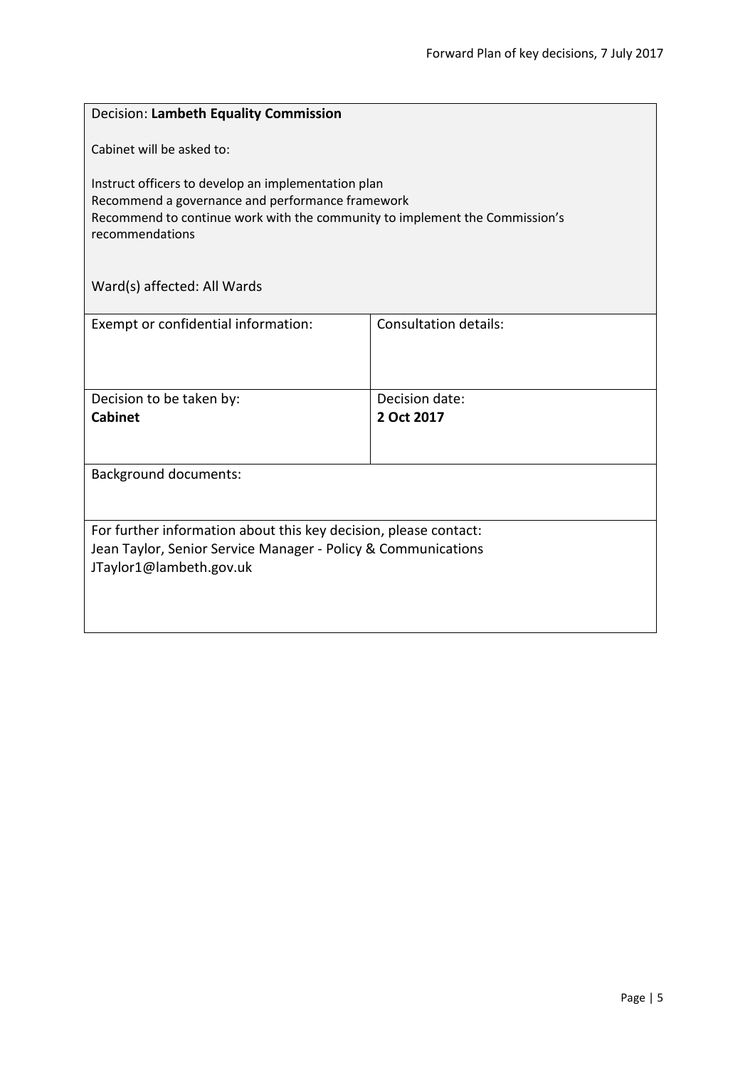Decision: **Lambeth Equality Commission**

Cabinet will be asked to:

Instruct officers to develop an implementation plan
Recommend a governance and performance framework
Recommend to continue work with the community to implement the Commission's recommendations

Ward(s) affected: All Wards

| Exempt or confidential information: | Consultation details: |
|---|---|
| Decision to be taken by: **Cabinet** | Decision date: **2 Oct 2017** |

Background documents:

For further information about this key decision, please contact:
Jean Taylor, Senior Service Manager - Policy & Communications
JTaylor1@lambeth.gov.uk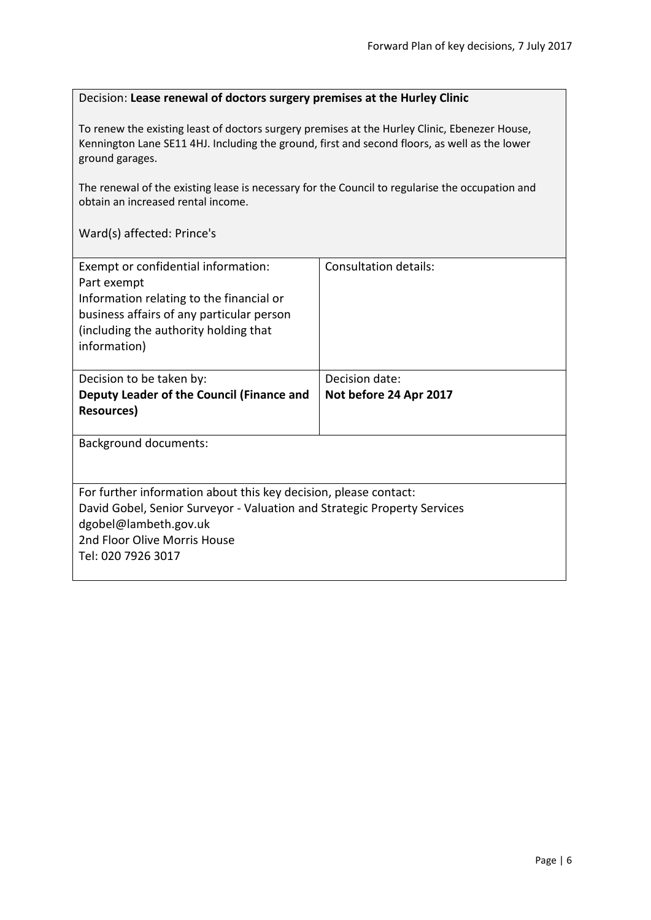Decision: **Lease renewal of doctors surgery premises at the Hurley Clinic**

To renew the existing least of doctors surgery premises at the Hurley Clinic, Ebenezer House, Kennington Lane SE11 4HJ. Including the ground, first and second floors, as well as the lower ground garages.

The renewal of the existing lease is necessary for the Council to regularise the occupation and obtain an increased rental income.

Ward(s) affected: Prince's

| Exempt or confidential information: Part exempt Information relating to the financial or business affairs of any particular person (including the authority holding that information) | Consultation details: |
|---|---|
| Decision to be taken by: **Deputy Leader of the Council (Finance and Resources)** | Decision date: **Not before 24 Apr 2017** |

Background documents:

For further information about this key decision, please contact:
David Gobel, Senior Surveyor - Valuation and Strategic Property Services
dgobel@lambeth.gov.uk
2nd Floor Olive Morris House
Tel: 020 7926 3017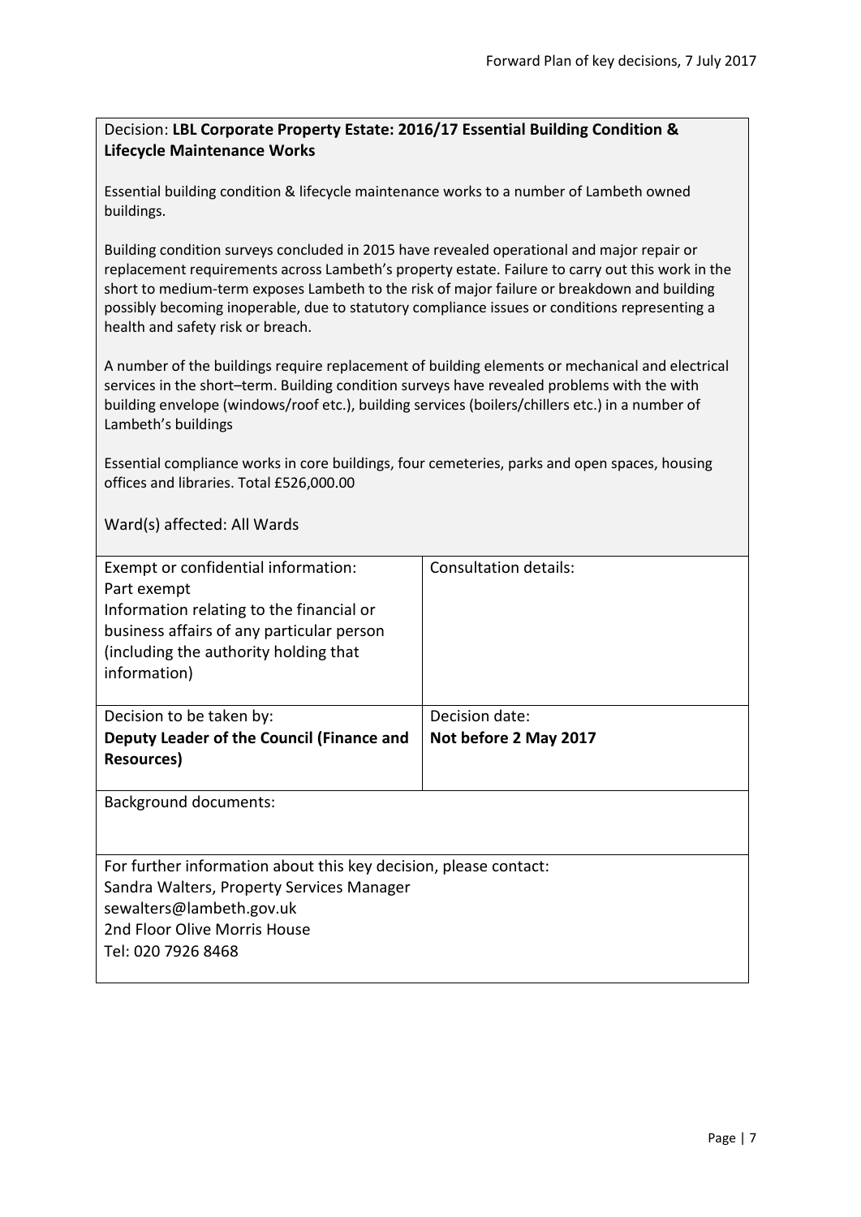Decision: **LBL Corporate Property Estate: 2016/17 Essential Building Condition & Lifecycle Maintenance Works**

Essential building condition & lifecycle maintenance works to a number of Lambeth owned buildings.

Building condition surveys concluded in 2015 have revealed operational and major repair or replacement requirements across Lambeth's property estate. Failure to carry out this work in the short to medium-term exposes Lambeth to the risk of major failure or breakdown and building possibly becoming inoperable, due to statutory compliance issues or conditions representing a health and safety risk or breach.

A number of the buildings require replacement of building elements or mechanical and electrical services in the short–term. Building condition surveys have revealed problems with the with building envelope (windows/roof etc.), building services (boilers/chillers etc.) in a number of Lambeth's buildings

Essential compliance works in core buildings, four cemeteries, parks and open spaces, housing offices and libraries. Total £526,000.00

Ward(s) affected: All Wards

| Exempt or confidential information: Part exempt Information relating to the financial or business affairs of any particular person (including the authority holding that information) | Consultation details: |
|---|---|
| Decision to be taken by: **Deputy Leader of the Council (Finance and Resources)** | Decision date: **Not before 2 May 2017** |

Background documents:

For further information about this key decision, please contact:
Sandra Walters, Property Services Manager
sewalters@lambeth.gov.uk
2nd Floor Olive Morris House
Tel: 020 7926 8468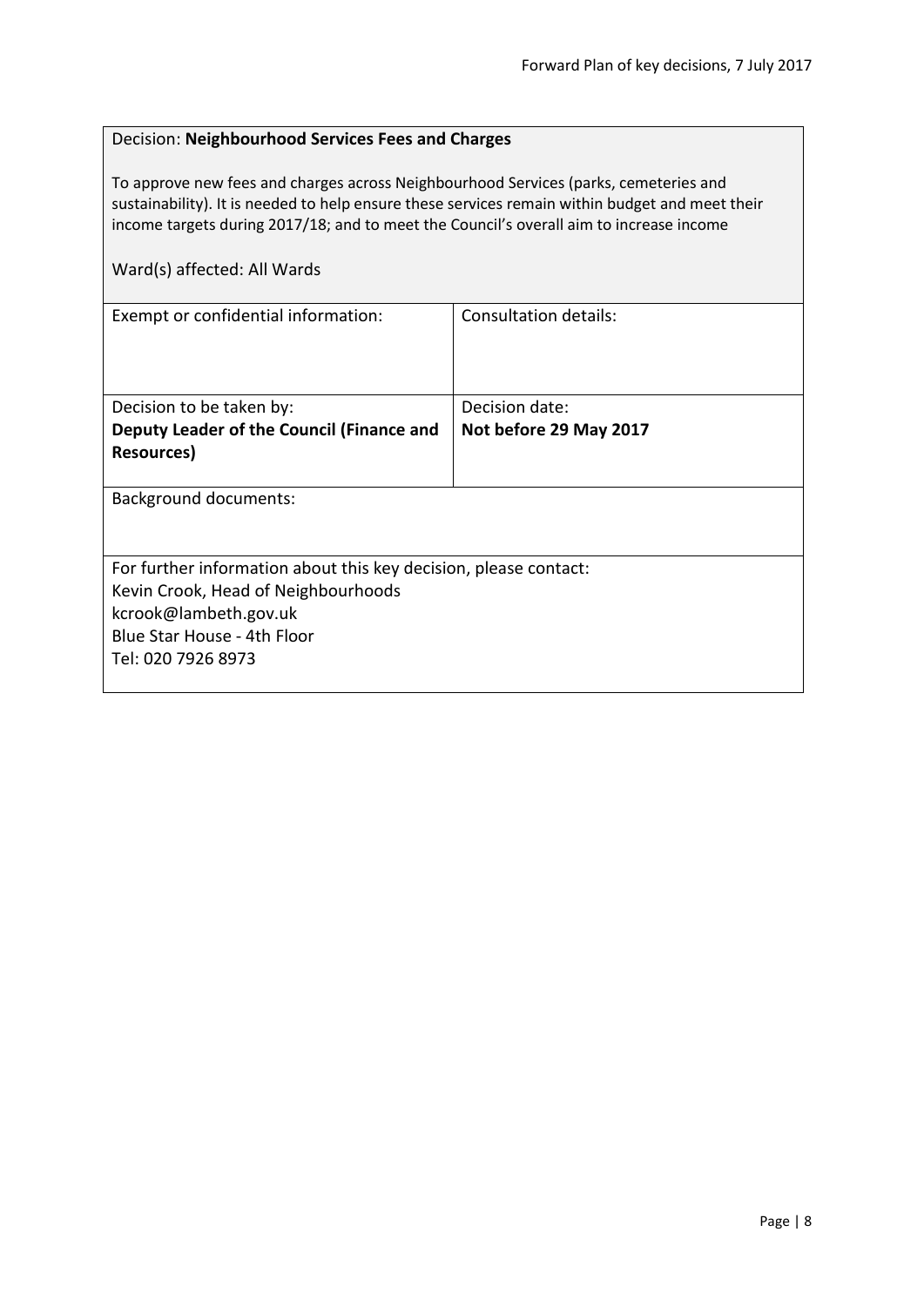Decision: **Neighbourhood Services Fees and Charges**

To approve new fees and charges across Neighbourhood Services (parks, cemeteries and sustainability). It is needed to help ensure these services remain within budget and meet their income targets during 2017/18; and to meet the Council's overall aim to increase income

Ward(s) affected: All Wards

| Exempt or confidential information: | Consultation details: |
|---|---|
| | |
| Decision to be taken by:<br>**Deputy Leader of the Council (Finance and Resources)** | Decision date:<br>**Not before 29 May 2017** |

Background documents:

For further information about this key decision, please contact:
Kevin Crook, Head of Neighbourhoods
kcrook@lambeth.gov.uk
Blue Star House - 4th Floor
Tel: 020 7926 8973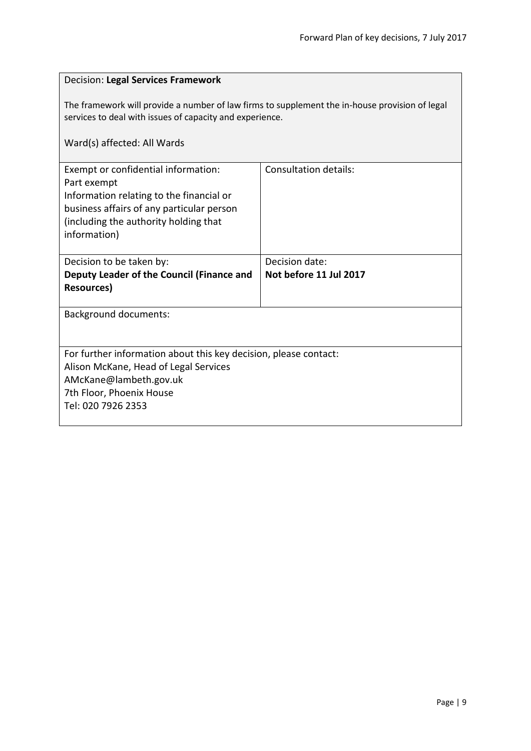Decision: **Legal Services Framework**

The framework will provide a number of law firms to supplement the in-house provision of legal services to deal with issues of capacity and experience.

Ward(s) affected: All Wards

| Exempt or confidential information: Part exempt Information relating to the financial or business affairs of any particular person (including the authority holding that information) | Consultation details: |
|---|---|
| Decision to be taken by: **Deputy Leader of the Council (Finance and Resources)** | Decision date: **Not before 11 Jul 2017** |

Background documents:

For further information about this key decision, please contact:
Alison McKane, Head of Legal Services
AMcKane@lambeth.gov.uk
7th Floor, Phoenix House
Tel: 020 7926 2353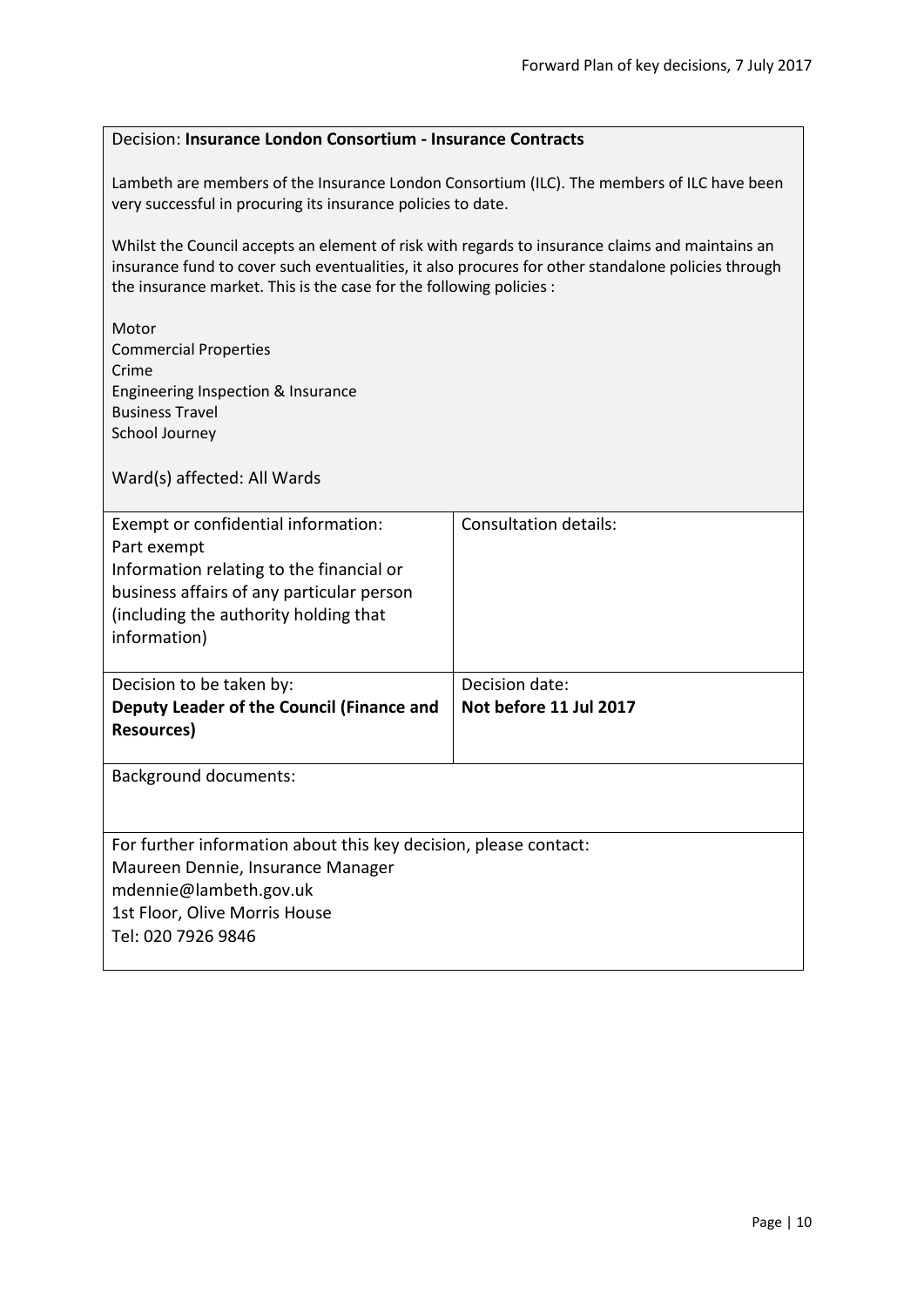Decision: **Insurance London Consortium - Insurance Contracts**

Lambeth are members of the Insurance London Consortium (ILC). The members of ILC have been very successful in procuring its insurance policies to date.

Whilst the Council accepts an element of risk with regards to insurance claims and maintains an insurance fund to cover such eventualities, it also procures for other standalone policies through the insurance market. This is the case for the following policies :

Motor
Commercial Properties
Crime
Engineering Inspection & Insurance
Business Travel
School Journey

Ward(s) affected: All Wards

| Exempt or confidential information:<br>Part exempt<br>Information relating to the financial or business affairs of any particular person (including the authority holding that information) | Consultation details: |
| --- | --- |
| Decision to be taken by:<br>**Deputy Leader of the Council (Finance and Resources)** | Decision date:<br>**Not before 11 Jul 2017** |

Background documents:

For further information about this key decision, please contact:
Maureen Dennie, Insurance Manager
mdennie@lambeth.gov.uk
1st Floor, Olive Morris House
Tel: 020 7926 9846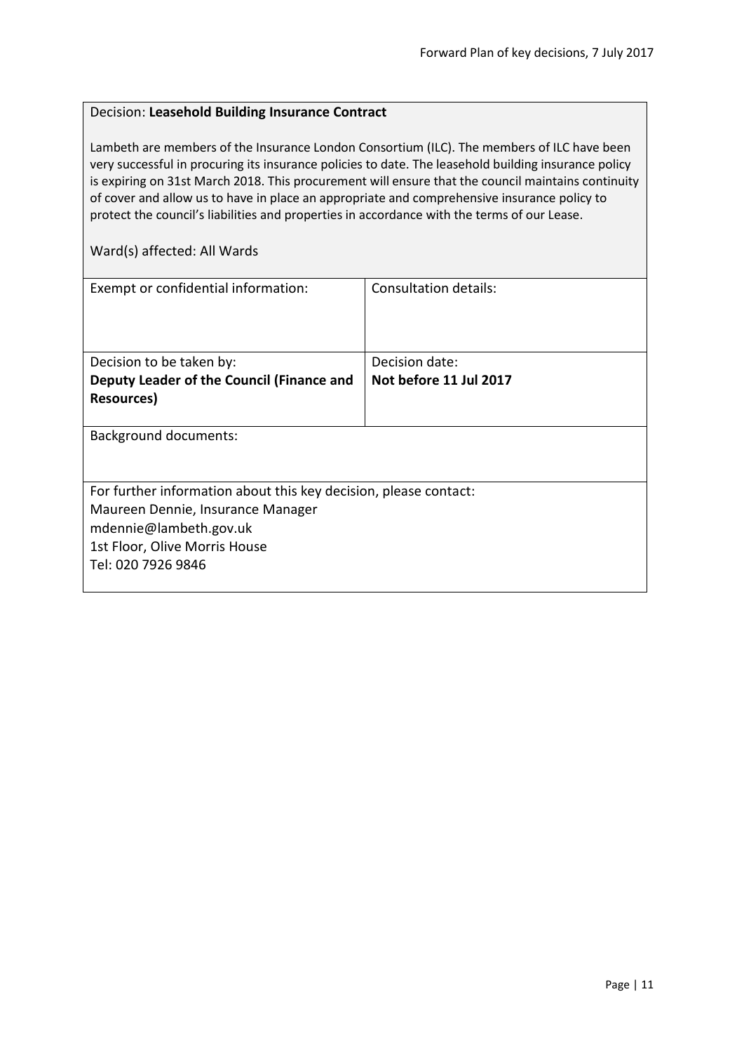Decision: **Leasehold Building Insurance Contract**

Lambeth are members of the Insurance London Consortium (ILC). The members of ILC have been very successful in procuring its insurance policies to date. The leasehold building insurance policy is expiring on 31st March 2018. This procurement will ensure that the council maintains continuity of cover and allow us to have in place an appropriate and comprehensive insurance policy to protect the council's liabilities and properties in accordance with the terms of our Lease.

Ward(s) affected: All Wards

| Exempt or confidential information: | Consultation details: |
| --- | --- |
| Decision to be taken by:<br>**Deputy Leader of the Council (Finance and Resources)** | Decision date:<br>**Not before 11 Jul 2017** |

Background documents:

For further information about this key decision, please contact:
Maureen Dennie, Insurance Manager
mdennie@lambeth.gov.uk
1st Floor, Olive Morris House
Tel: 020 7926 9846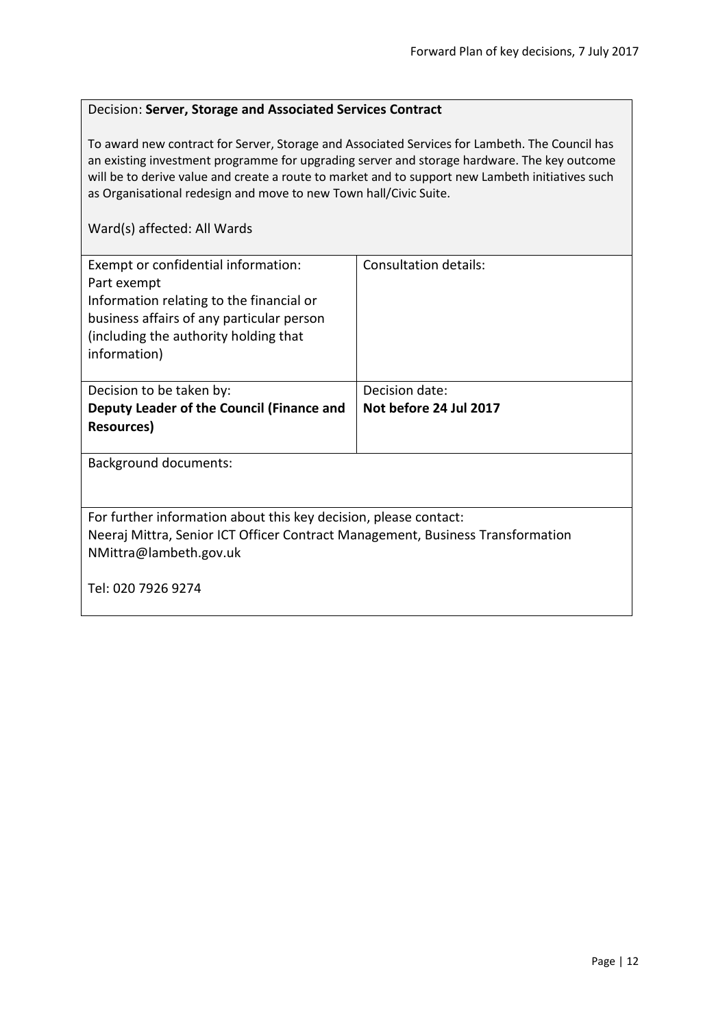Decision: **Server, Storage and Associated Services Contract**

To award new contract for Server, Storage and Associated Services for Lambeth. The Council has an existing investment programme for upgrading server and storage hardware. The key outcome will be to derive value and create a route to market and to support new Lambeth initiatives such as Organisational redesign and move to new Town hall/Civic Suite.

Ward(s) affected: All Wards

| Exempt or confidential information:<br>Part exempt<br>Information relating to the financial or business affairs of any particular person (including the authority holding that information) | Consultation details: |
| --- | --- |
| Decision to be taken by:<br>**Deputy Leader of the Council (Finance and Resources)** | Decision date:<br>**Not before 24 Jul 2017** |

Background documents:

For further information about this key decision, please contact:
Neeraj Mittra, Senior ICT Officer Contract Management, Business Transformation
NMittra@lambeth.gov.uk

Tel: 020 7926 9274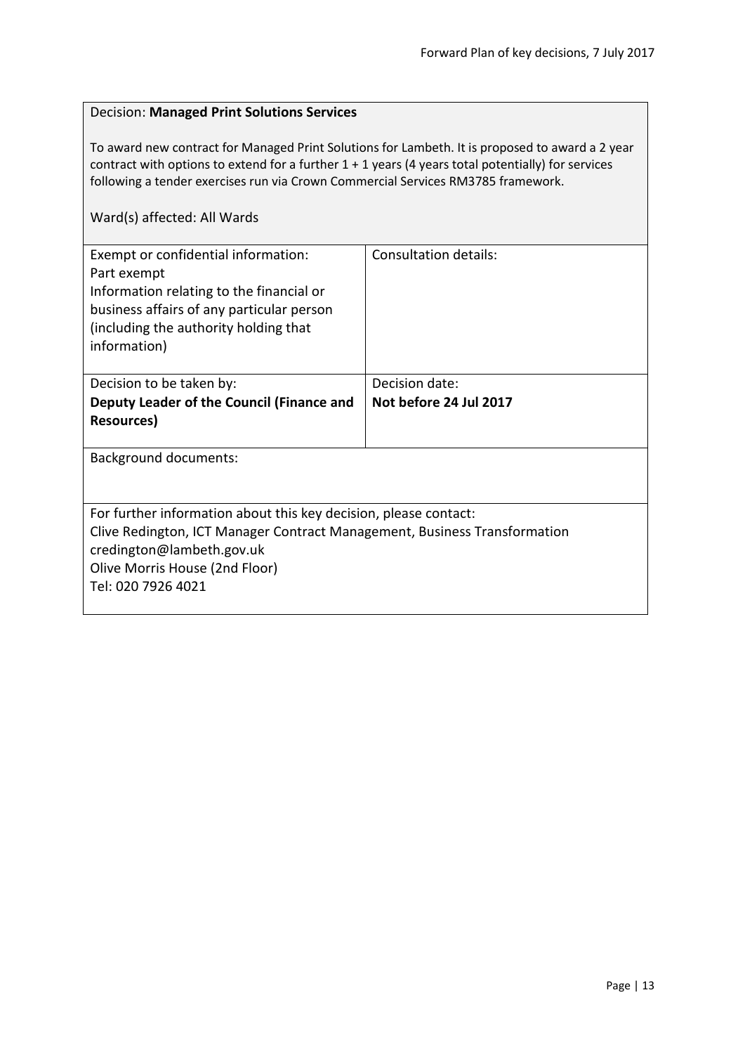Decision: **Managed Print Solutions Services**

To award new contract for Managed Print Solutions for Lambeth. It is proposed to award a 2 year contract with options to extend for a further 1 + 1 years (4 years total potentially) for services following a tender exercises run via Crown Commercial Services RM3785 framework.

Ward(s) affected: All Wards

| Exempt or confidential information: Part exempt Information relating to the financial or business affairs of any particular person (including the authority holding that information) | Consultation details: |
|---|---|
| Decision to be taken by: **Deputy Leader of the Council (Finance and Resources)** | Decision date: **Not before 24 Jul 2017** |

Background documents:

For further information about this key decision, please contact:
Clive Redington, ICT Manager Contract Management, Business Transformation
credington@lambeth.gov.uk
Olive Morris House (2nd Floor)
Tel: 020 7926 4021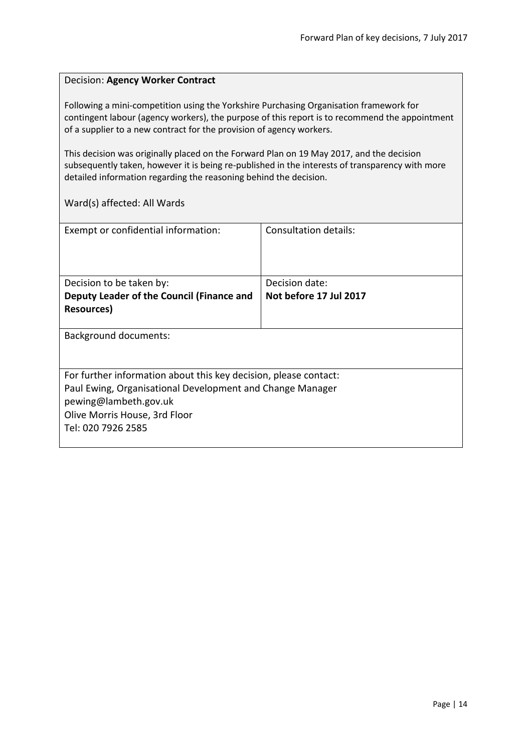Decision: **Agency Worker Contract**

Following a mini-competition using the Yorkshire Purchasing Organisation framework for contingent labour (agency workers), the purpose of this report is to recommend the appointment of a supplier to a new contract for the provision of agency workers.

This decision was originally placed on the Forward Plan on 19 May 2017, and the decision subsequently taken, however it is being re-published in the interests of transparency with more detailed information regarding the reasoning behind the decision.

Ward(s) affected: All Wards

| Exempt or confidential information: | Consultation details: |
|---|---|
| Decision to be taken by: **Deputy Leader of the Council (Finance and Resources)** | Decision date: **Not before 17 Jul 2017** |

Background documents:

For further information about this key decision, please contact:
Paul Ewing, Organisational Development and Change Manager
pewing@lambeth.gov.uk
Olive Morris House, 3rd Floor
Tel: 020 7926 2585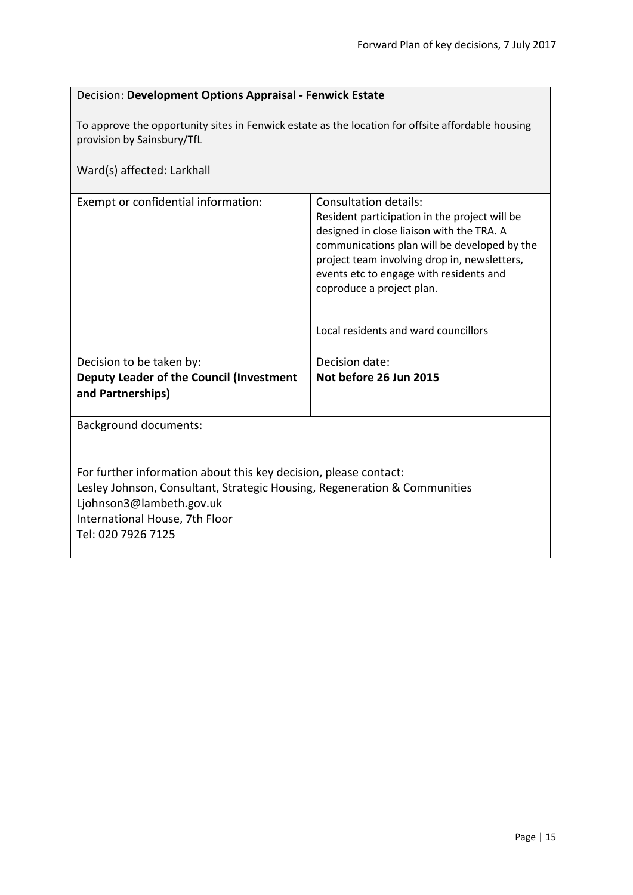Decision: **Development Options Appraisal - Fenwick Estate**

To approve the opportunity sites in Fenwick estate as the location for offsite affordable housing provision by Sainsbury/TfL

Ward(s) affected: Larkhall

| Exempt or confidential information: | Consultation details:<br>Resident participation in the project will be designed in close liaison with the TRA. A communications plan will be developed by the project team involving drop in, newsletters, events etc to engage with residents and coproduce a project plan.<br><br>Local residents and ward councillors |
|---|---|
| Decision to be taken by:<br>**Deputy Leader of the Council (Investment and Partnerships)** | Decision date:<br>**Not before 26 Jun 2015** |

Background documents:

For further information about this key decision, please contact:
Lesley Johnson, Consultant, Strategic Housing, Regeneration & Communities
Ljohnson3@lambeth.gov.uk
International House, 7th Floor
Tel: 020 7926 7125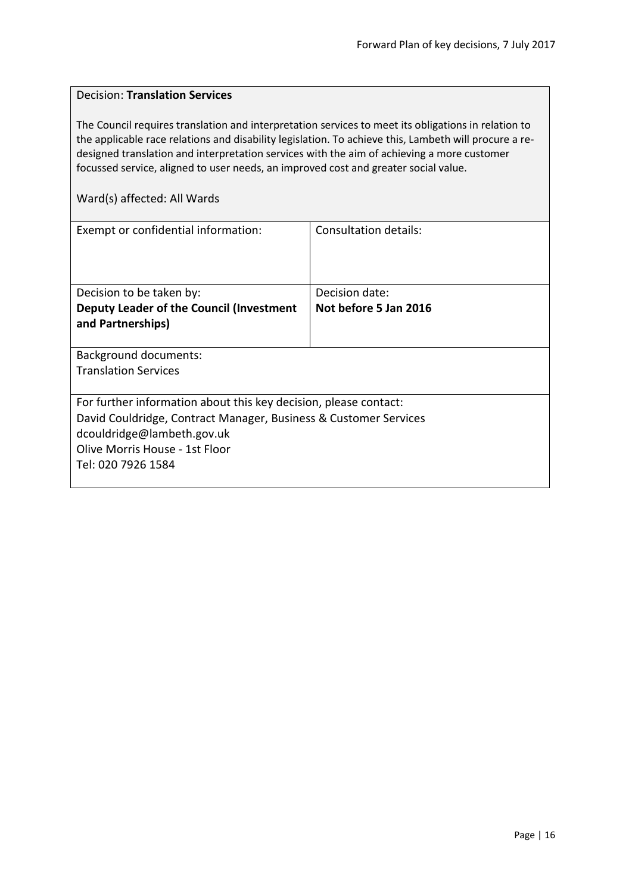Decision: **Translation Services**

The Council requires translation and interpretation services to meet its obligations in relation to the applicable race relations and disability legislation. To achieve this, Lambeth will procure a re-designed translation and interpretation services with the aim of achieving a more customer focussed service, aligned to user needs, an improved cost and greater social value.

Ward(s) affected: All Wards

| Exempt or confidential information: | Consultation details: |
| --- | --- |
| Decision to be taken by:<br>**Deputy Leader of the Council (Investment and Partnerships)** | Decision date:<br>**Not before 5 Jan 2016** |

Background documents:
Translation Services

For further information about this key decision, please contact:
David Couldridge, Contract Manager, Business & Customer Services
dcouldridge@lambeth.gov.uk
Olive Morris House - 1st Floor
Tel: 020 7926 1584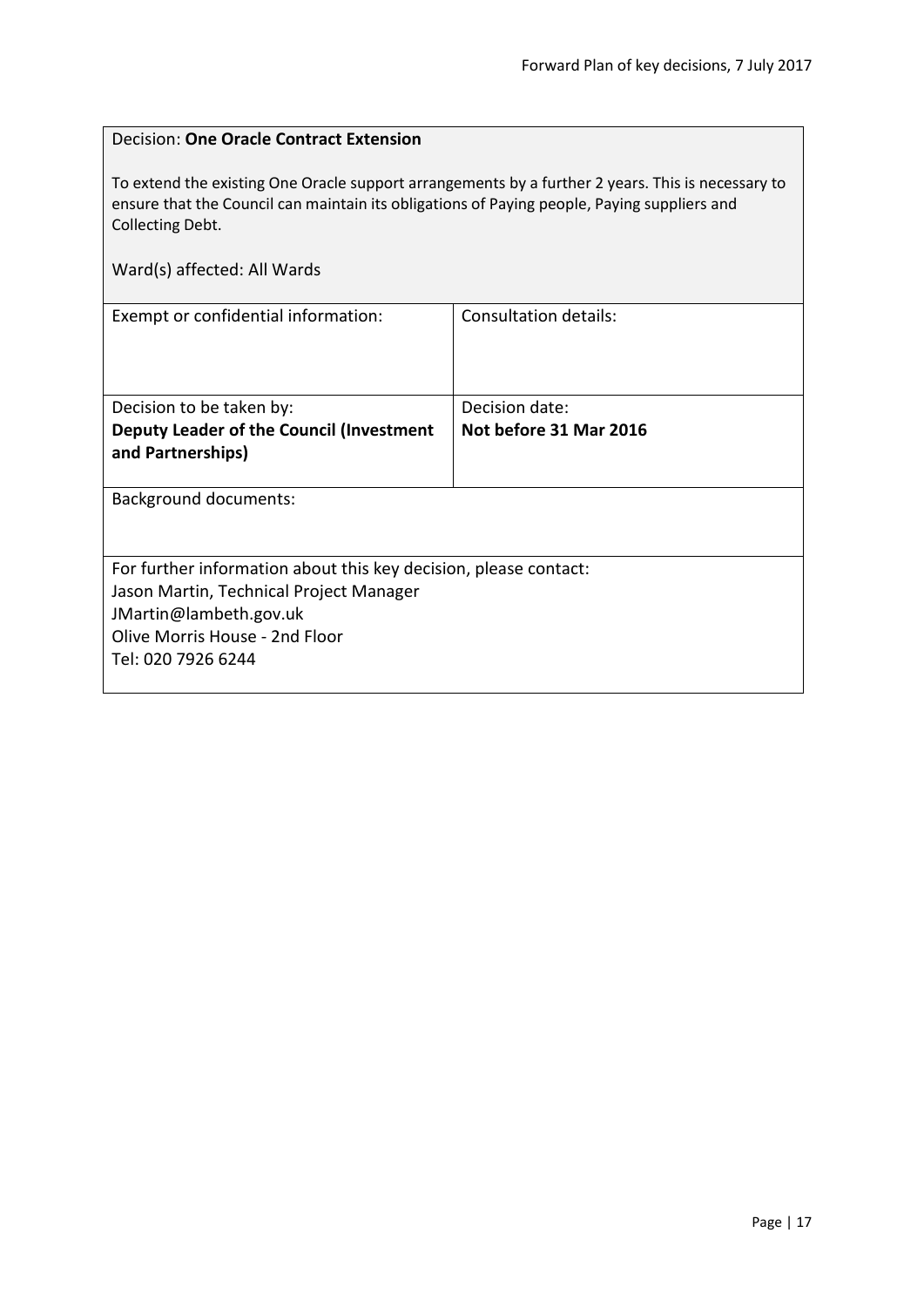Decision: **One Oracle Contract Extension**

To extend the existing One Oracle support arrangements by a further 2 years. This is necessary to ensure that the Council can maintain its obligations of Paying people, Paying suppliers and Collecting Debt.

Ward(s) affected: All Wards

| Exempt or confidential information: | Consultation details: |
| --- | --- |
| Decision to be taken by:<br>**Deputy Leader of the Council (Investment and Partnerships)** | Decision date:<br>**Not before 31 Mar 2016** |

Background documents:

For further information about this key decision, please contact:
Jason Martin, Technical Project Manager
JMartin@lambeth.gov.uk
Olive Morris House - 2nd Floor
Tel: 020 7926 6244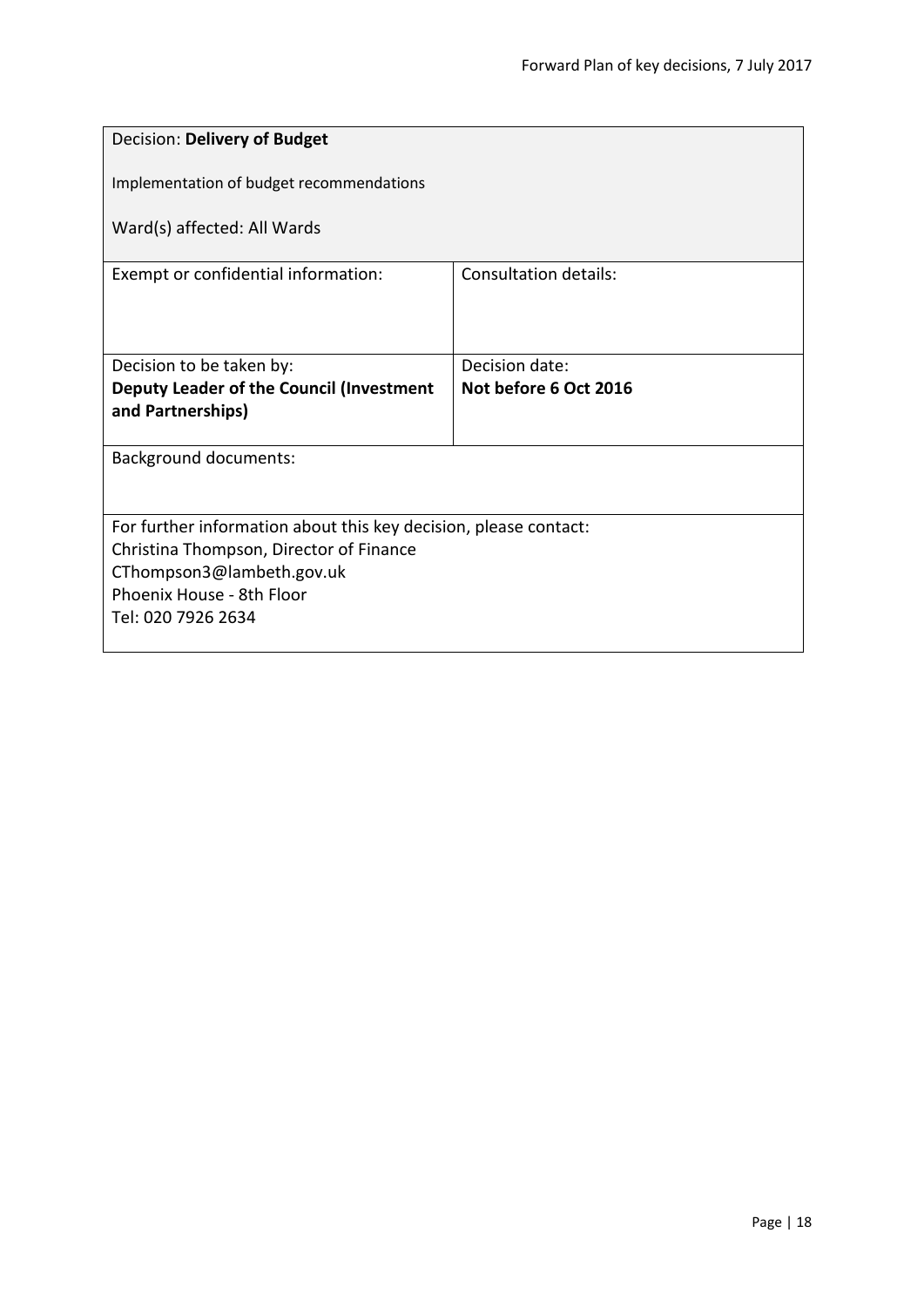Decision: **Delivery of Budget**

Implementation of budget recommendations

Ward(s) affected: All Wards

| Exempt or confidential information: | Consultation details: |
| --- | --- |
| Decision to be taken by:<br>**Deputy Leader of the Council (Investment and Partnerships)** | Decision date:<br>**Not before 6 Oct 2016** |

Background documents:

For further information about this key decision, please contact:
Christina Thompson, Director of Finance
CThompson3@lambeth.gov.uk
Phoenix House - 8th Floor
Tel: 020 7926 2634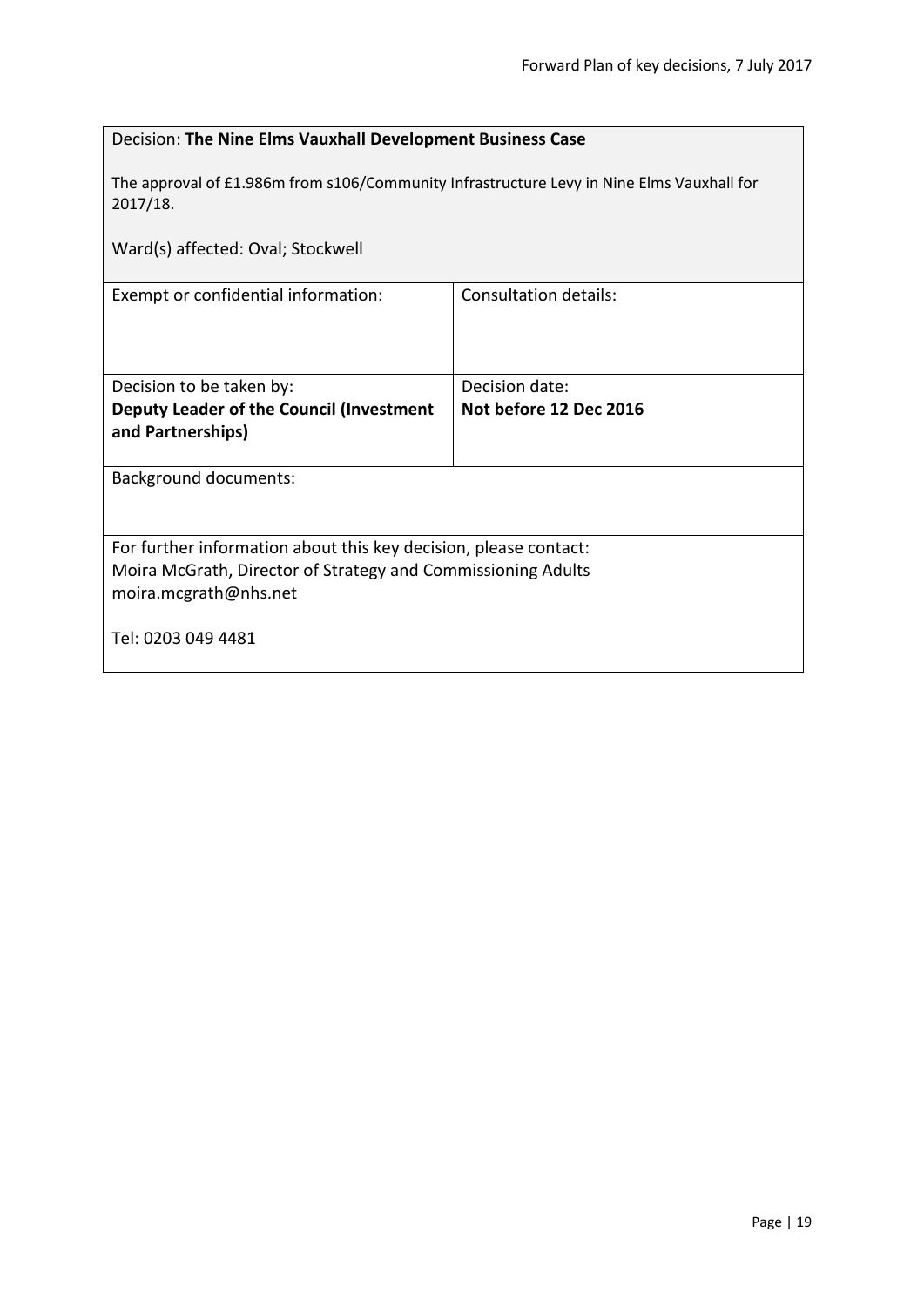Decision: **The Nine Elms Vauxhall Development Business Case**

The approval of £1.986m from s106/Community Infrastructure Levy in Nine Elms Vauxhall for 2017/18.

Ward(s) affected: Oval; Stockwell

| Exempt or confidential information: | Consultation details: |
|---|---|
| Decision to be taken by: **Deputy Leader of the Council (Investment and Partnerships)** | Decision date: **Not before 12 Dec 2016** |

Background documents:

For further information about this key decision, please contact:
Moira McGrath, Director of Strategy and Commissioning Adults
moira.mcgrath@nhs.net

Tel: 0203 049 4481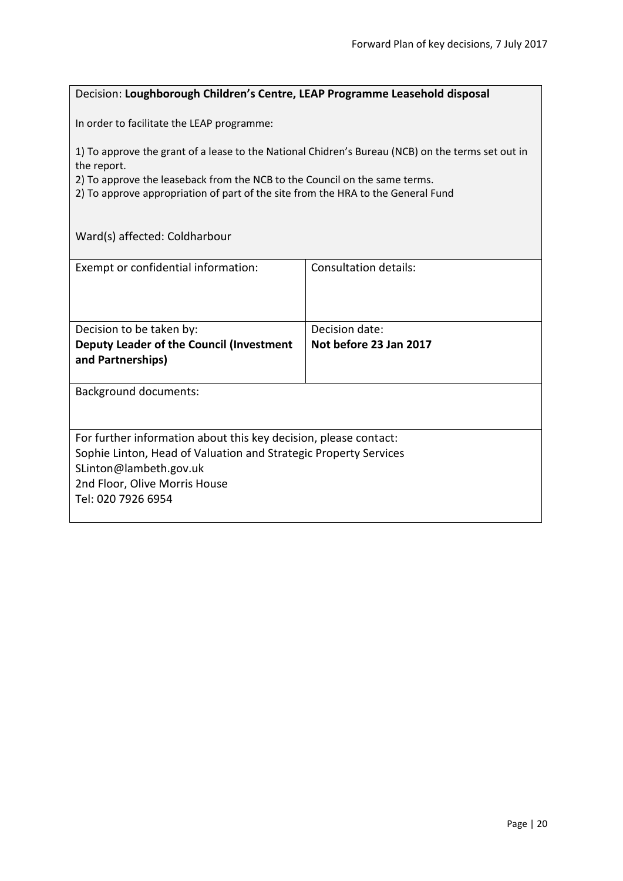Decision: **Loughborough Children's Centre, LEAP Programme Leasehold disposal**

In order to facilitate the LEAP programme:

1) To approve the grant of a lease to the National Chidren's Bureau (NCB) on the terms set out in the report.
2) To approve the leaseback from the NCB to the Council on the same terms.
2) To approve appropriation of part of the site from the HRA to the General Fund

Ward(s) affected: Coldharbour

| Exempt or confidential information: | Consultation details: |
| --- | --- |
| Decision to be taken by:<br>**Deputy Leader of the Council (Investment and Partnerships)** | Decision date:<br>**Not before 23 Jan 2017** |

Background documents:

For further information about this key decision, please contact:
Sophie Linton, Head of Valuation and Strategic Property Services
SLinton@lambeth.gov.uk
2nd Floor, Olive Morris House
Tel: 020 7926 6954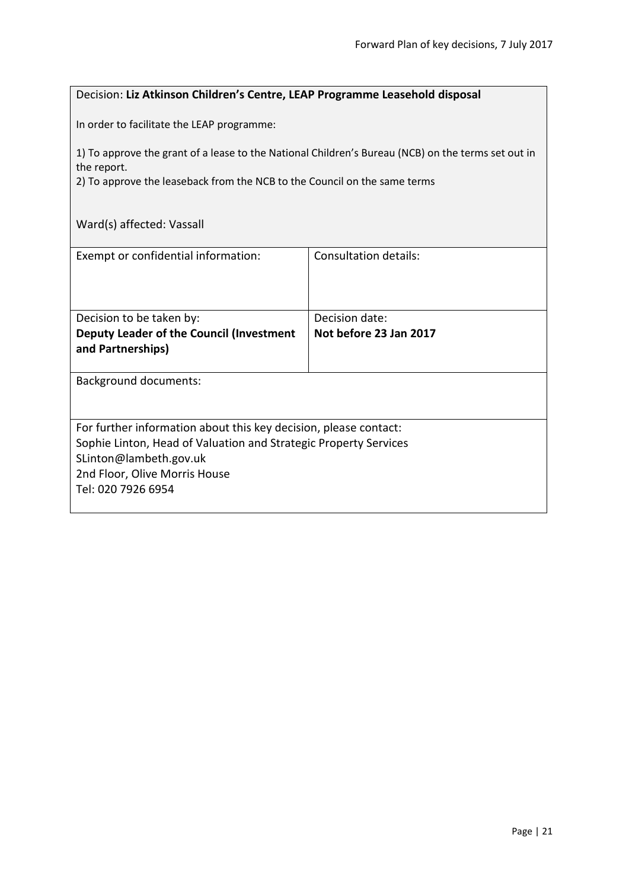Decision: **Liz Atkinson Children's Centre, LEAP Programme Leasehold disposal**

In order to facilitate the LEAP programme:

1) To approve the grant of a lease to the National Children's Bureau (NCB) on the terms set out in the report.
2) To approve the leaseback from the NCB to the Council on the same terms

Ward(s) affected: Vassall

| Exempt or confidential information: | Consultation details: |
| --- | --- |
| Decision to be taken by:<br>**Deputy Leader of the Council (Investment and Partnerships)** | Decision date:<br>**Not before 23 Jan 2017** |

Background documents:

For further information about this key decision, please contact:
Sophie Linton, Head of Valuation and Strategic Property Services
SLinton@lambeth.gov.uk
2nd Floor, Olive Morris House
Tel: 020 7926 6954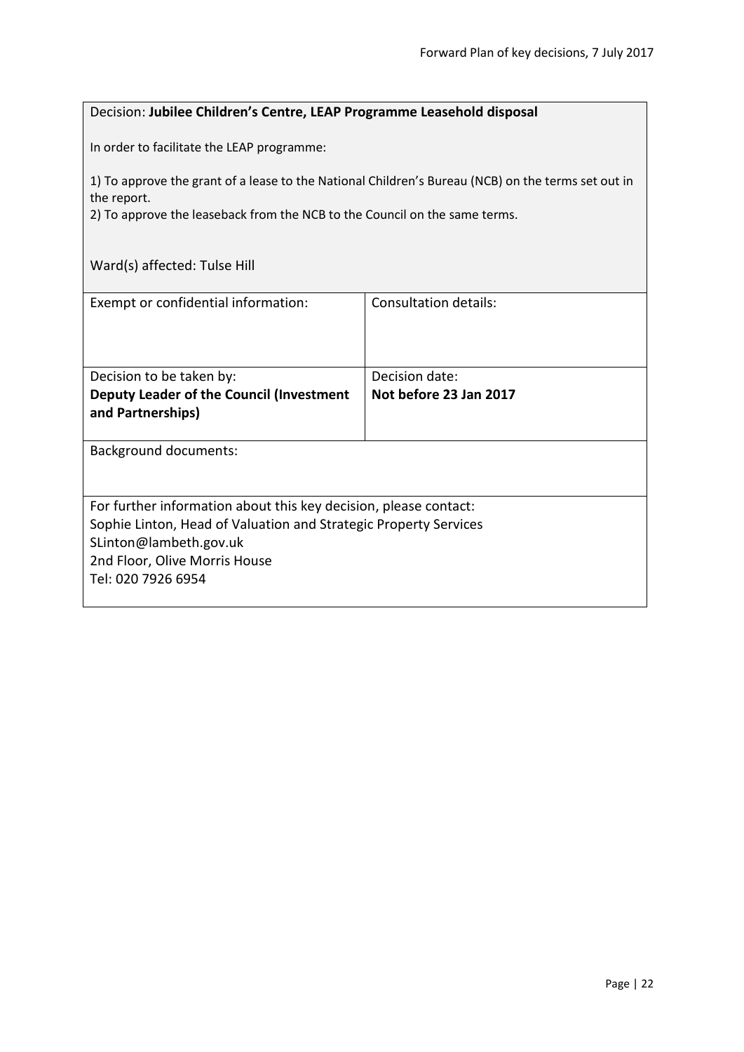Decision: **Jubilee Children's Centre, LEAP Programme Leasehold disposal**

In order to facilitate the LEAP programme:

1) To approve the grant of a lease to the National Children's Bureau (NCB) on the terms set out in the report.
2) To approve the leaseback from the NCB to the Council on the same terms.

Ward(s) affected: Tulse Hill

| Exempt or confidential information: | Consultation details: |
|---|---|
| Decision to be taken by:<br>**Deputy Leader of the Council (Investment and Partnerships)** | Decision date:<br>**Not before 23 Jan 2017** |

Background documents:

For further information about this key decision, please contact:
Sophie Linton, Head of Valuation and Strategic Property Services
SLinton@lambeth.gov.uk
2nd Floor, Olive Morris House
Tel: 020 7926 6954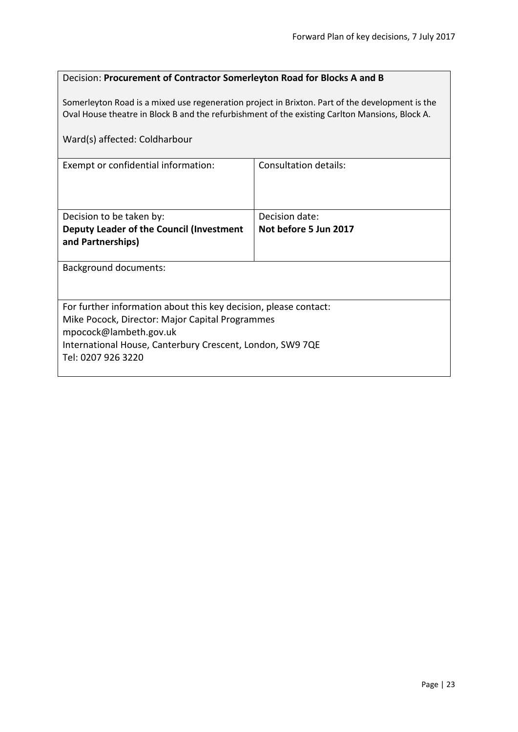Decision: **Procurement of Contractor Somerleyton Road for Blocks A and B**

Somerleyton Road is a mixed use regeneration project in Brixton. Part of the development is the Oval House theatre in Block B and the refurbishment of the existing Carlton Mansions, Block A.

Ward(s) affected: Coldharbour

| Exempt or confidential information: | Consultation details: |
| --- | --- |
| Decision to be taken by:<br>**Deputy Leader of the Council (Investment and Partnerships)** | Decision date:<br>**Not before 5 Jun 2017** |

Background documents:

For further information about this key decision, please contact:
Mike Pocock, Director: Major Capital Programmes
mpocock@lambeth.gov.uk
International House, Canterbury Crescent, London, SW9 7QE
Tel: 0207 926 3220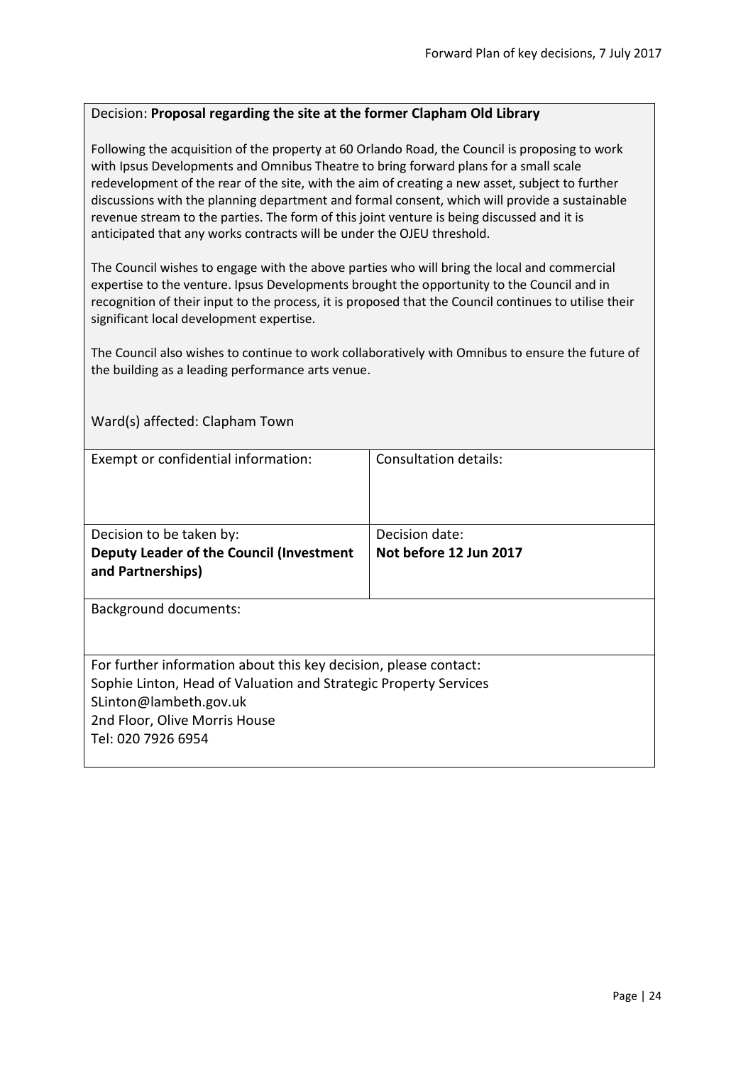Decision: **Proposal regarding the site at the former Clapham Old Library**

Following the acquisition of the property at 60 Orlando Road, the Council is proposing to work with Ipsus Developments and Omnibus Theatre to bring forward plans for a small scale redevelopment of the rear of the site, with the aim of creating a new asset, subject to further discussions with the planning department and formal consent, which will provide a sustainable revenue stream to the parties. The form of this joint venture is being discussed and it is anticipated that any works contracts will be under the OJEU threshold.

The Council wishes to engage with the above parties who will bring the local and commercial expertise to the venture. Ipsus Developments brought the opportunity to the Council and in recognition of their input to the process, it is proposed that the Council continues to utilise their significant local development expertise.

The Council also wishes to continue to work collaboratively with Omnibus to ensure the future of the building as a leading performance arts venue.

Ward(s) affected: Clapham Town

| Exempt or confidential information: | Consultation details: |
|---|---|
| Decision to be taken by:<br>**Deputy Leader of the Council (Investment and Partnerships)** | Decision date:<br>**Not before 12 Jun 2017** |

Background documents:

For further information about this key decision, please contact:
Sophie Linton, Head of Valuation and Strategic Property Services
SLinton@lambeth.gov.uk
2nd Floor, Olive Morris House
Tel: 020 7926 6954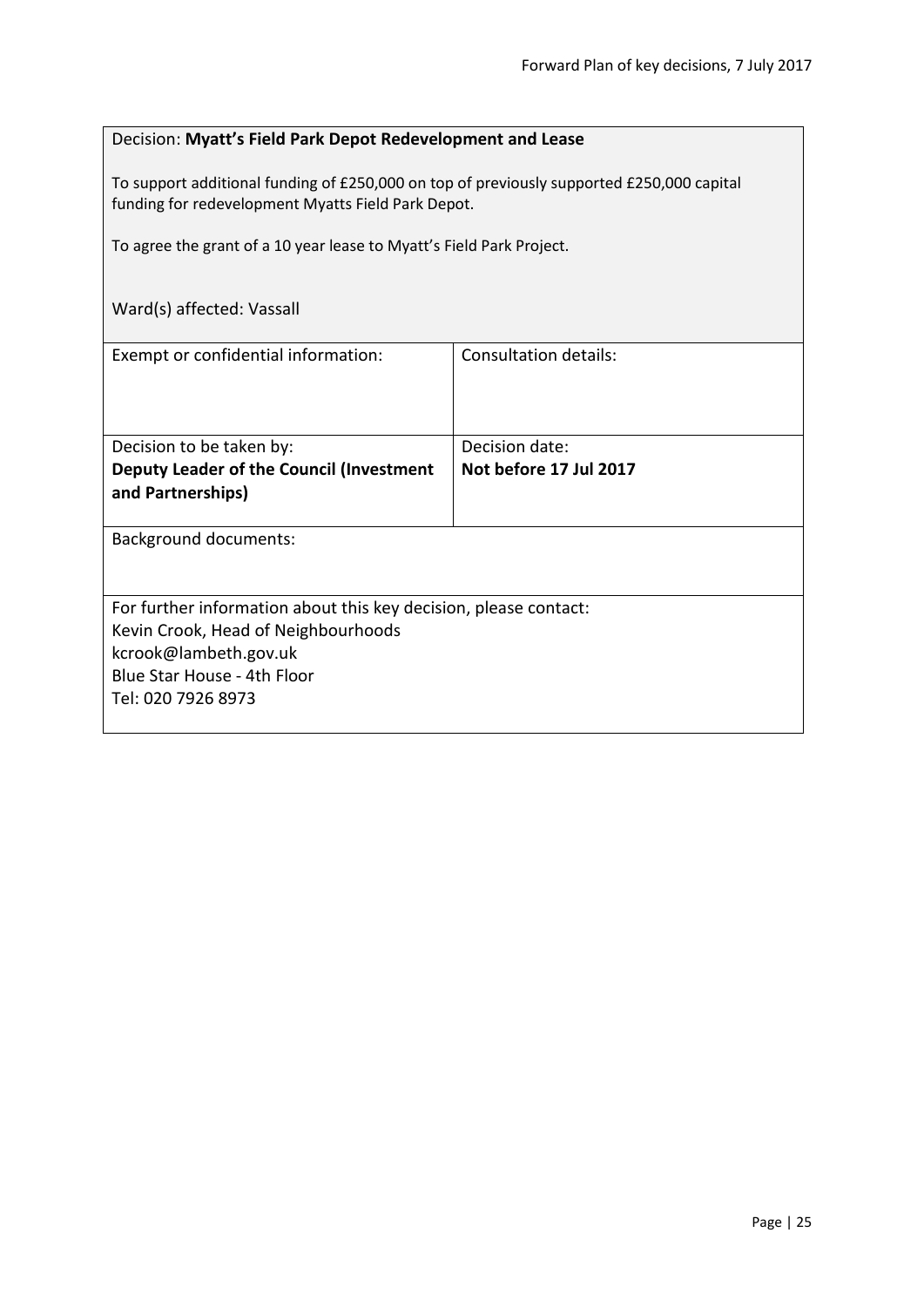Decision: **Myatt's Field Park Depot Redevelopment and Lease**

To support additional funding of £250,000 on top of previously supported £250,000 capital funding for redevelopment Myatts Field Park Depot.

To agree the grant of a 10 year lease to Myatt's Field Park Project.

Ward(s) affected: Vassall

| Exempt or confidential information: | Consultation details: |
| --- | --- |
| Decision to be taken by:<br>**Deputy Leader of the Council (Investment and Partnerships)** | Decision date:<br>**Not before 17 Jul 2017** |

Background documents:

For further information about this key decision, please contact:
Kevin Crook, Head of Neighbourhoods
kcrook@lambeth.gov.uk
Blue Star House - 4th Floor
Tel: 020 7926 8973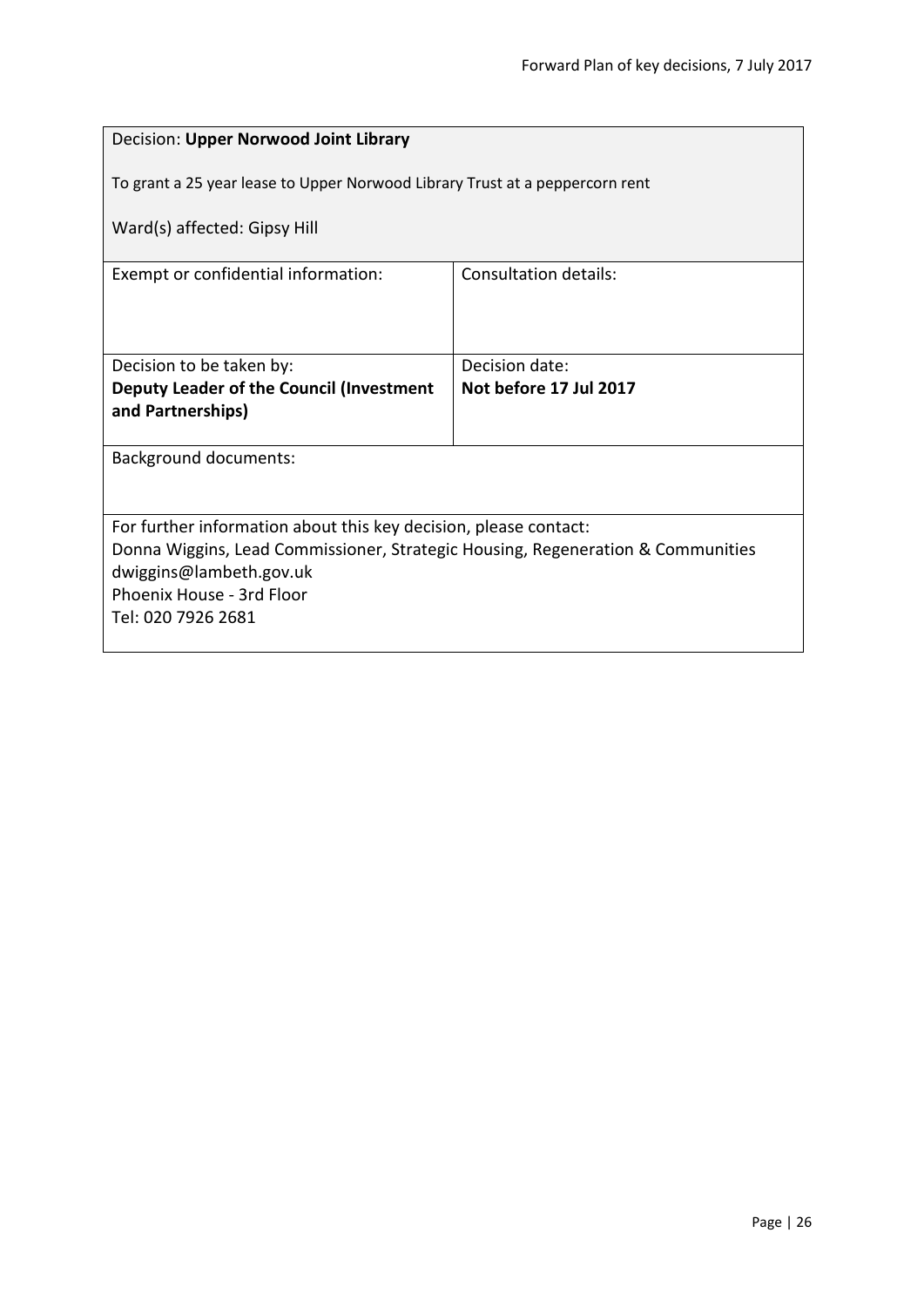Decision: **Upper Norwood Joint Library**

To grant a 25 year lease to Upper Norwood Library Trust at a peppercorn rent

Ward(s) affected: Gipsy Hill

| Exempt or confidential information: | Consultation details: |
| --- | --- |
| Decision to be taken by:<br>**Deputy Leader of the Council (Investment and Partnerships)** | Decision date:<br>**Not before 17 Jul 2017** |

Background documents:

For further information about this key decision, please contact:
Donna Wiggins, Lead Commissioner, Strategic Housing, Regeneration & Communities
dwiggins@lambeth.gov.uk
Phoenix House - 3rd Floor
Tel: 020 7926 2681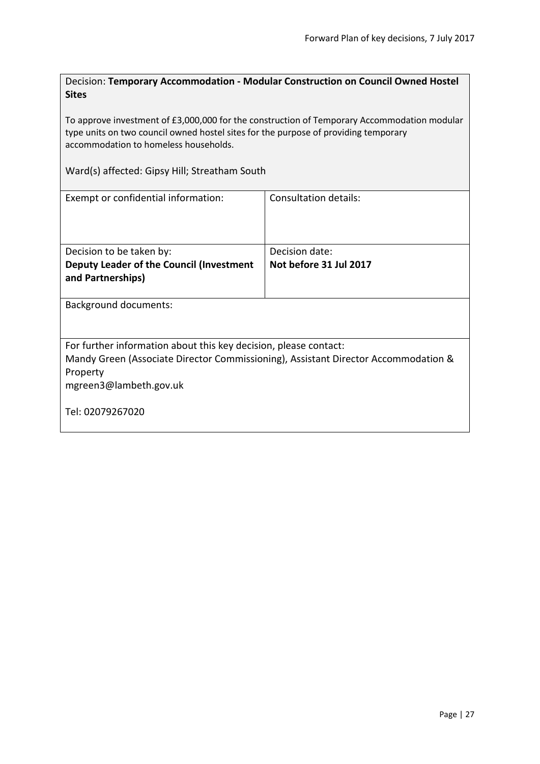Decision: **Temporary Accommodation - Modular Construction on Council Owned Hostel Sites**

To approve investment of £3,000,000 for the construction of Temporary Accommodation modular type units on two council owned hostel sites for the purpose of providing temporary accommodation to homeless households.

Ward(s) affected: Gipsy Hill; Streatham South

| Exempt or confidential information: | Consultation details: |
|---|---|
| Decision to be taken by:<br>**Deputy Leader of the Council (Investment and Partnerships)** | Decision date:<br>**Not before 31 Jul 2017** |

Background documents:

For further information about this key decision, please contact:
Mandy Green (Associate Director Commissioning), Assistant Director Accommodation & Property
mgreen3@lambeth.gov.uk

Tel: 02079267020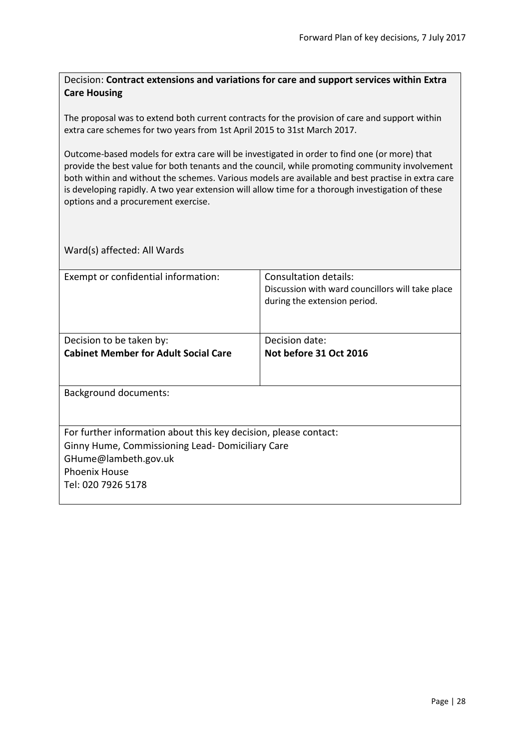Decision: **Contract extensions and variations for care and support services within Extra Care Housing**

The proposal was to extend both current contracts for the provision of care and support within extra care schemes for two years from 1st April 2015 to 31st March 2017.

Outcome-based models for extra care will be investigated in order to find one (or more) that provide the best value for both tenants and the council, while promoting community involvement both within and without the schemes. Various models are available and best practise in extra care is developing rapidly. A two year extension will allow time for a thorough investigation of these options and a procurement exercise.

Ward(s) affected: All Wards

| Exempt or confidential information: | Consultation details: Discussion with ward councillors will take place during the extension period. |
|---|---|
| Decision to be taken by: **Cabinet Member for Adult Social Care** | Decision date: **Not before 31 Oct 2016** |

Background documents:

For further information about this key decision, please contact:
Ginny Hume, Commissioning Lead- Domiciliary Care
GHume@lambeth.gov.uk
Phoenix House
Tel: 020 7926 5178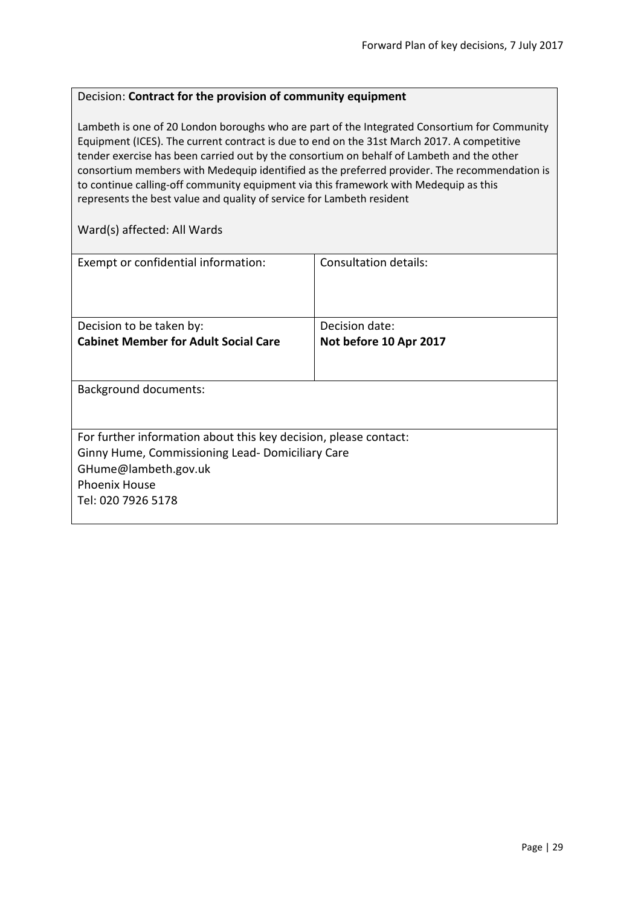Decision: **Contract for the provision of community equipment**

Lambeth is one of 20 London boroughs who are part of the Integrated Consortium for Community Equipment (ICES). The current contract is due to end on the 31st March 2017. A competitive tender exercise has been carried out by the consortium on behalf of Lambeth and the other consortium members with Medequip identified as the preferred provider. The recommendation is to continue calling-off community equipment via this framework with Medequip as this represents the best value and quality of service for Lambeth resident

Ward(s) affected: All Wards

| Exempt or confidential information: | Consultation details: |
|---|---|
| Decision to be taken by:<br>**Cabinet Member for Adult Social Care** | Decision date:<br>**Not before 10 Apr 2017** |

Background documents:

For further information about this key decision, please contact:
Ginny Hume, Commissioning Lead- Domiciliary Care
GHume@lambeth.gov.uk
Phoenix House
Tel: 020 7926 5178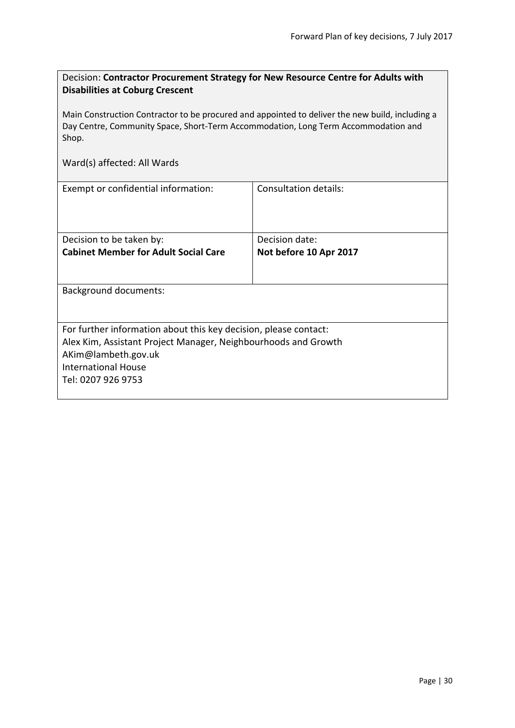Decision: **Contractor Procurement Strategy for New Resource Centre for Adults with Disabilities at Coburg Crescent**

Main Construction Contractor to be procured and appointed to deliver the new build, including a Day Centre, Community Space, Short-Term Accommodation, Long Term Accommodation and Shop.

Ward(s) affected: All Wards

| Exempt or confidential information: | Consultation details: |
| --- | --- |
| Decision to be taken by:<br>**Cabinet Member for Adult Social Care** | Decision date:<br>**Not before 10 Apr 2017** |

Background documents:

For further information about this key decision, please contact:
Alex Kim, Assistant Project Manager, Neighbourhoods and Growth
AKim@lambeth.gov.uk
International House
Tel: 0207 926 9753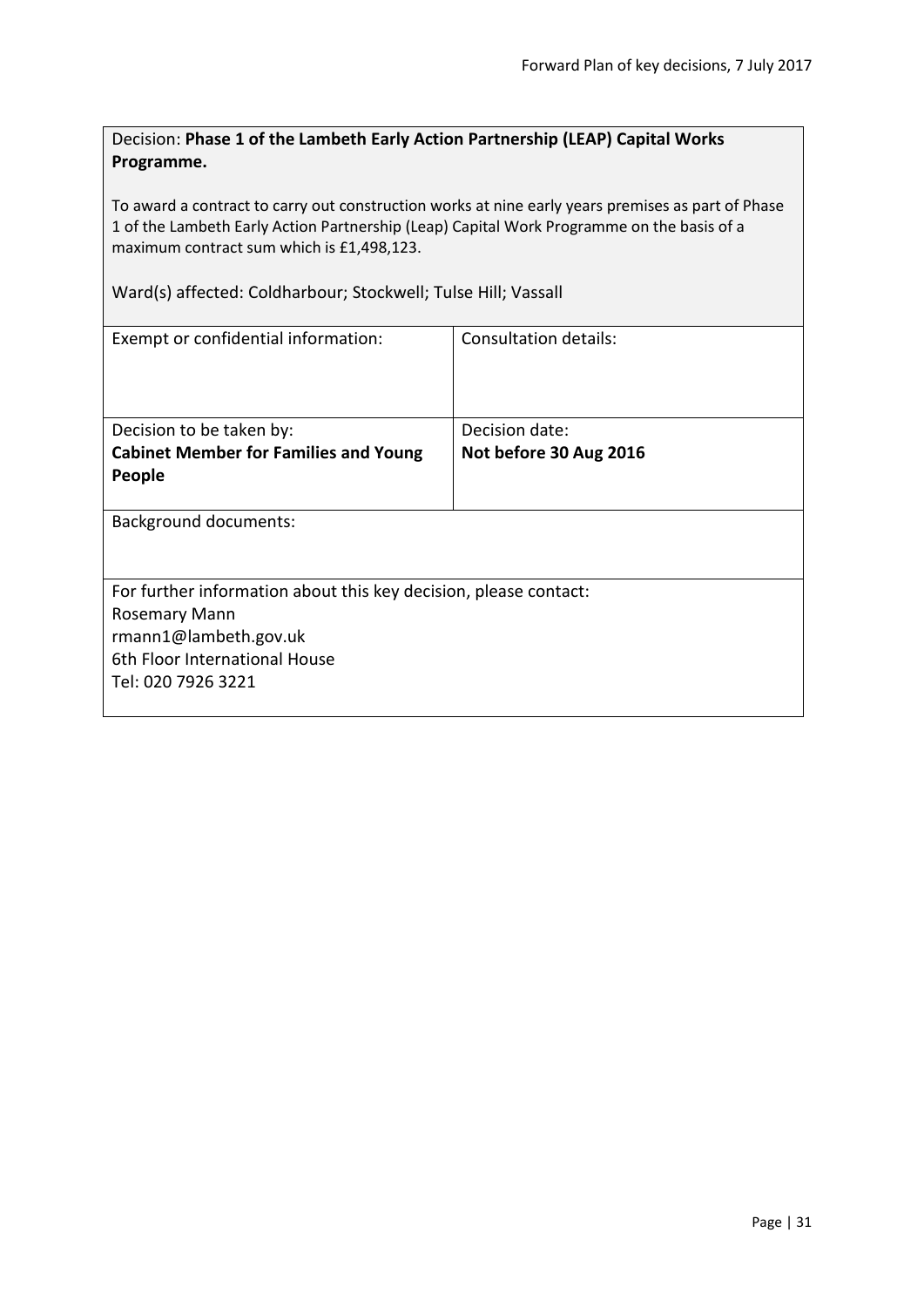Decision: **Phase 1 of the Lambeth Early Action Partnership (LEAP) Capital Works Programme.**

To award a contract to carry out construction works at nine early years premises as part of Phase 1 of the Lambeth Early Action Partnership (Leap) Capital Work Programme on the basis of a maximum contract sum which is £1,498,123.

Ward(s) affected: Coldharbour; Stockwell; Tulse Hill; Vassall

| Exempt or confidential information: | Consultation details: |
| --- | --- |
| Decision to be taken by:<br>**Cabinet Member for Families and Young People** | Decision date:<br>**Not before 30 Aug 2016** |

Background documents:

For further information about this key decision, please contact:
Rosemary Mann
rmann1@lambeth.gov.uk
6th Floor International House
Tel: 020 7926 3221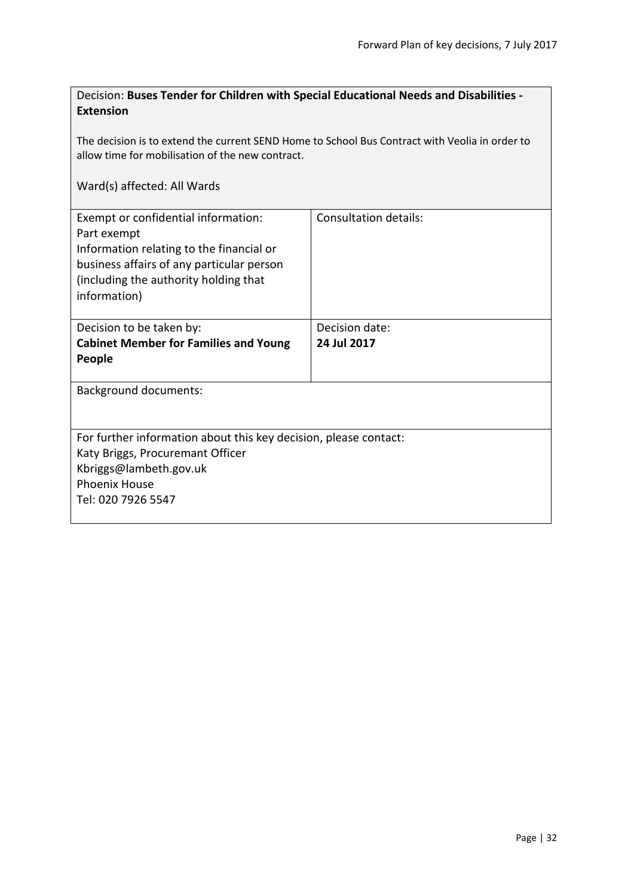Decision: **Buses Tender for Children with Special Educational Needs and Disabilities - Extension**

The decision is to extend the current SEND Home to School Bus Contract with Veolia in order to allow time for mobilisation of the new contract.

Ward(s) affected: All Wards

| Exempt or confidential information:<br>Part exempt<br>Information relating to the financial or business affairs of any particular person (including the authority holding that information) | Consultation details: |
|---|---|
| Decision to be taken by:<br>**Cabinet Member for Families and Young People** | Decision date:<br>**24 Jul 2017** |

Background documents:

For further information about this key decision, please contact:
Katy Briggs, Procuremant Officer
Kbriggs@lambeth.gov.uk
Phoenix House
Tel: 020 7926 5547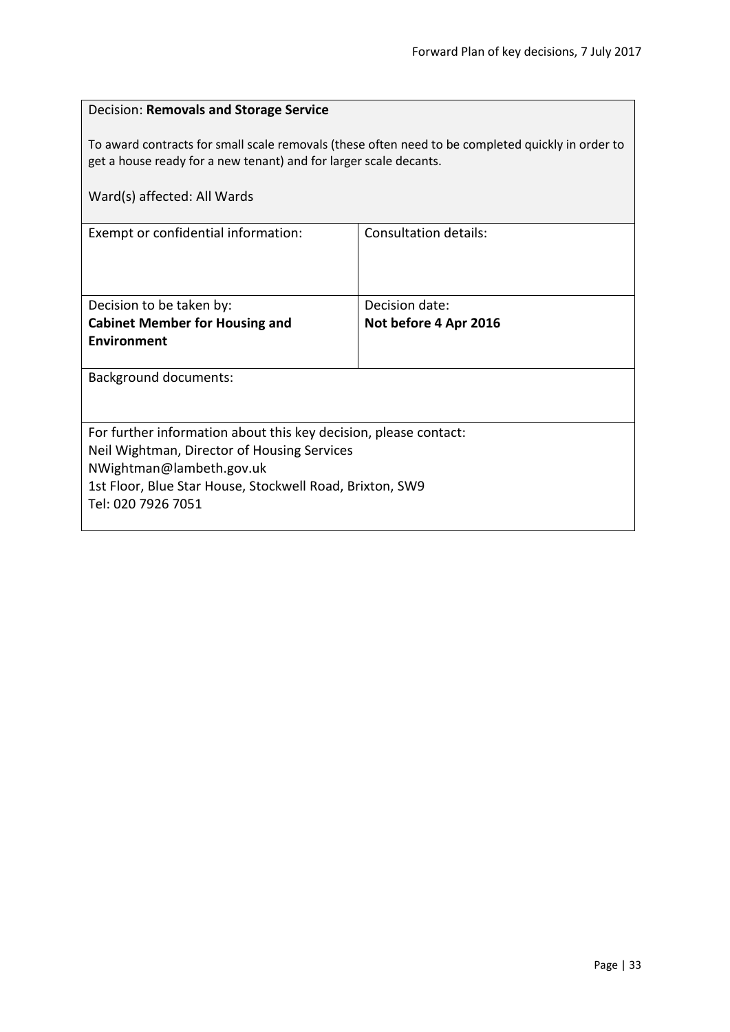Decision: **Removals and Storage Service**

To award contracts for small scale removals (these often need to be completed quickly in order to get a house ready for a new tenant) and for larger scale decants.

Ward(s) affected: All Wards

| Exempt or confidential information: | Consultation details: |
| --- | --- |
| Decision to be taken by:<br>**Cabinet Member for Housing and Environment** | Decision date:<br>**Not before 4 Apr 2016** |

Background documents:

For further information about this key decision, please contact:
Neil Wightman, Director of Housing Services
NWightman@lambeth.gov.uk
1st Floor, Blue Star House, Stockwell Road, Brixton, SW9
Tel: 020 7926 7051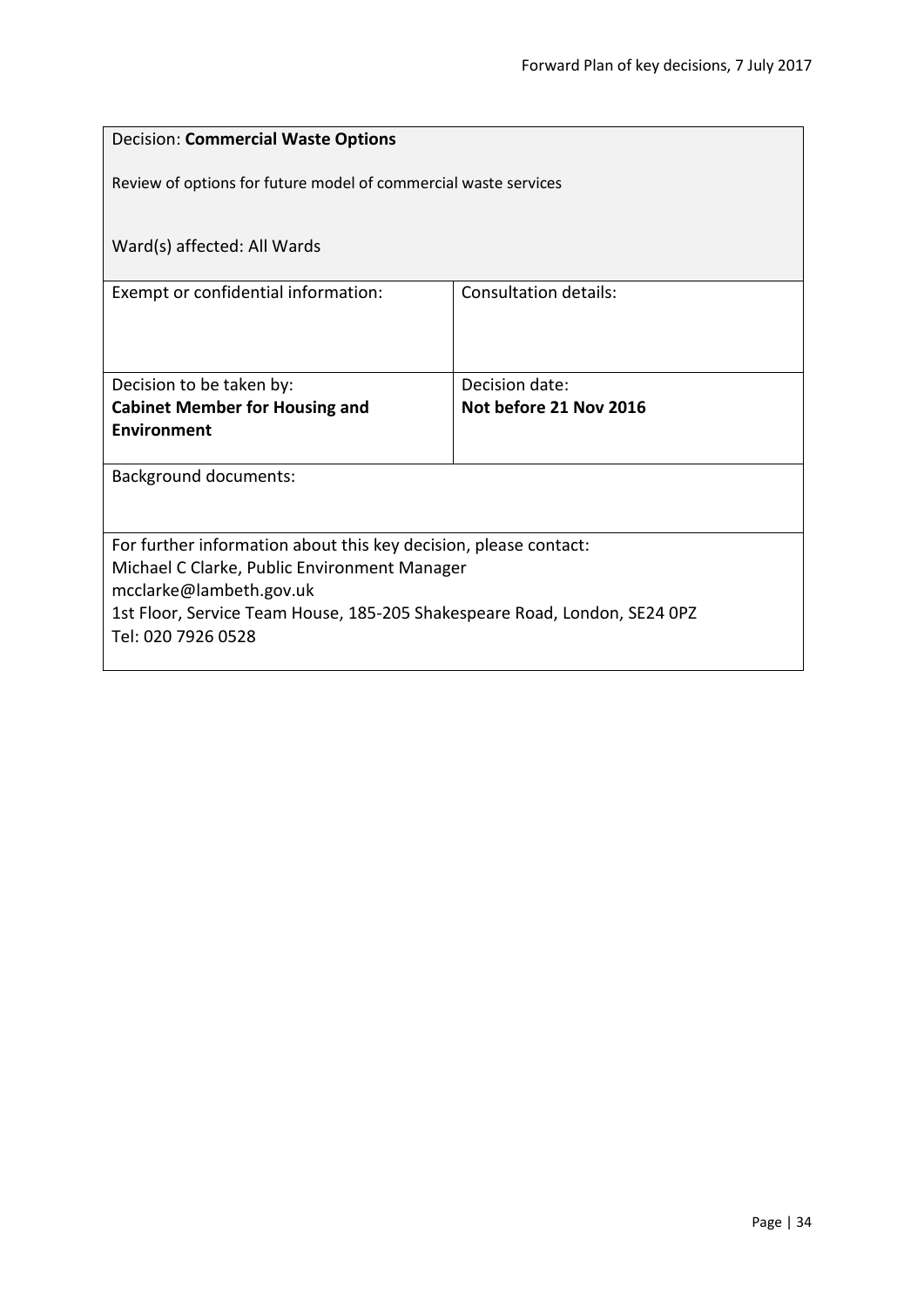Decision: **Commercial Waste Options**

Review of options for future model of commercial waste services

Ward(s) affected: All Wards

| Exempt or confidential information: | Consultation details: |
| --- | --- |
| Decision to be taken by:<br>**Cabinet Member for Housing and Environment** | Decision date:<br>**Not before 21 Nov 2016** |

Background documents:

For further information about this key decision, please contact:
Michael C Clarke, Public Environment Manager
mcclarke@lambeth.gov.uk
1st Floor, Service Team House, 185-205 Shakespeare Road, London, SE24 0PZ
Tel: 020 7926 0528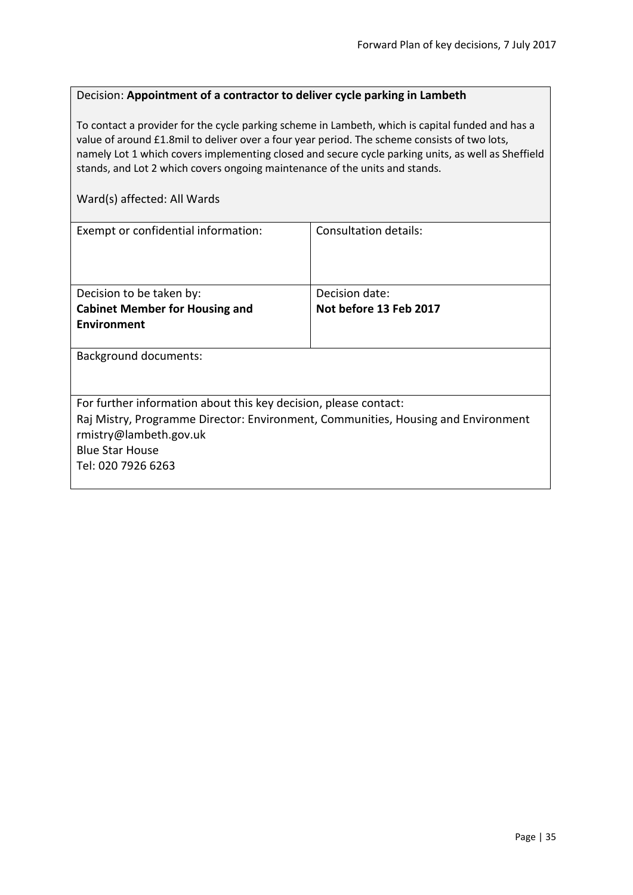Decision: **Appointment of a contractor to deliver cycle parking in Lambeth**

To contact a provider for the cycle parking scheme in Lambeth, which is capital funded and has a value of around £1.8mil to deliver over a four year period. The scheme consists of two lots, namely Lot 1 which covers implementing closed and secure cycle parking units, as well as Sheffield stands, and Lot 2 which covers ongoing maintenance of the units and stands.

Ward(s) affected: All Wards

| Exempt or confidential information: | Consultation details: |
| --- | --- |
| Decision to be taken by:<br>**Cabinet Member for Housing and Environment** | Decision date:<br>**Not before 13 Feb 2017** |

Background documents:

For further information about this key decision, please contact:
Raj Mistry, Programme Director: Environment, Communities, Housing and Environment
rmistry@lambeth.gov.uk
Blue Star House
Tel: 020 7926 6263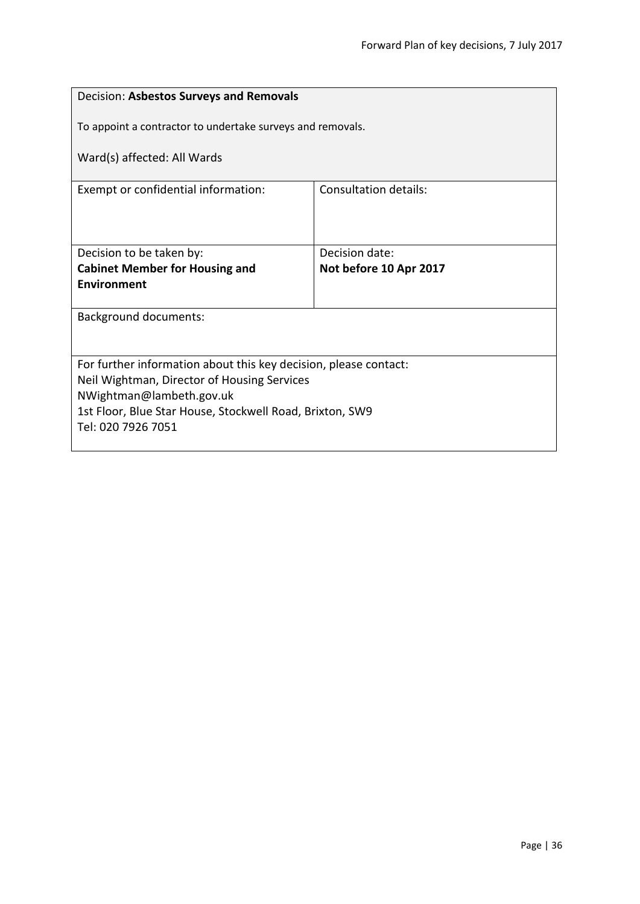Decision: **Asbestos Surveys and Removals**

To appoint a contractor to undertake surveys and removals.

Ward(s) affected: All Wards

| Exempt or confidential information: | Consultation details: |
|---|---|
| Decision to be taken by:<br>**Cabinet Member for Housing and Environment** | Decision date:<br>**Not before 10 Apr 2017** |

Background documents:

For further information about this key decision, please contact:
Neil Wightman, Director of Housing Services
NWightman@lambeth.gov.uk
1st Floor, Blue Star House, Stockwell Road, Brixton, SW9
Tel: 020 7926 7051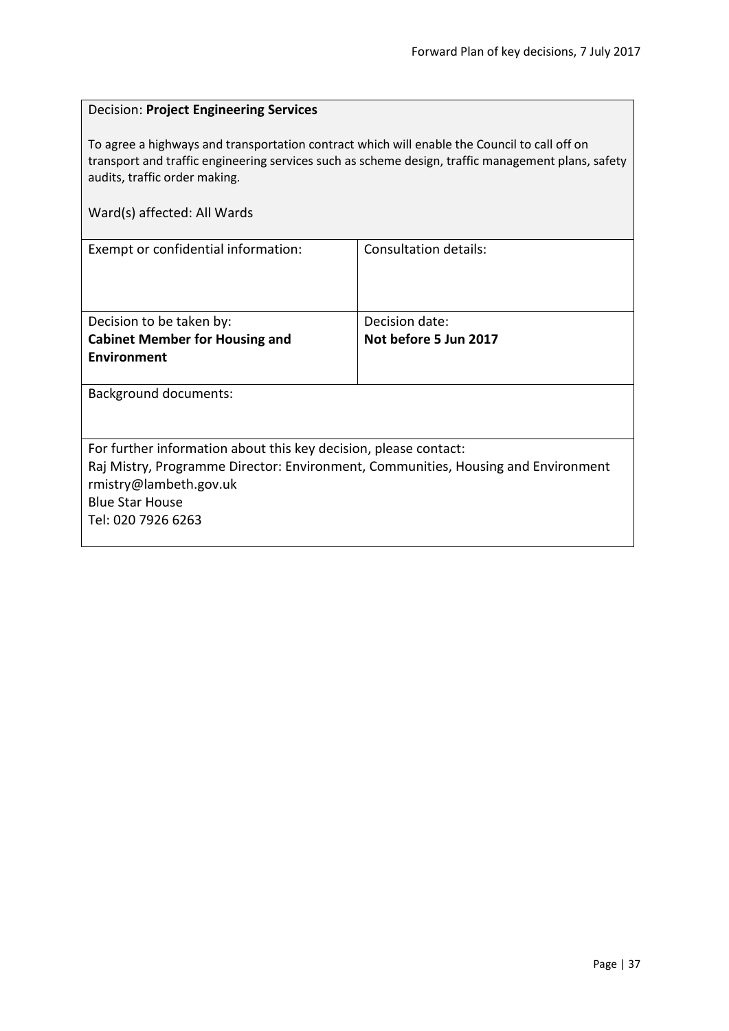Decision: **Project Engineering Services**

To agree a highways and transportation contract which will enable the Council to call off on transport and traffic engineering services such as scheme design, traffic management plans, safety audits, traffic order making.

Ward(s) affected: All Wards

| Exempt or confidential information: | Consultation details: |
| --- | --- |
| Decision to be taken by: **Cabinet Member for Housing and Environment** | Decision date: **Not before 5 Jun 2017** |

Background documents:

For further information about this key decision, please contact:
Raj Mistry, Programme Director: Environment, Communities, Housing and Environment
rmistry@lambeth.gov.uk
Blue Star House
Tel: 020 7926 6263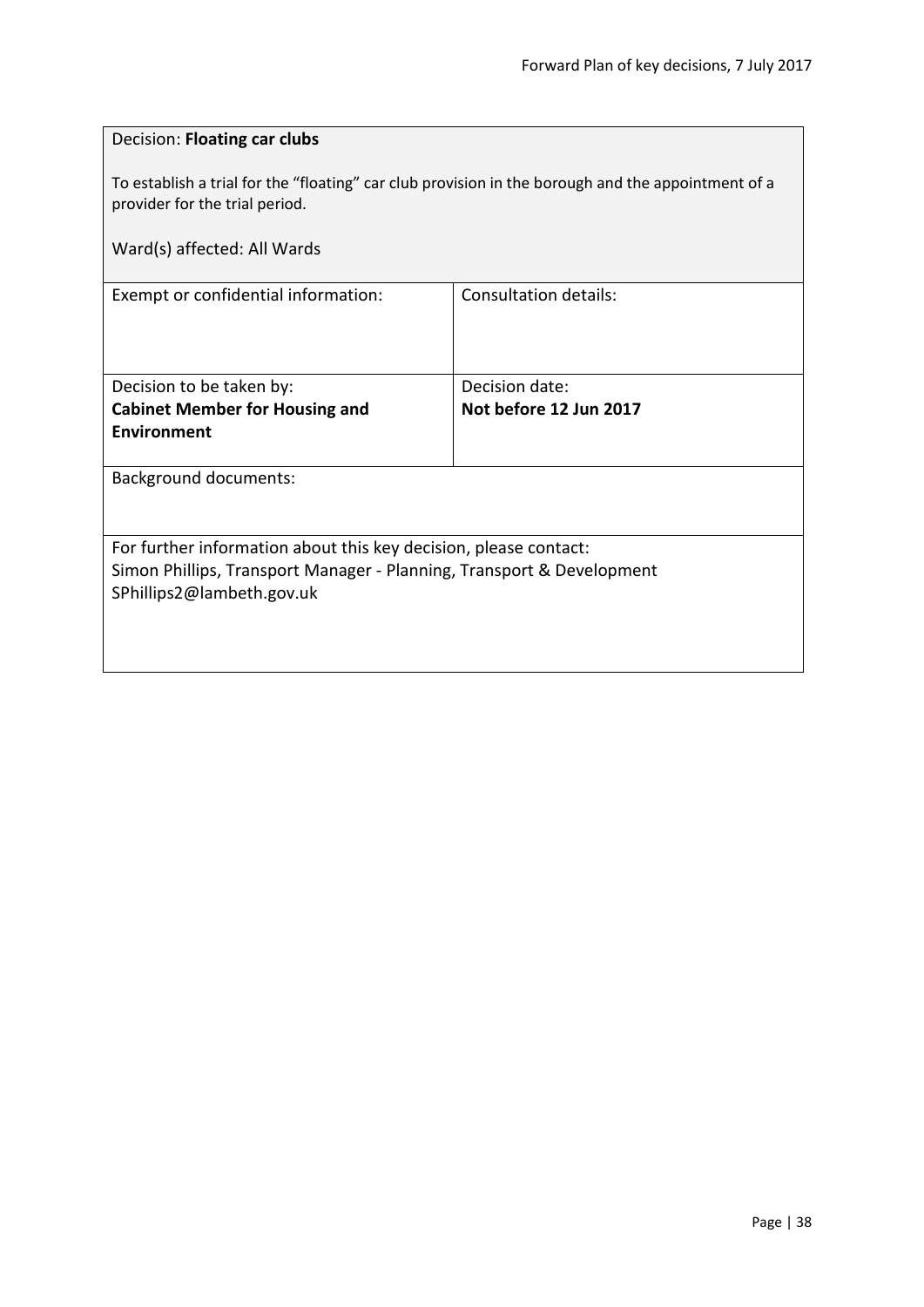Decision: **Floating car clubs**

To establish a trial for the "floating" car club provision in the borough and the appointment of a provider for the trial period.

Ward(s) affected: All Wards

| Exempt or confidential information: | Consultation details: |
| --- | --- |
| Decision to be taken by:<br>**Cabinet Member for Housing and Environment** | Decision date:<br>**Not before 12 Jun 2017** |

Background documents:

For further information about this key decision, please contact:
Simon Phillips, Transport Manager - Planning, Transport & Development
SPhillips2@lambeth.gov.uk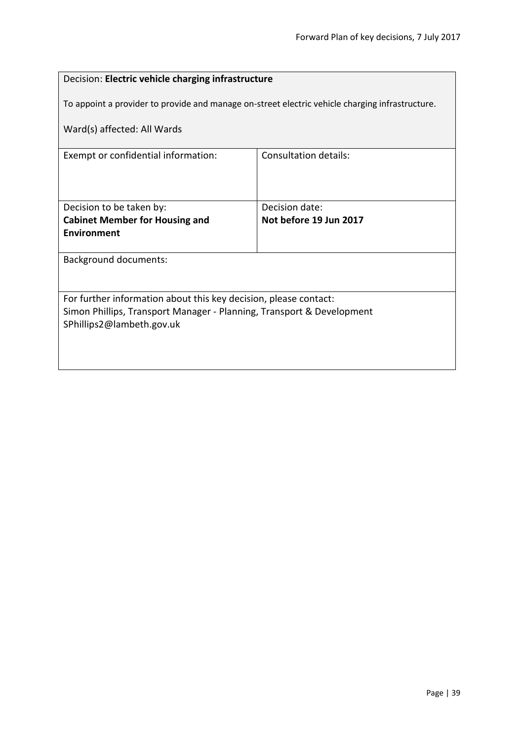Decision: **Electric vehicle charging infrastructure**

To appoint a provider to provide and manage on-street electric vehicle charging infrastructure.

Ward(s) affected: All Wards

| Exempt or confidential information: | Consultation details: |
|---|---|
| Decision to be taken by:<br>**Cabinet Member for Housing and Environment** | Decision date:<br>**Not before 19 Jun 2017** |

Background documents:

For further information about this key decision, please contact:
Simon Phillips, Transport Manager - Planning, Transport & Development
SPhillips2@lambeth.gov.uk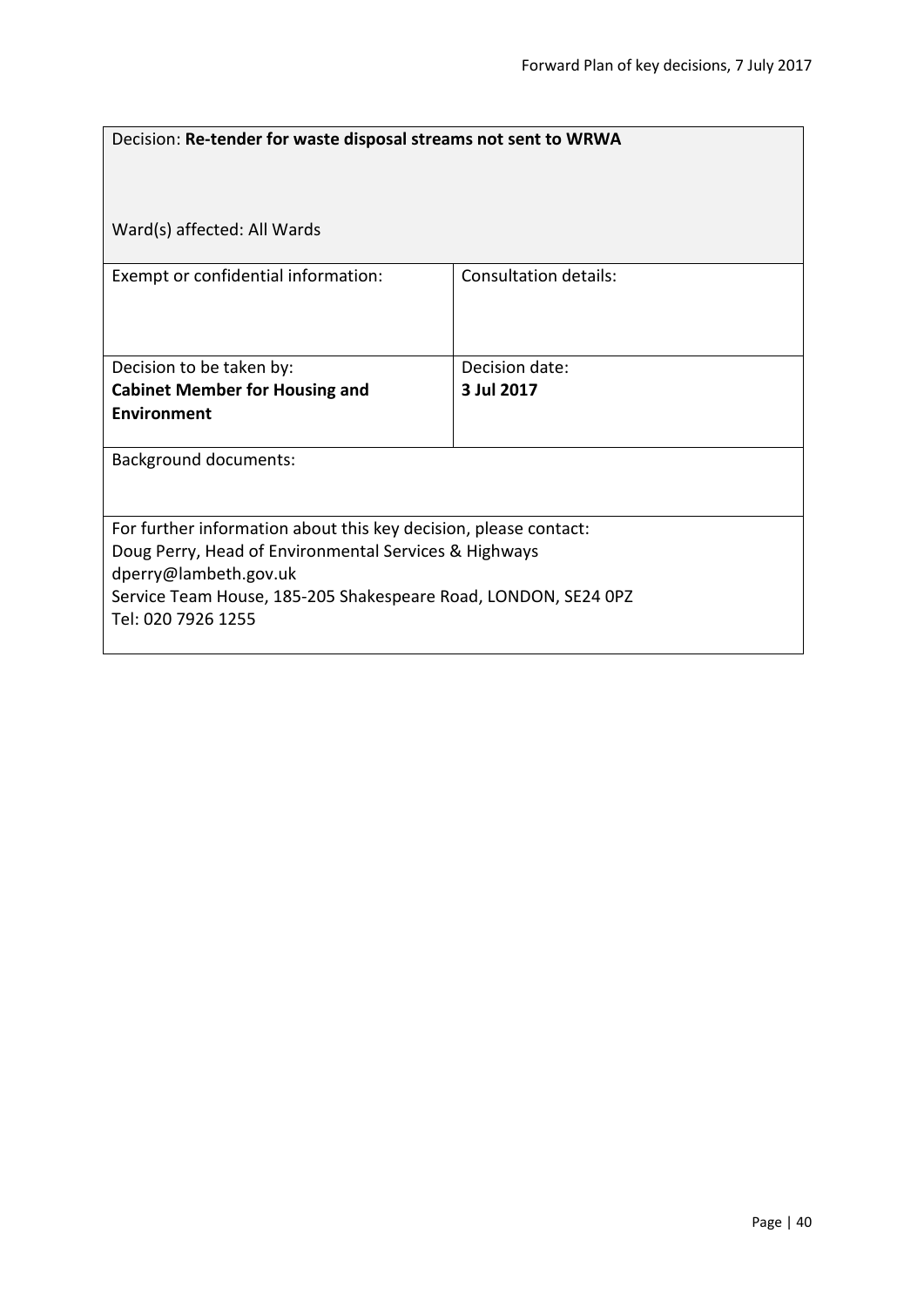Decision: **Re-tender for waste disposal streams not sent to WRWA**

Ward(s) affected: All Wards

| Exempt or confidential information: | Consultation details: |
| --- | --- |
| Decision to be taken by:<br>**Cabinet Member for Housing and Environment** | Decision date:<br>**3 Jul 2017** |

Background documents:

For further information about this key decision, please contact:
Doug Perry, Head of Environmental Services & Highways
dperry@lambeth.gov.uk
Service Team House, 185-205 Shakespeare Road, LONDON, SE24 0PZ
Tel: 020 7926 1255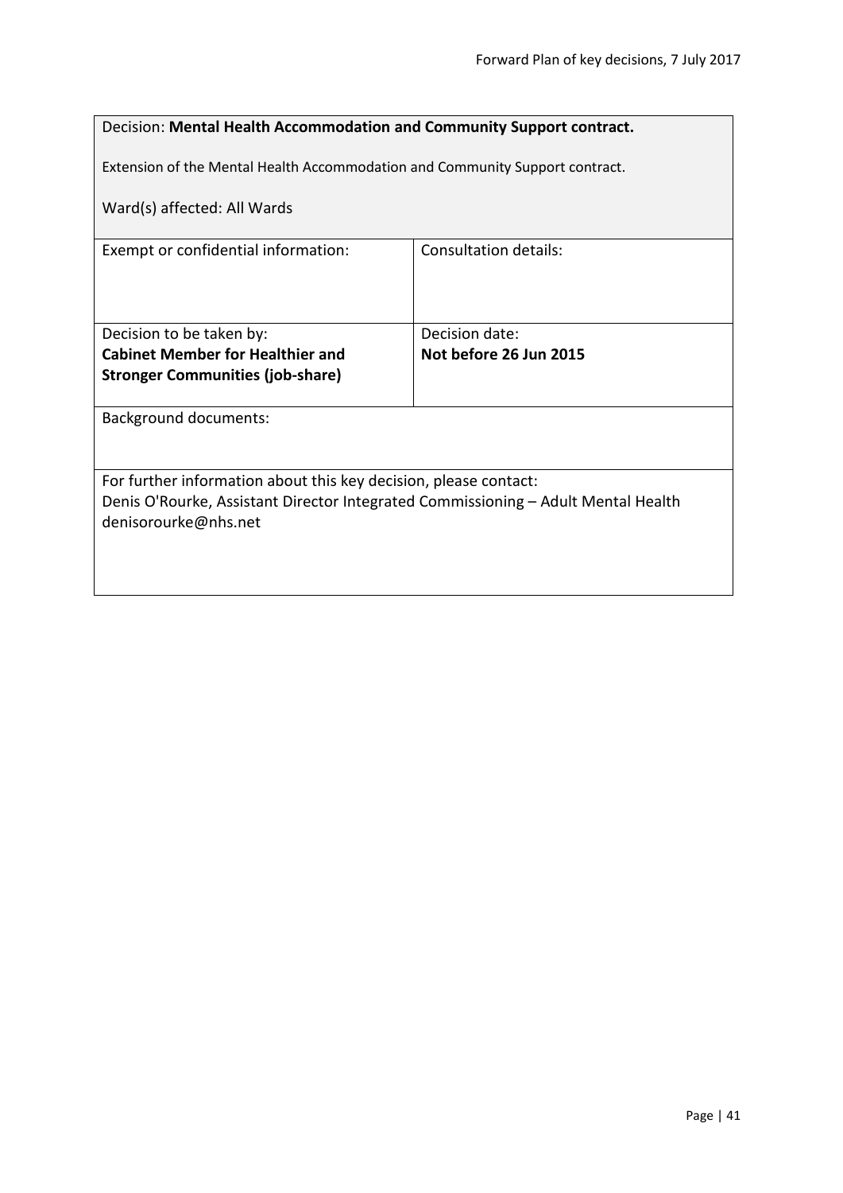Decision: **Mental Health Accommodation and Community Support contract.**

Extension of the Mental Health Accommodation and Community Support contract.

Ward(s) affected: All Wards

| Exempt or confidential information: | Consultation details: |
|---|---|
| Decision to be taken by: **Cabinet Member for Healthier and Stronger Communities (job-share)** | Decision date: **Not before 26 Jun 2015** |

Background documents:

For further information about this key decision, please contact:
Denis O'Rourke, Assistant Director Integrated Commissioning – Adult Mental Health
denisorourke@nhs.net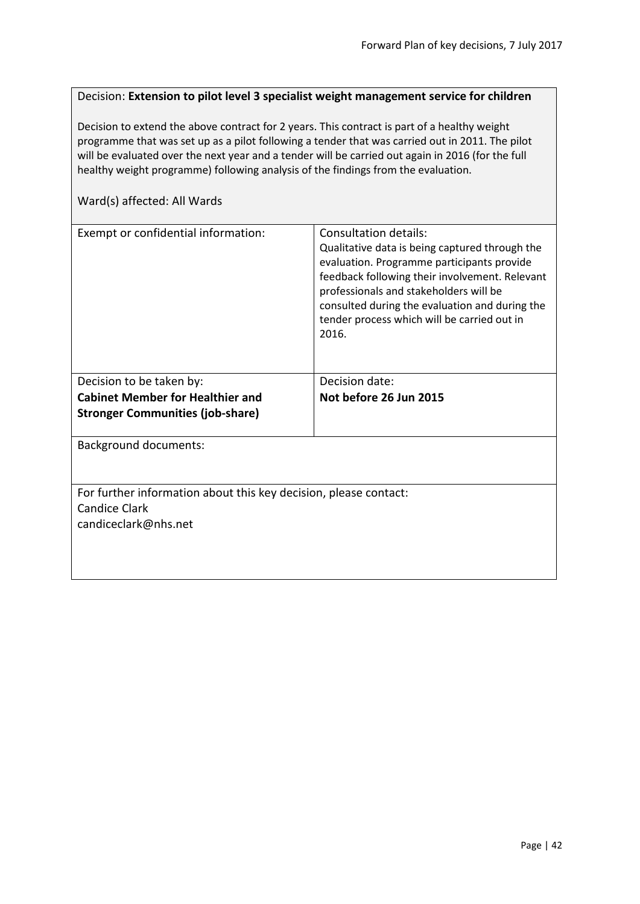Decision: **Extension to pilot level 3 specialist weight management service for children**

Decision to extend the above contract for 2 years. This contract is part of a healthy weight programme that was set up as a pilot following a tender that was carried out in 2011. The pilot will be evaluated over the next year and a tender will be carried out again in 2016 (for the full healthy weight programme) following analysis of the findings from the evaluation.

Ward(s) affected: All Wards

| Exempt or confidential information: | Consultation details: Qualitative data is being captured through the evaluation. Programme participants provide feedback following their involvement. Relevant professionals and stakeholders will be consulted during the evaluation and during the tender process which will be carried out in 2016. |
| --- | --- |
| Decision to be taken by: **Cabinet Member for Healthier and Stronger Communities (job-share)** | Decision date: **Not before 26 Jun 2015** |

Background documents:

For further information about this key decision, please contact:
Candice Clark
candiceclark@nhs.net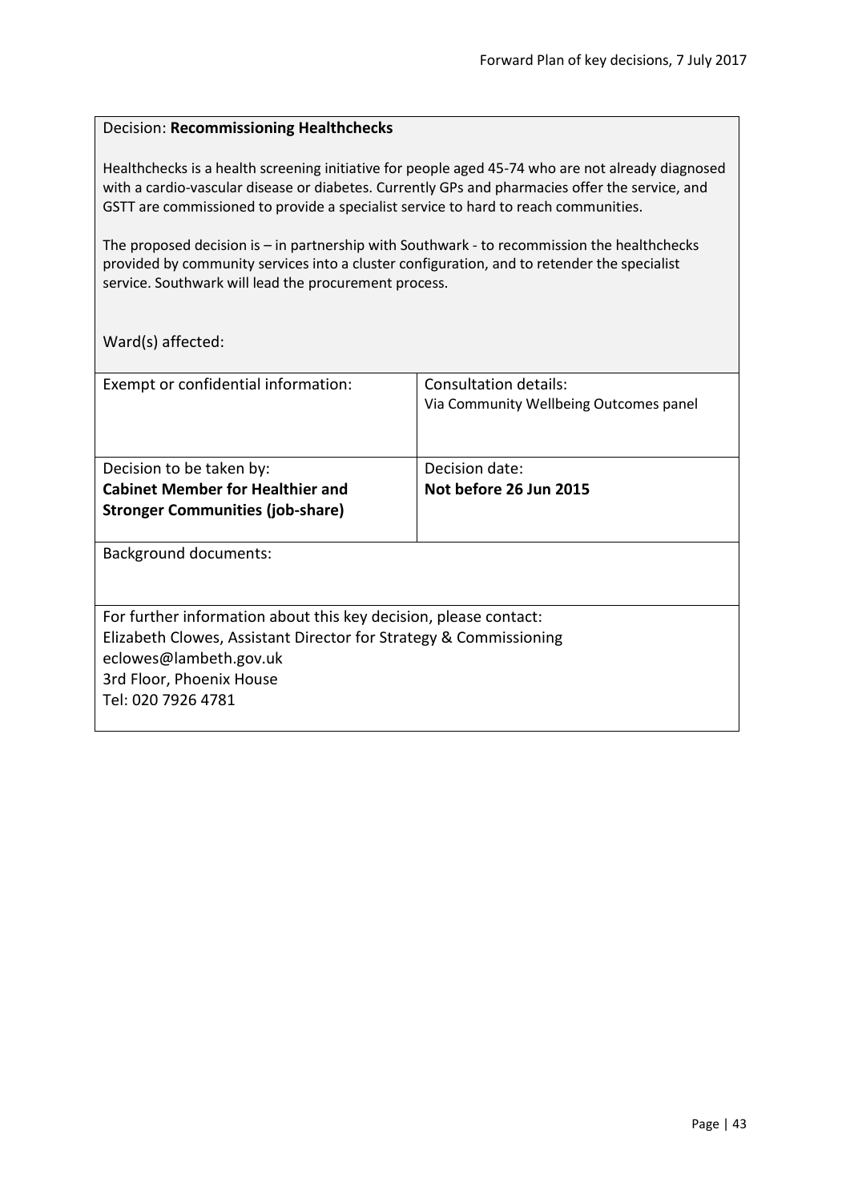Decision: **Recommissioning Healthchecks**

Healthchecks is a health screening initiative for people aged 45-74 who are not already diagnosed with a cardio-vascular disease or diabetes. Currently GPs and pharmacies offer the service, and GSTT are commissioned to provide a specialist service to hard to reach communities.

The proposed decision is – in partnership with Southwark - to recommission the healthchecks provided by community services into a cluster configuration, and to retender the specialist service. Southwark will lead the procurement process.

Ward(s) affected:

| Exempt or confidential information: | Consultation details: Via Community Wellbeing Outcomes panel |
|---|---|
| Decision to be taken by: **Cabinet Member for Healthier and Stronger Communities (job-share)** | Decision date: **Not before 26 Jun 2015** |

Background documents:

For further information about this key decision, please contact:
Elizabeth Clowes, Assistant Director for Strategy & Commissioning
eclowes@lambeth.gov.uk
3rd Floor, Phoenix House
Tel: 020 7926 4781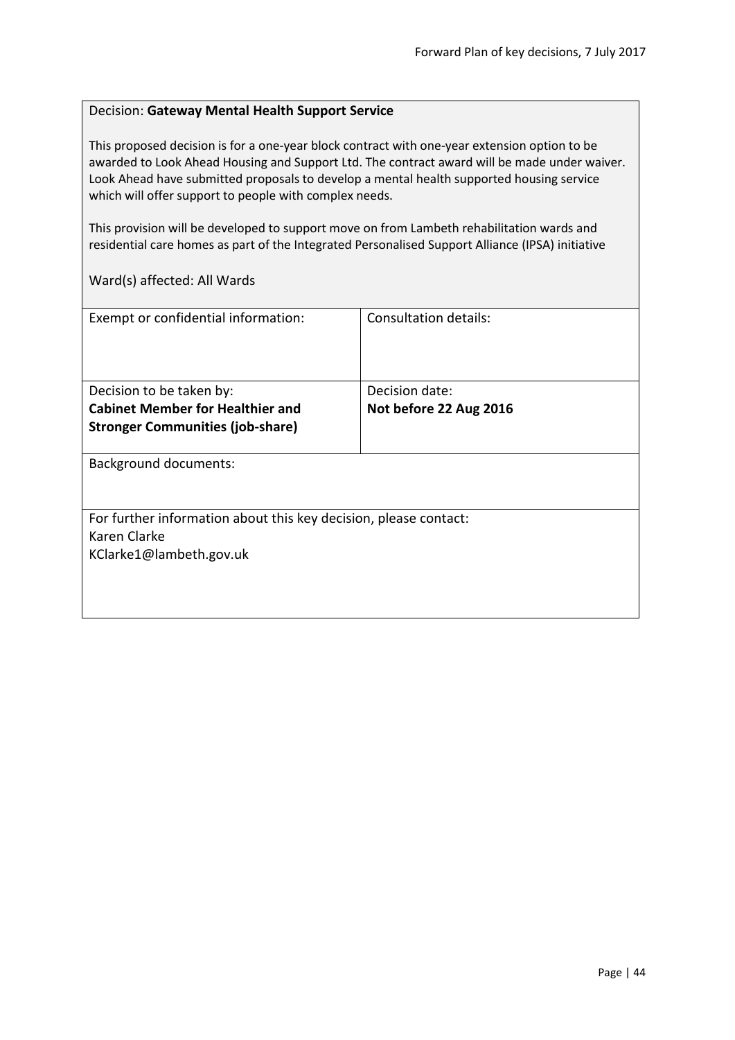Decision: **Gateway Mental Health Support Service**

This proposed decision is for a one-year block contract with one-year extension option to be awarded to Look Ahead Housing and Support Ltd. The contract award will be made under waiver. Look Ahead have submitted proposals to develop a mental health supported housing service which will offer support to people with complex needs.

This provision will be developed to support move on from Lambeth rehabilitation wards and residential care homes as part of the Integrated Personalised Support Alliance (IPSA) initiative

Ward(s) affected: All Wards

| Exempt or confidential information: | Consultation details: |
|---|---|
| Decision to be taken by:<br>**Cabinet Member for Healthier and Stronger Communities (job-share)** | Decision date:<br>**Not before 22 Aug 2016** |

Background documents:

For further information about this key decision, please contact:
Karen Clarke
KClarke1@lambeth.gov.uk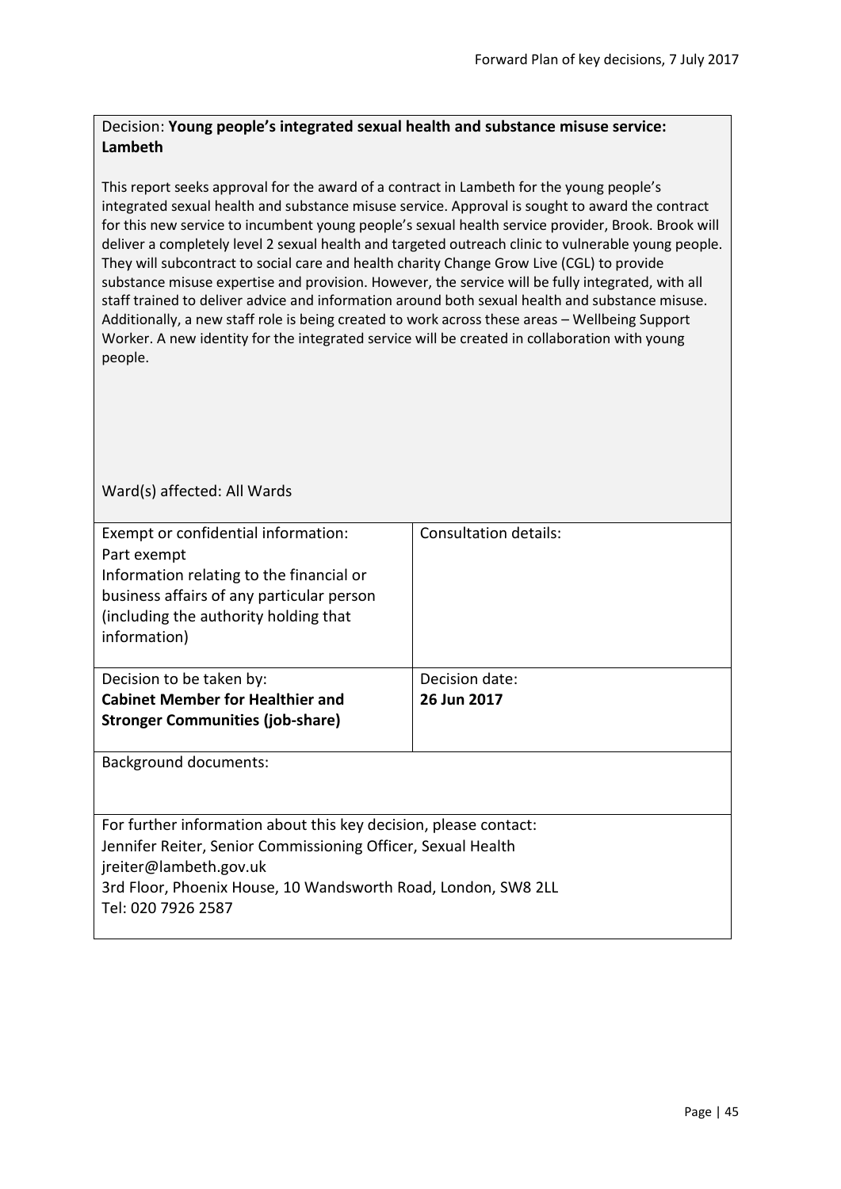Decision: **Young people's integrated sexual health and substance misuse service: Lambeth**

This report seeks approval for the award of a contract in Lambeth for the young people's integrated sexual health and substance misuse service. Approval is sought to award the contract for this new service to incumbent young people's sexual health service provider, Brook. Brook will deliver a completely level 2 sexual health and targeted outreach clinic to vulnerable young people. They will subcontract to social care and health charity Change Grow Live (CGL) to provide substance misuse expertise and provision. However, the service will be fully integrated, with all staff trained to deliver advice and information around both sexual health and substance misuse. Additionally, a new staff role is being created to work across these areas – Wellbeing Support Worker. A new identity for the integrated service will be created in collaboration with young people.

Ward(s) affected: All Wards

| Exempt or confidential information:<br>Part exempt<br>Information relating to the financial or business affairs of any particular person (including the authority holding that information) | Consultation details: |
|---|---|
| Decision to be taken by:<br>**Cabinet Member for Healthier and Stronger Communities (job-share)** | Decision date:<br>**26 Jun 2017** |

Background documents:

For further information about this key decision, please contact:
Jennifer Reiter, Senior Commissioning Officer, Sexual Health
jreiter@lambeth.gov.uk
3rd Floor, Phoenix House, 10 Wandsworth Road, London, SW8 2LL
Tel: 020 7926 2587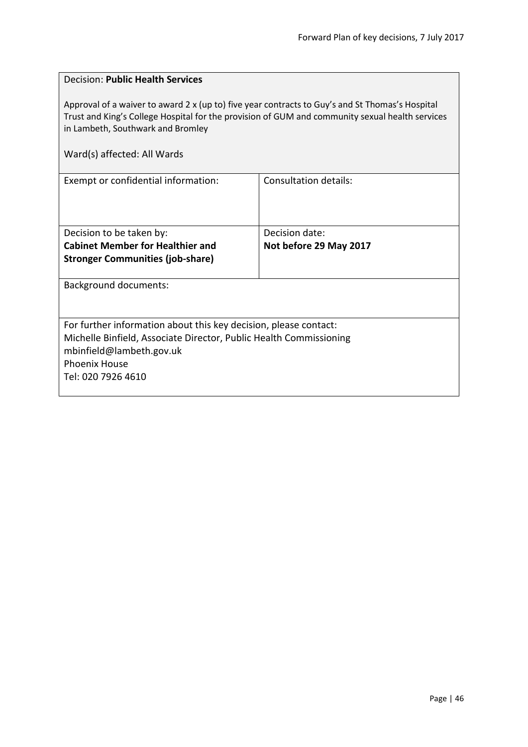Decision: **Public Health Services**

Approval of a waiver to award 2 x (up to) five year contracts to Guy's and St Thomas's Hospital Trust and King's College Hospital for the provision of GUM and community sexual health services in Lambeth, Southwark and Bromley

Ward(s) affected: All Wards

| Exempt or confidential information: | Consultation details: |
| --- | --- |
| Decision to be taken by:<br>**Cabinet Member for Healthier and Stronger Communities (job-share)** | Decision date:<br>**Not before 29 May 2017** |

Background documents:

For further information about this key decision, please contact:
Michelle Binfield, Associate Director, Public Health Commissioning
mbinfield@lambeth.gov.uk
Phoenix House
Tel: 020 7926 4610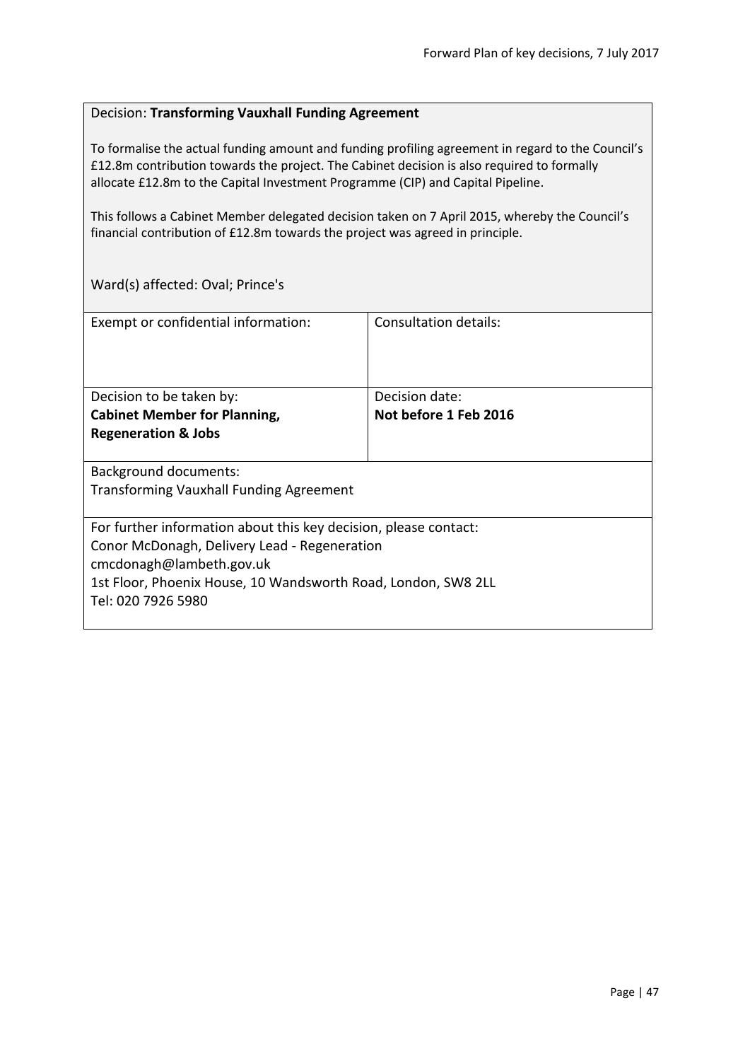Decision: **Transforming Vauxhall Funding Agreement**

To formalise the actual funding amount and funding profiling agreement in regard to the Council's £12.8m contribution towards the project. The Cabinet decision is also required to formally allocate £12.8m to the Capital Investment Programme (CIP) and Capital Pipeline.

This follows a Cabinet Member delegated decision taken on 7 April 2015, whereby the Council's financial contribution of £12.8m towards the project was agreed in principle.

Ward(s) affected: Oval; Prince's

| Exempt or confidential information: | Consultation details: |
|---|---|
| Decision to be taken by: **Cabinet Member for Planning, Regeneration & Jobs** | Decision date: **Not before 1 Feb 2016** |

Background documents:
Transforming Vauxhall Funding Agreement

For further information about this key decision, please contact:
Conor McDonagh, Delivery Lead - Regeneration
cmcdonagh@lambeth.gov.uk
1st Floor, Phoenix House, 10 Wandsworth Road, London, SW8 2LL
Tel: 020 7926 5980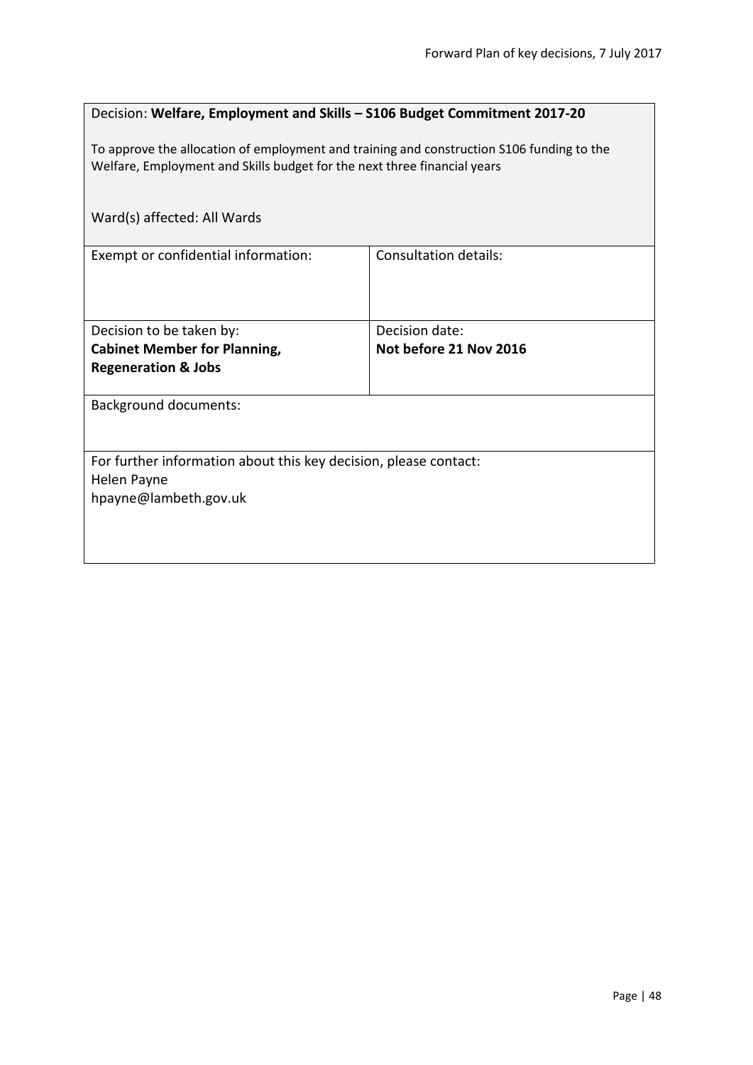Decision: **Welfare, Employment and Skills – S106 Budget Commitment 2017-20**

To approve the allocation of employment and training and construction S106 funding to the Welfare, Employment and Skills budget for the next three financial years

Ward(s) affected: All Wards

| Exempt or confidential information: | Consultation details: |
|---|---|
| Decision to be taken by:<br>**Cabinet Member for Planning, Regeneration & Jobs** | Decision date:<br>**Not before 21 Nov 2016** |

Background documents:

For further information about this key decision, please contact:
Helen Payne
hpayne@lambeth.gov.uk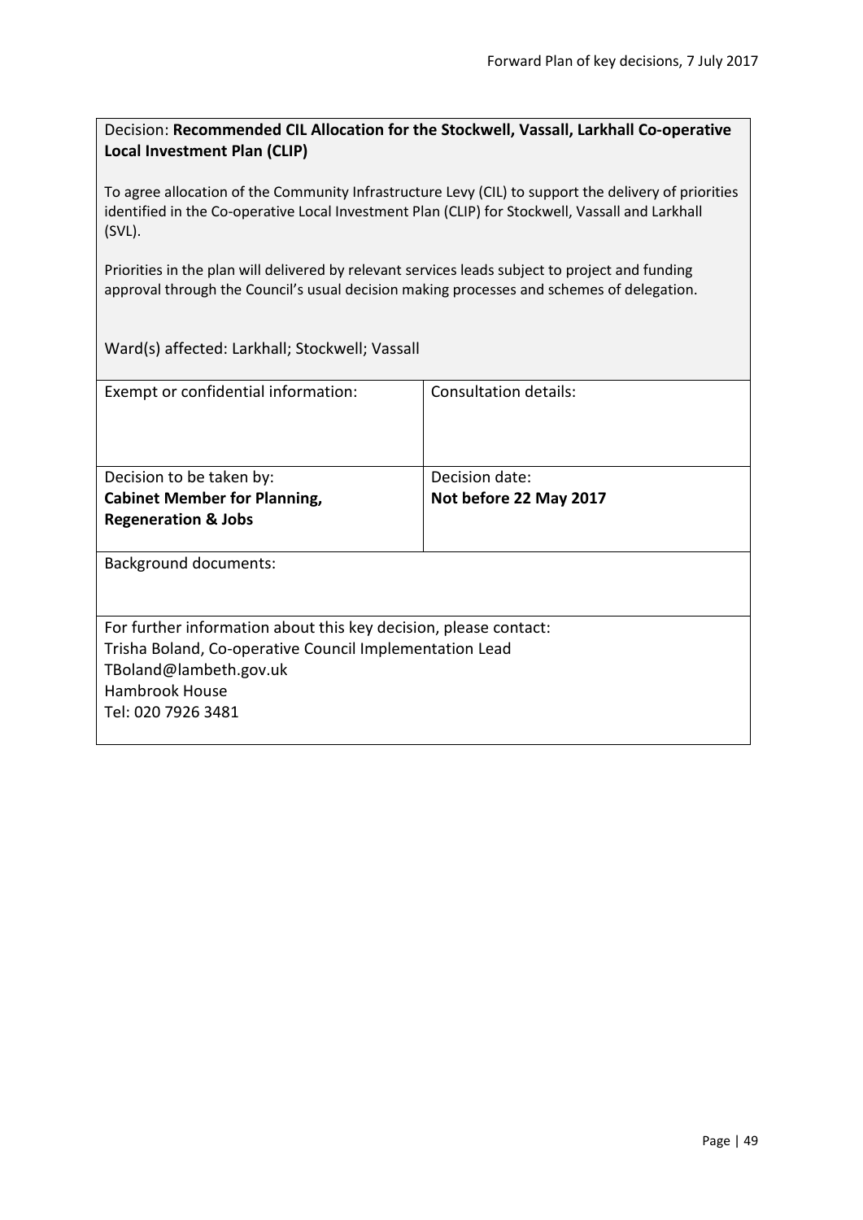Decision: **Recommended CIL Allocation for the Stockwell, Vassall, Larkhall Co-operative Local Investment Plan (CLIP)**

To agree allocation of the Community Infrastructure Levy (CIL) to support the delivery of priorities identified in the Co-operative Local Investment Plan (CLIP) for Stockwell, Vassall and Larkhall (SVL).

Priorities in the plan will delivered by relevant services leads subject to project and funding approval through the Council's usual decision making processes and schemes of delegation.

Ward(s) affected: Larkhall; Stockwell; Vassall

| Exempt or confidential information: | Consultation details: |
|---|---|
| Decision to be taken by:<br>**Cabinet Member for Planning, Regeneration & Jobs** | Decision date:<br>**Not before 22 May 2017** |

Background documents:

For further information about this key decision, please contact:
Trisha Boland, Co-operative Council Implementation Lead
TBoland@lambeth.gov.uk
Hambrook House
Tel: 020 7926 3481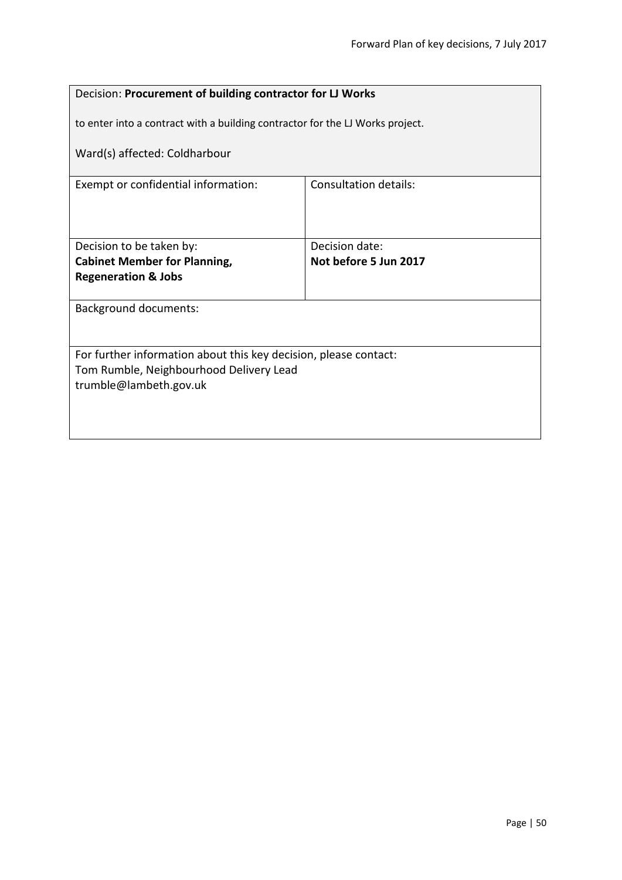| Decision: **Procurement of building contractor for LJ Works**<br><br>to enter into a contract with a building contractor for the LJ Works project.<br><br>Ward(s) affected: Coldharbour | |
|---|---|
| Exempt or confidential information: | Consultation details: |
| Decision to be taken by:<br>**Cabinet Member for Planning, Regeneration & Jobs** | Decision date:<br>**Not before 5 Jun 2017** |
| Background documents: | |
| For further information about this key decision, please contact:<br>Tom Rumble, Neighbourhood Delivery Lead<br>trumble@lambeth.gov.uk | |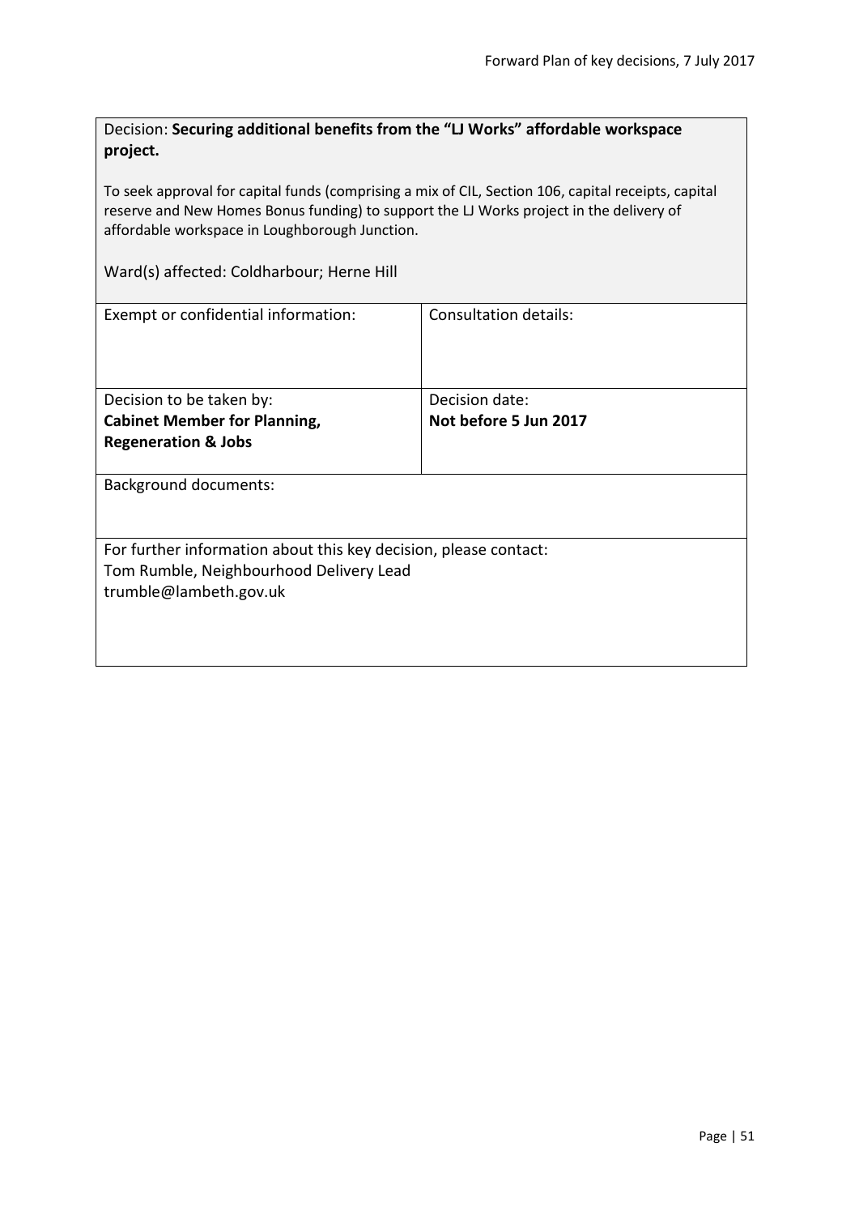Decision: **Securing additional benefits from the "LJ Works" affordable workspace project.**

To seek approval for capital funds (comprising a mix of CIL, Section 106, capital receipts, capital reserve and New Homes Bonus funding) to support the LJ Works project in the delivery of affordable workspace in Loughborough Junction.

Ward(s) affected: Coldharbour; Herne Hill

| Exempt or confidential information: | Consultation details: |
|---|---|
| Decision to be taken by:<br>**Cabinet Member for Planning, Regeneration & Jobs** | Decision date:<br>**Not before 5 Jun 2017** |

Background documents:

For further information about this key decision, please contact:
Tom Rumble, Neighbourhood Delivery Lead
trumble@lambeth.gov.uk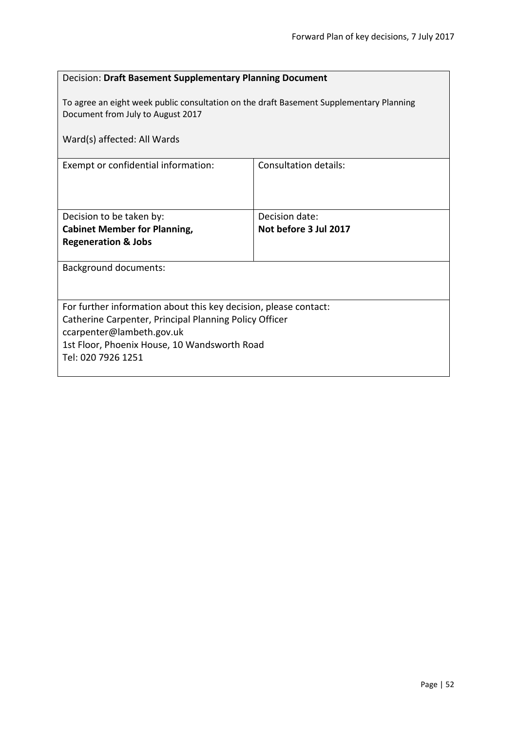Decision: **Draft Basement Supplementary Planning Document**

To agree an eight week public consultation on the draft Basement Supplementary Planning Document from July to August 2017

Ward(s) affected: All Wards

| Exempt or confidential information: | Consultation details: |
| --- | --- |
| Decision to be taken by: **Cabinet Member for Planning, Regeneration & Jobs** | Decision date: **Not before 3 Jul 2017** |

Background documents:

For further information about this key decision, please contact:
Catherine Carpenter, Principal Planning Policy Officer
ccarpenter@lambeth.gov.uk
1st Floor, Phoenix House, 10 Wandsworth Road
Tel: 020 7926 1251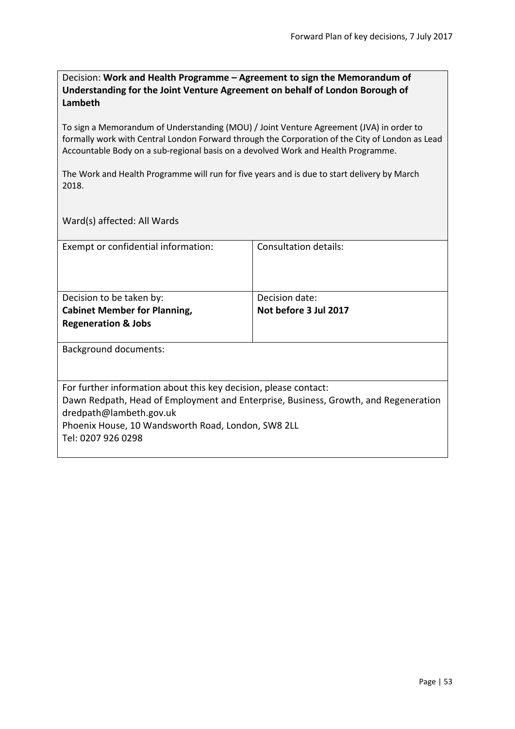Decision: **Work and Health Programme – Agreement to sign the Memorandum of Understanding for the Joint Venture Agreement on behalf of London Borough of Lambeth**

To sign a Memorandum of Understanding (MOU) / Joint Venture Agreement (JVA) in order to formally work with Central London Forward through the Corporation of the City of London as Lead Accountable Body on a sub-regional basis on a devolved Work and Health Programme.

The Work and Health Programme will run for five years and is due to start delivery by March 2018.

Ward(s) affected: All Wards

| Exempt or confidential information: | Consultation details: |
|---|---|
| Decision to be taken by:<br>**Cabinet Member for Planning, Regeneration & Jobs** | Decision date:<br>**Not before 3 Jul 2017** |

Background documents:

For further information about this key decision, please contact:
Dawn Redpath, Head of Employment and Enterprise, Business, Growth, and Regeneration
dredpath@lambeth.gov.uk
Phoenix House, 10 Wandsworth Road, London, SW8 2LL
Tel: 0207 926 0298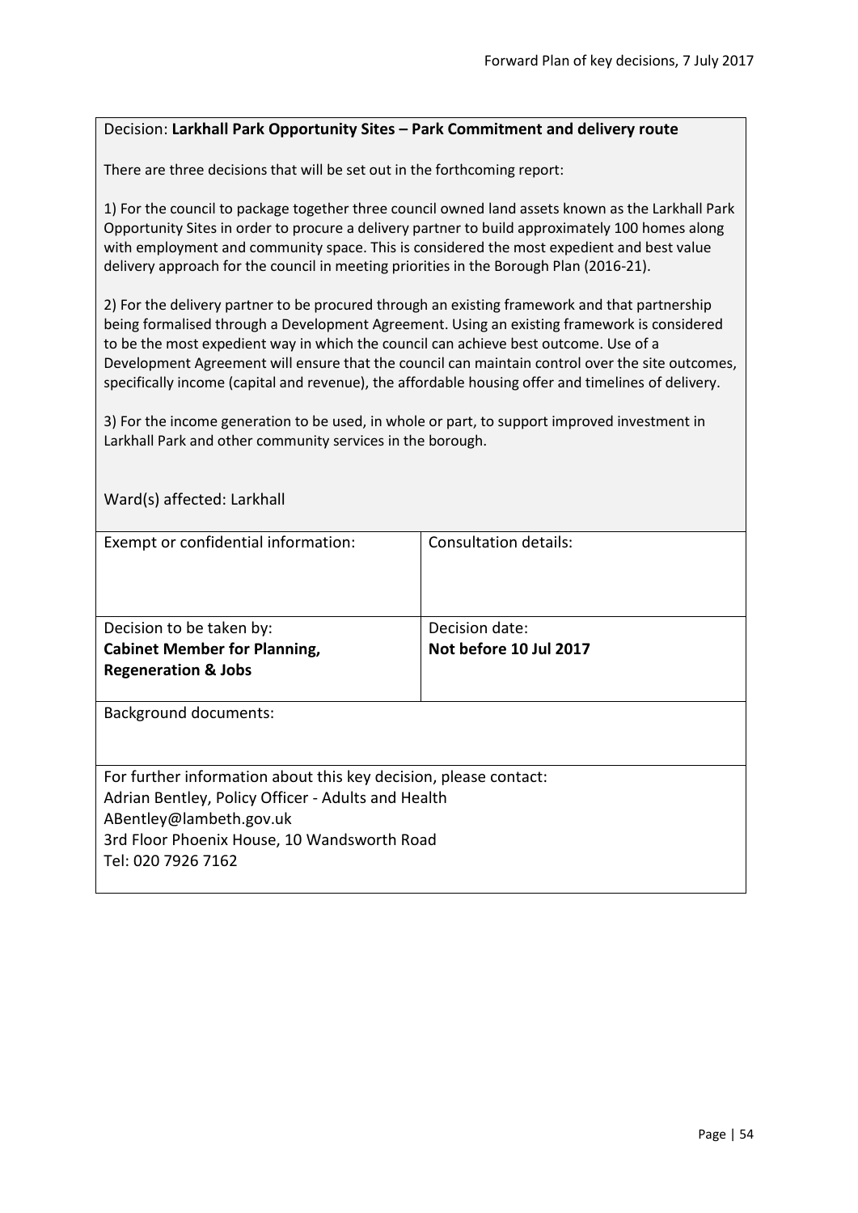Decision: **Larkhall Park Opportunity Sites – Park Commitment and delivery route**

There are three decisions that will be set out in the forthcoming report:

1) For the council to package together three council owned land assets known as the Larkhall Park Opportunity Sites in order to procure a delivery partner to build approximately 100 homes along with employment and community space. This is considered the most expedient and best value delivery approach for the council in meeting priorities in the Borough Plan (2016-21).

2) For the delivery partner to be procured through an existing framework and that partnership being formalised through a Development Agreement. Using an existing framework is considered to be the most expedient way in which the council can achieve best outcome. Use of a Development Agreement will ensure that the council can maintain control over the site outcomes, specifically income (capital and revenue), the affordable housing offer and timelines of delivery.

3) For the income generation to be used, in whole or part, to support improved investment in Larkhall Park and other community services in the borough.

Ward(s) affected: Larkhall

| Exempt or confidential information: | Consultation details: |
|---|---|
| Decision to be taken by: **Cabinet Member for Planning, Regeneration & Jobs** | Decision date: **Not before 10 Jul 2017** |

Background documents:

For further information about this key decision, please contact:
Adrian Bentley, Policy Officer - Adults and Health
ABentley@lambeth.gov.uk
3rd Floor Phoenix House, 10 Wandsworth Road
Tel: 020 7926 7162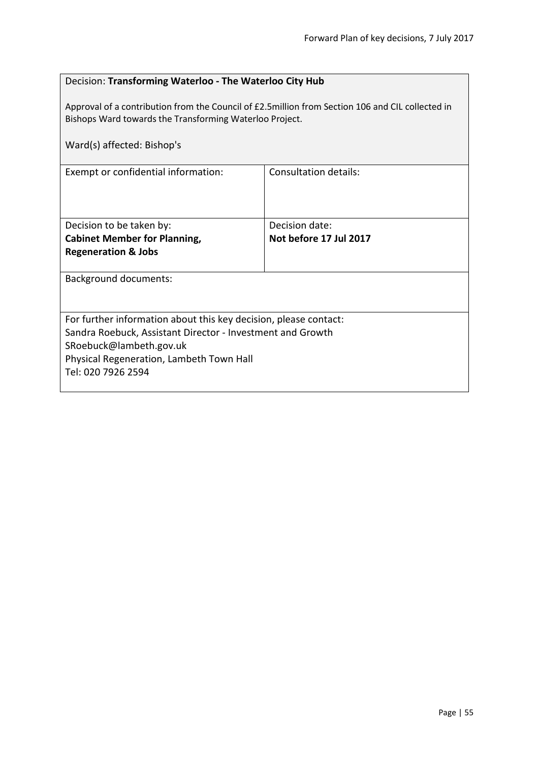Decision: **Transforming Waterloo - The Waterloo City Hub**

Approval of a contribution from the Council of £2.5million from Section 106 and CIL collected in Bishops Ward towards the Transforming Waterloo Project.

Ward(s) affected: Bishop's

| Exempt or confidential information: | Consultation details: |
| --- | --- |
| Decision to be taken by:<br>**Cabinet Member for Planning, Regeneration & Jobs** | Decision date:<br>**Not before 17 Jul 2017** |

Background documents:

For further information about this key decision, please contact:
Sandra Roebuck, Assistant Director - Investment and Growth
SRoebuck@lambeth.gov.uk
Physical Regeneration, Lambeth Town Hall
Tel: 020 7926 2594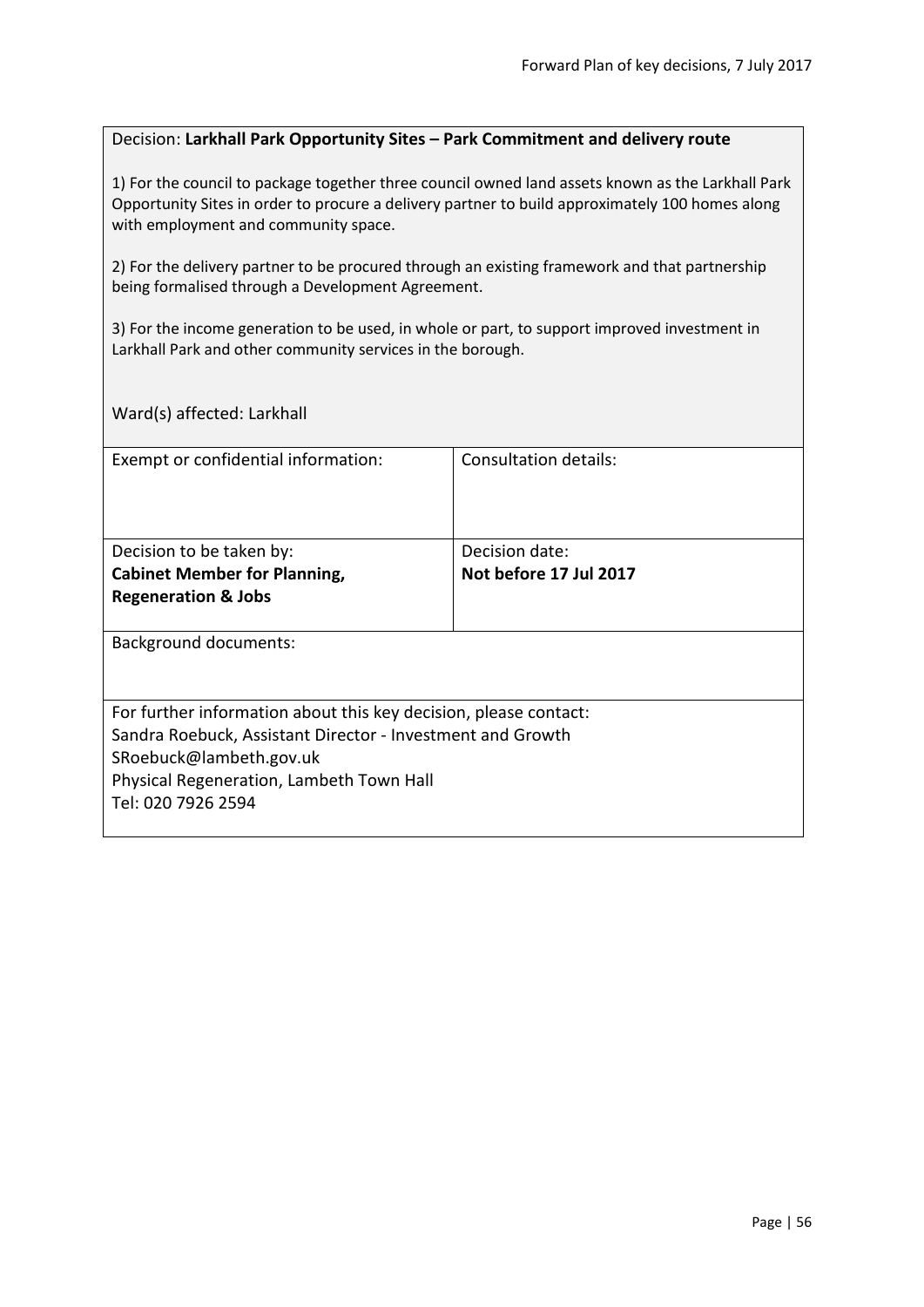Decision: **Larkhall Park Opportunity Sites – Park Commitment and delivery route**

1) For the council to package together three council owned land assets known as the Larkhall Park Opportunity Sites in order to procure a delivery partner to build approximately 100 homes along with employment and community space.

2) For the delivery partner to be procured through an existing framework and that partnership being formalised through a Development Agreement.

3) For the income generation to be used, in whole or part, to support improved investment in Larkhall Park and other community services in the borough.

Ward(s) affected: Larkhall

| Exempt or confidential information: | Consultation details: |
|---|---|
| Decision to be taken by:<br>**Cabinet Member for Planning, Regeneration & Jobs** | Decision date:<br>**Not before 17 Jul 2017** |

Background documents:

For further information about this key decision, please contact:
Sandra Roebuck, Assistant Director - Investment and Growth
SRoebuck@lambeth.gov.uk
Physical Regeneration, Lambeth Town Hall
Tel: 020 7926 2594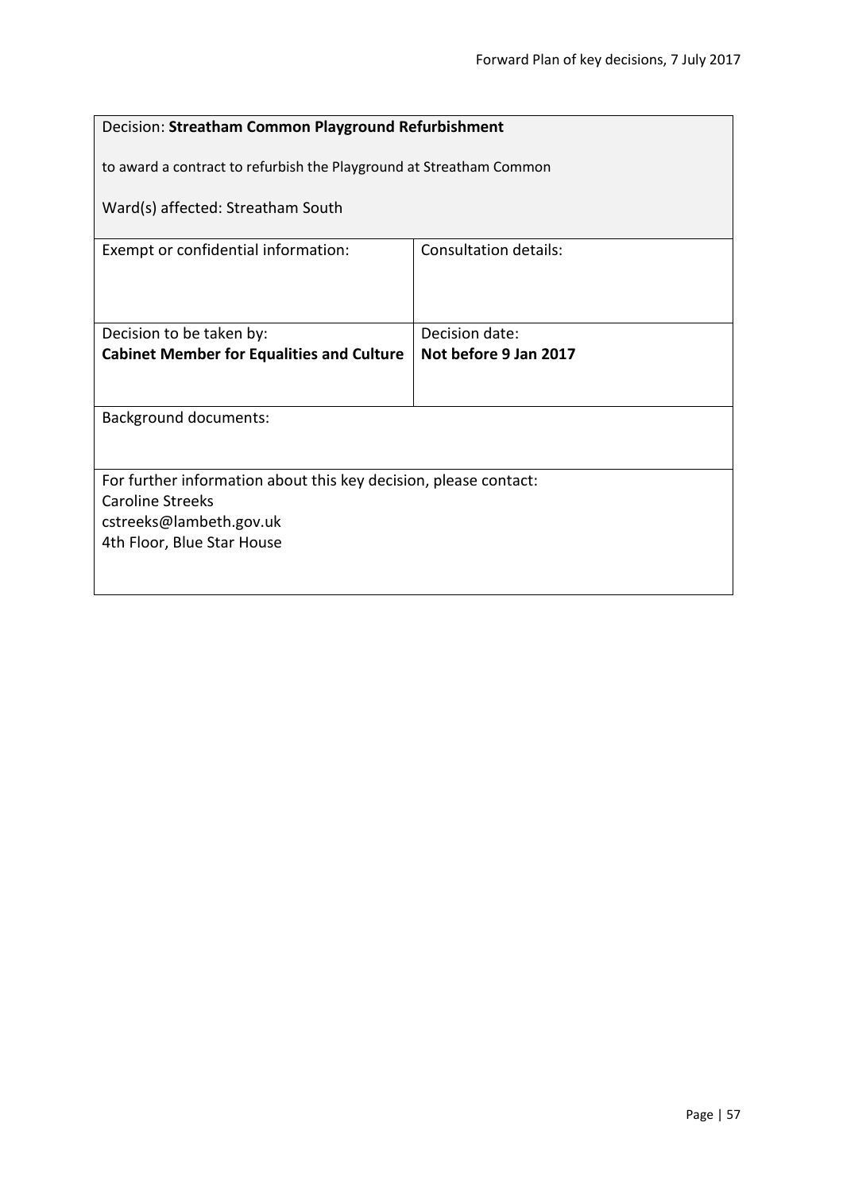| Decision: **Streatham Common Playground Refurbishment**<br><br>to award a contract to refurbish the Playground at Streatham Common<br><br>Ward(s) affected: Streatham South | |
|---|---|
| Exempt or confidential information: | Consultation details: |
| Decision to be taken by:<br>**Cabinet Member for Equalities and Culture** | Decision date:<br>**Not before 9 Jan 2017** |
| Background documents: | |
| For further information about this key decision, please contact:<br>Caroline Streeks<br>cstreeks@lambeth.gov.uk<br>4th Floor, Blue Star House | |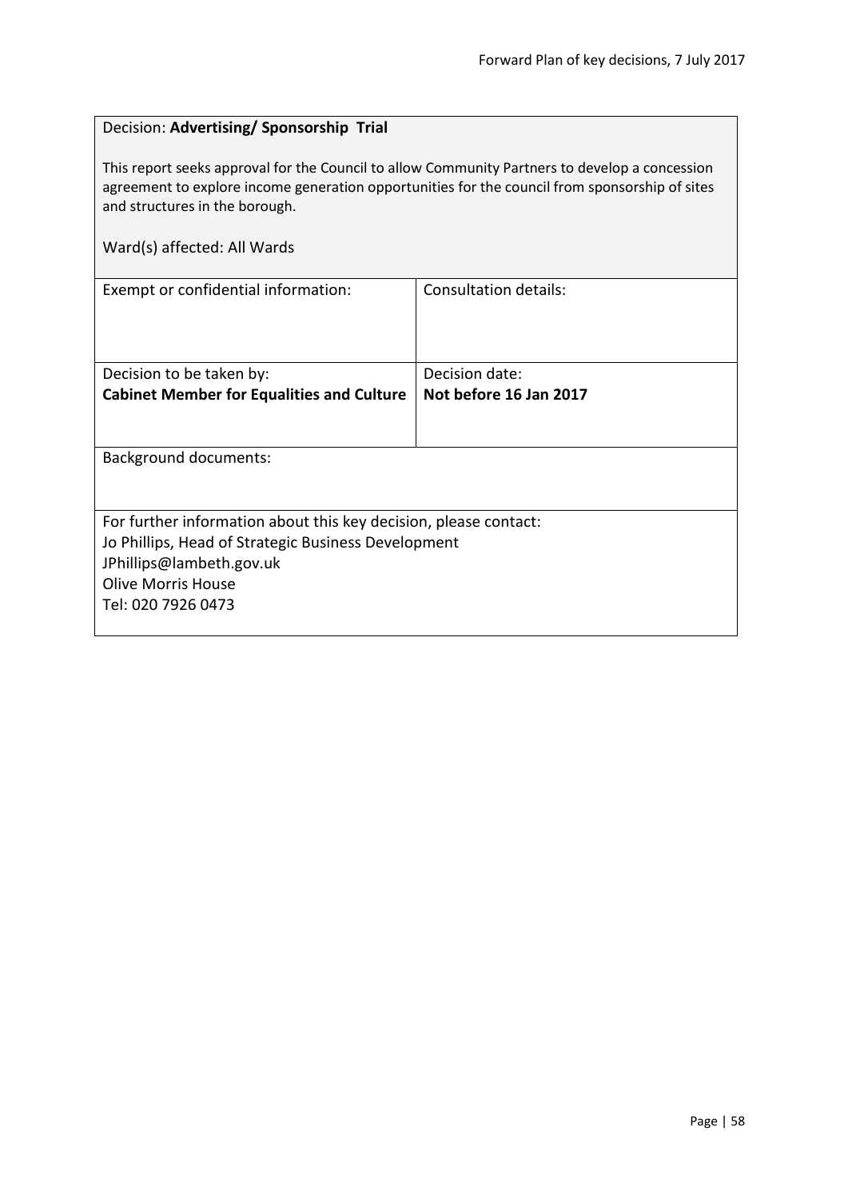Decision: **Advertising/ Sponsorship Trial**

This report seeks approval for the Council to allow Community Partners to develop a concession agreement to explore income generation opportunities for the council from sponsorship of sites and structures in the borough.

Ward(s) affected: All Wards

| Exempt or confidential information: | Consultation details: |
|---|---|
| Decision to be taken by:<br>**Cabinet Member for Equalities and Culture** | Decision date:<br>**Not before 16 Jan 2017** |

Background documents:

For further information about this key decision, please contact:
Jo Phillips, Head of Strategic Business Development
JPhillips@lambeth.gov.uk
Olive Morris House
Tel: 020 7926 0473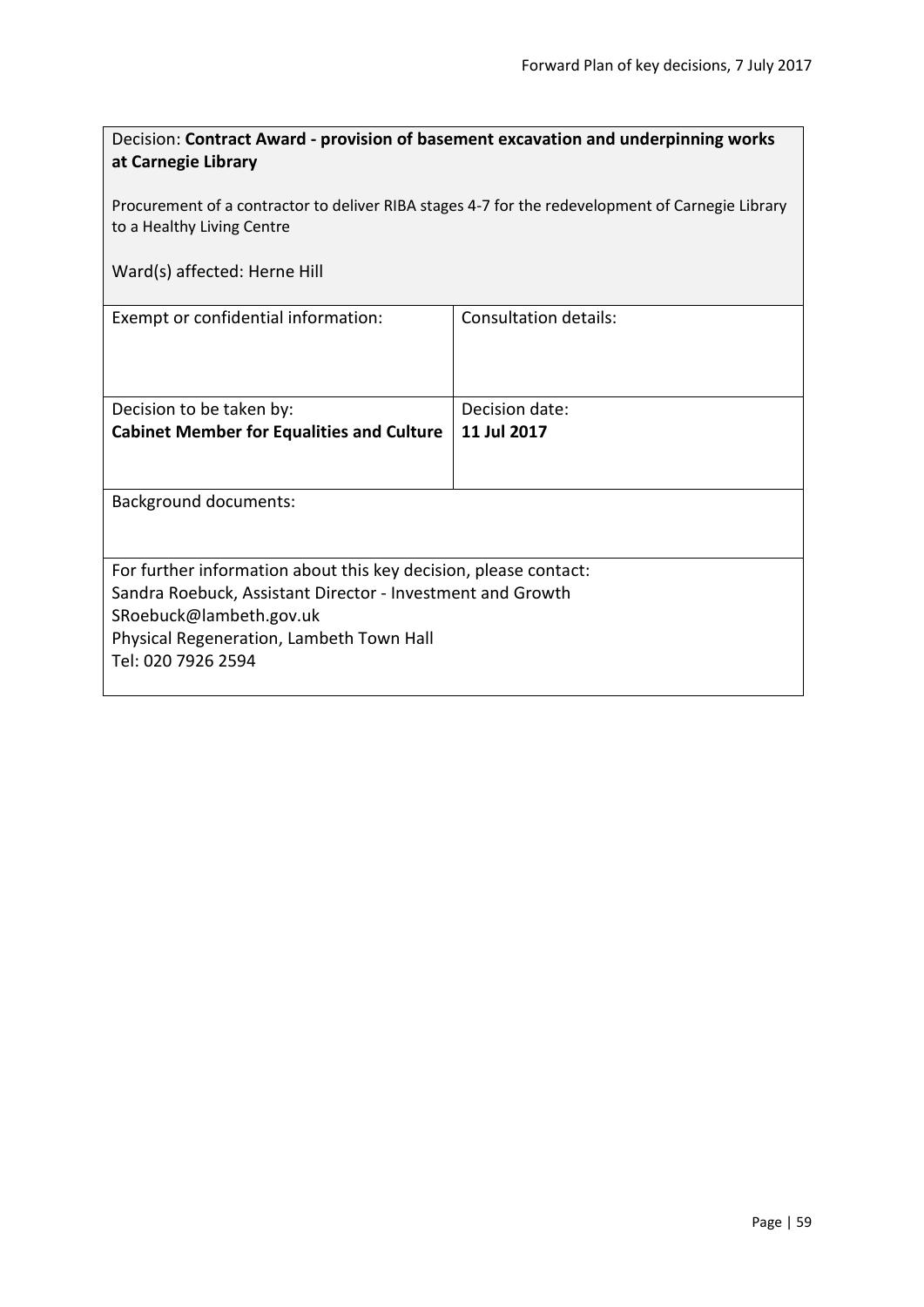Decision: **Contract Award - provision of basement excavation and underpinning works at Carnegie Library**

Procurement of a contractor to deliver RIBA stages 4-7 for the redevelopment of Carnegie Library to a Healthy Living Centre

Ward(s) affected: Herne Hill

| Exempt or confidential information: | Consultation details: |
|---|---|
| Decision to be taken by:<br>**Cabinet Member for Equalities and Culture** | Decision date:<br>**11 Jul 2017** |

Background documents:

For further information about this key decision, please contact:
Sandra Roebuck, Assistant Director - Investment and Growth
SRoebuck@lambeth.gov.uk
Physical Regeneration, Lambeth Town Hall
Tel: 020 7926 2594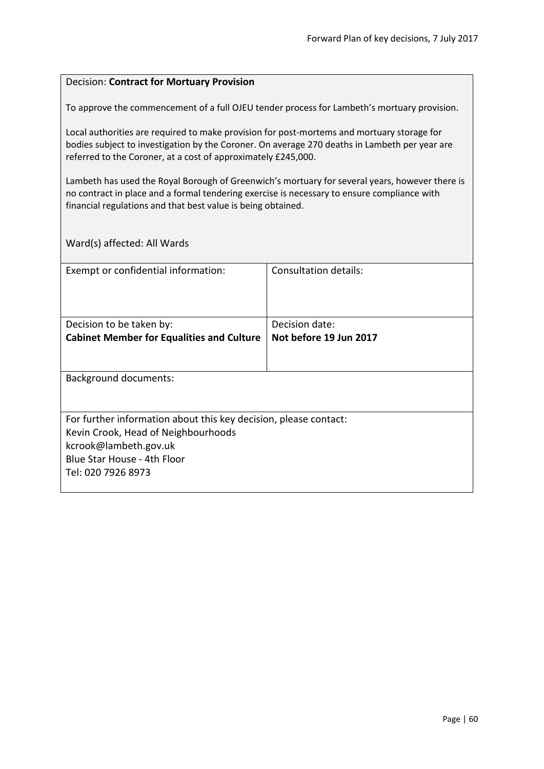Decision: **Contract for Mortuary Provision**

To approve the commencement of a full OJEU tender process for Lambeth's mortuary provision.

Local authorities are required to make provision for post-mortems and mortuary storage for bodies subject to investigation by the Coroner. On average 270 deaths in Lambeth per year are referred to the Coroner, at a cost of approximately £245,000.

Lambeth has used the Royal Borough of Greenwich's mortuary for several years, however there is no contract in place and a formal tendering exercise is necessary to ensure compliance with financial regulations and that best value is being obtained.

Ward(s) affected: All Wards

| Exempt or confidential information: | Consultation details: |
| --- | --- |
| Decision to be taken by:<br>**Cabinet Member for Equalities and Culture** | Decision date:<br>**Not before 19 Jun 2017** |

Background documents:

For further information about this key decision, please contact:
Kevin Crook, Head of Neighbourhoods
kcrook@lambeth.gov.uk
Blue Star House - 4th Floor
Tel: 020 7926 8973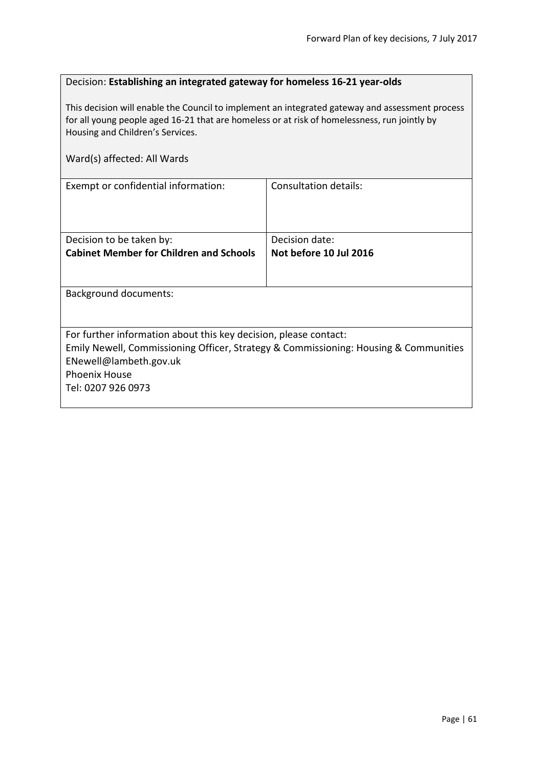Decision: **Establishing an integrated gateway for homeless 16-21 year-olds**

This decision will enable the Council to implement an integrated gateway and assessment process for all young people aged 16-21 that are homeless or at risk of homelessness, run jointly by Housing and Children's Services.

Ward(s) affected: All Wards

| Exempt or confidential information: | Consultation details: |
|---|---|
| Decision to be taken by:<br>**Cabinet Member for Children and Schools** | Decision date:<br>**Not before 10 Jul 2016** |

Background documents:

For further information about this key decision, please contact:
Emily Newell, Commissioning Officer, Strategy & Commissioning: Housing & Communities
ENewell@lambeth.gov.uk
Phoenix House
Tel: 0207 926 0973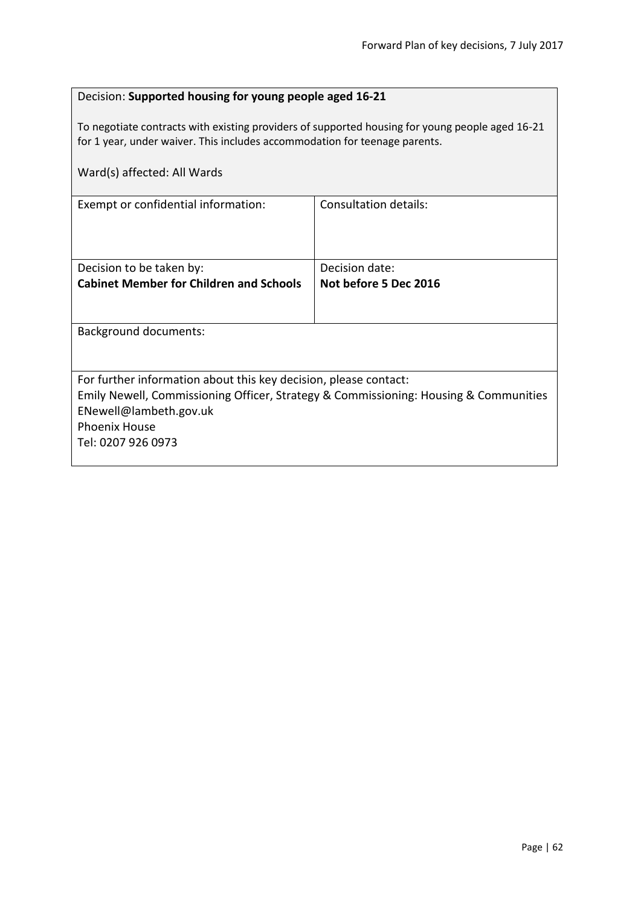Decision: **Supported housing for young people aged 16-21**

To negotiate contracts with existing providers of supported housing for young people aged 16-21 for 1 year, under waiver. This includes accommodation for teenage parents.

Ward(s) affected: All Wards

| Exempt or confidential information: | Consultation details: |
| --- | --- |
| Decision to be taken by:<br>**Cabinet Member for Children and Schools** | Decision date:<br>**Not before 5 Dec 2016** |

Background documents:

For further information about this key decision, please contact:
Emily Newell, Commissioning Officer, Strategy & Commissioning: Housing & Communities
ENewell@lambeth.gov.uk
Phoenix House
Tel: 0207 926 0973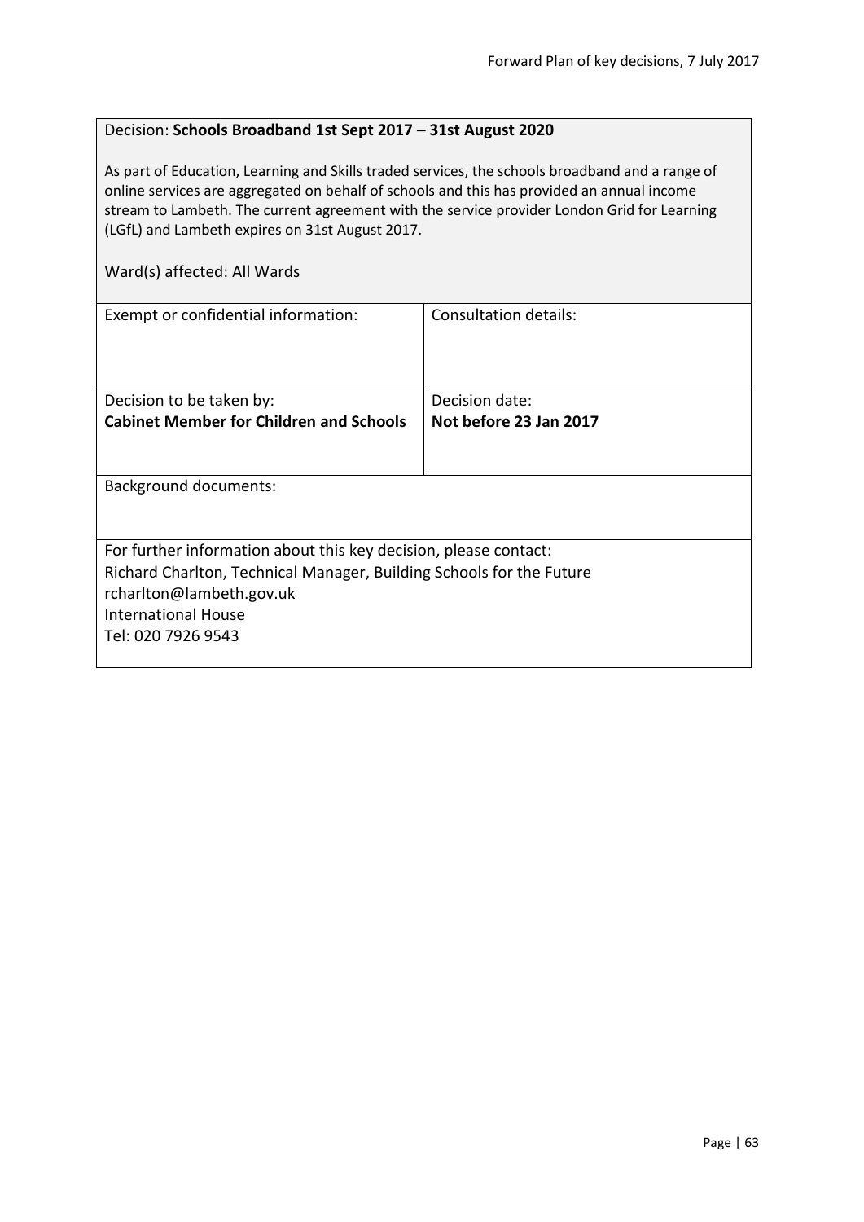Decision: **Schools Broadband 1st Sept 2017 – 31st August 2020**

As part of Education, Learning and Skills traded services, the schools broadband and a range of online services are aggregated on behalf of schools and this has provided an annual income stream to Lambeth. The current agreement with the service provider London Grid for Learning (LGfL) and Lambeth expires on 31st August 2017.

Ward(s) affected: All Wards

| Exempt or confidential information: | Consultation details: |
|---|---|
| Decision to be taken by:<br>**Cabinet Member for Children and Schools** | Decision date:<br>**Not before 23 Jan 2017** |

Background documents:

For further information about this key decision, please contact:
Richard Charlton, Technical Manager, Building Schools for the Future
rcharlton@lambeth.gov.uk
International House
Tel: 020 7926 9543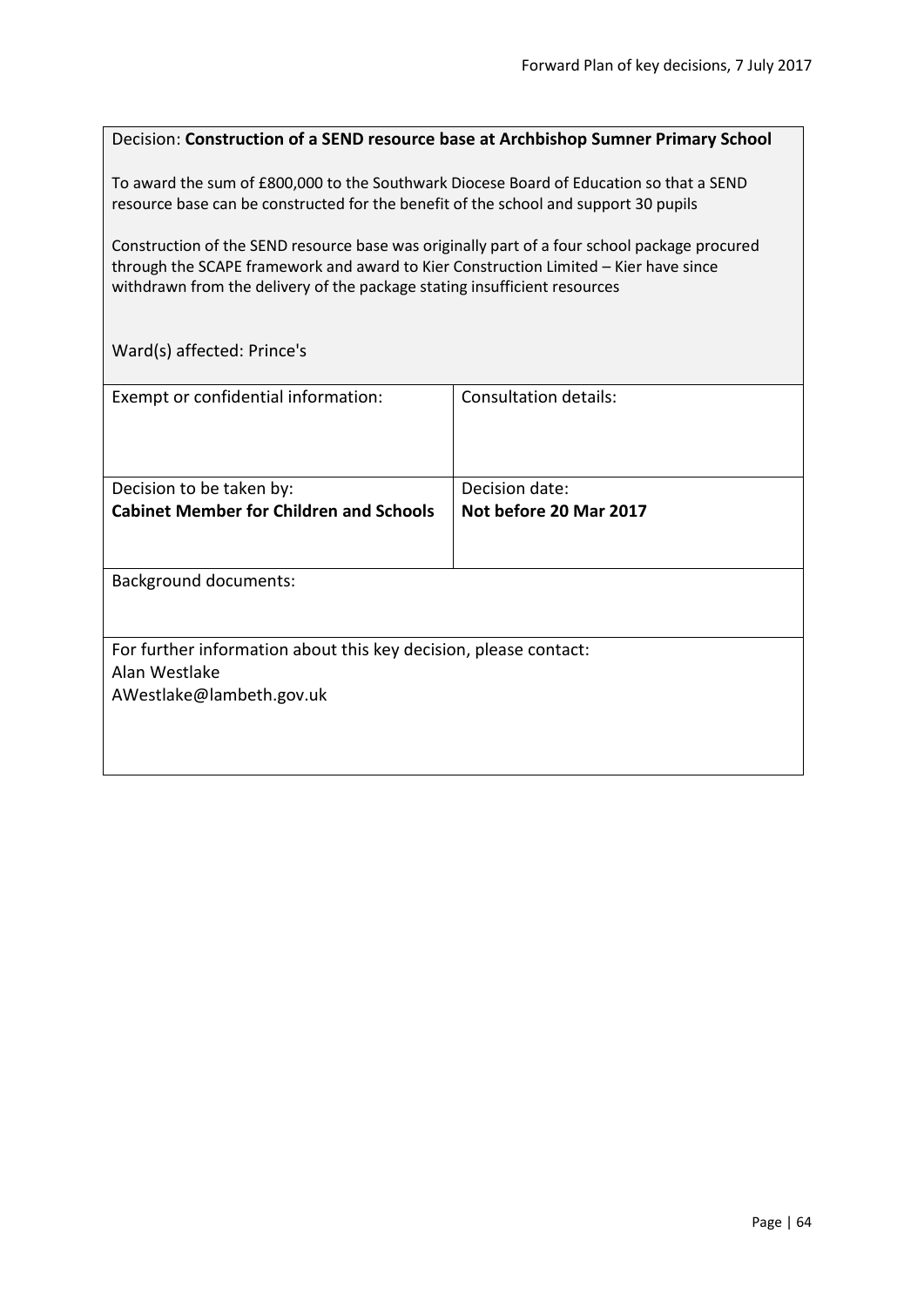Decision: **Construction of a SEND resource base at Archbishop Sumner Primary School**

To award the sum of £800,000 to the Southwark Diocese Board of Education so that a SEND resource base can be constructed for the benefit of the school and support 30 pupils

Construction of the SEND resource base was originally part of a four school package procured through the SCAPE framework and award to Kier Construction Limited – Kier have since withdrawn from the delivery of the package stating insufficient resources

Ward(s) affected: Prince's

| Exempt or confidential information: | Consultation details: |
|---|---|
| Decision to be taken by:<br>**Cabinet Member for Children and Schools** | Decision date:<br>**Not before 20 Mar 2017** |

Background documents:

For further information about this key decision, please contact:
Alan Westlake
AWestlake@lambeth.gov.uk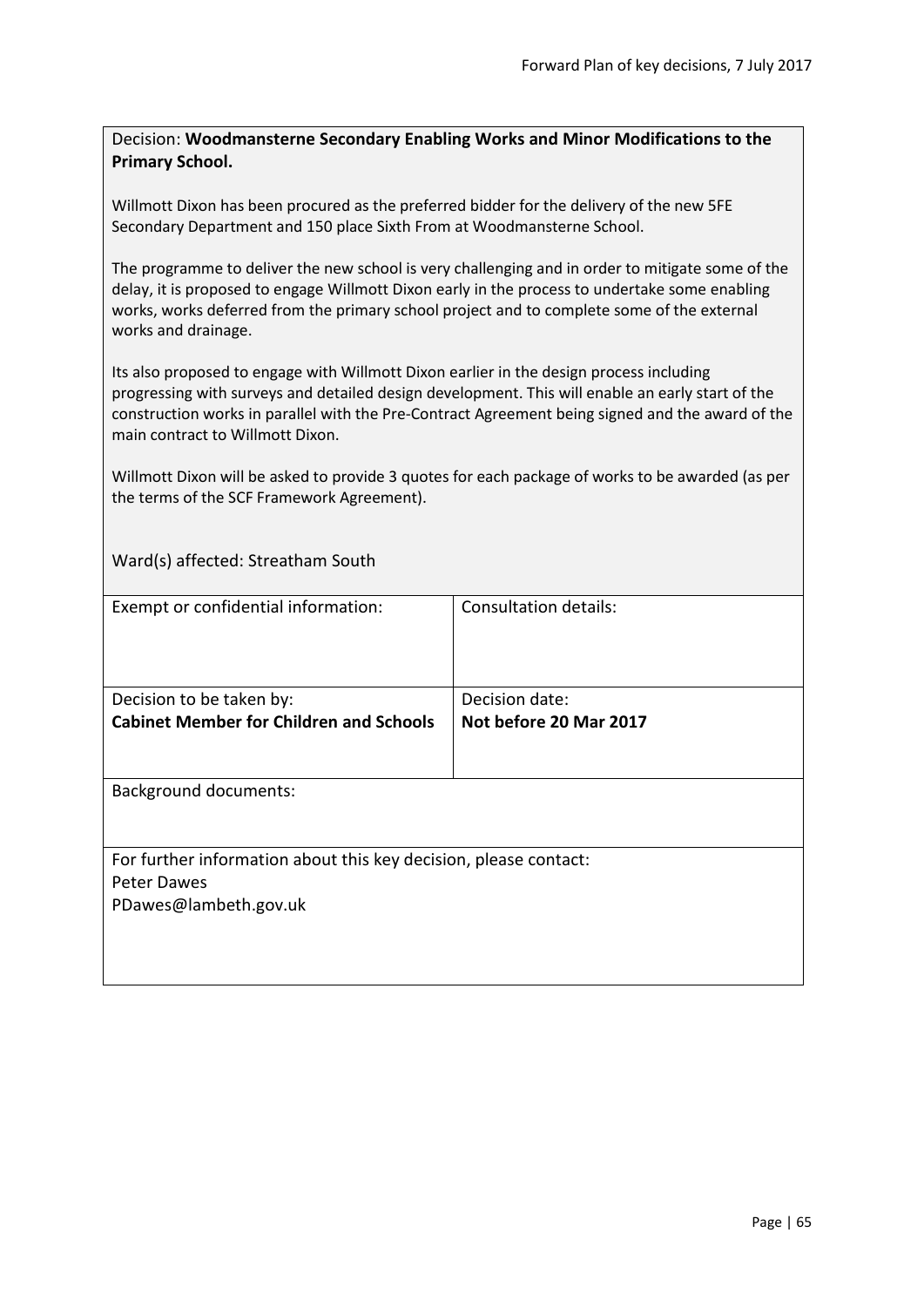Decision: **Woodmansterne Secondary Enabling Works and Minor Modifications to the Primary School.**

Willmott Dixon has been procured as the preferred bidder for the delivery of the new 5FE Secondary Department and 150 place Sixth From at Woodmansterne School.

The programme to deliver the new school is very challenging and in order to mitigate some of the delay, it is proposed to engage Willmott Dixon early in the process to undertake some enabling works, works deferred from the primary school project and to complete some of the external works and drainage.

Its also proposed to engage with Willmott Dixon earlier in the design process including progressing with surveys and detailed design development. This will enable an early start of the construction works in parallel with the Pre-Contract Agreement being signed and the award of the main contract to Willmott Dixon.

Willmott Dixon will be asked to provide 3 quotes for each package of works to be awarded (as per the terms of the SCF Framework Agreement).

Ward(s) affected: Streatham South

| Exempt or confidential information: | Consultation details: |
| --- | --- |
| Decision to be taken by:<br>**Cabinet Member for Children and Schools** | Decision date:<br>**Not before 20 Mar 2017** |

Background documents:

For further information about this key decision, please contact:
Peter Dawes
PDawes@lambeth.gov.uk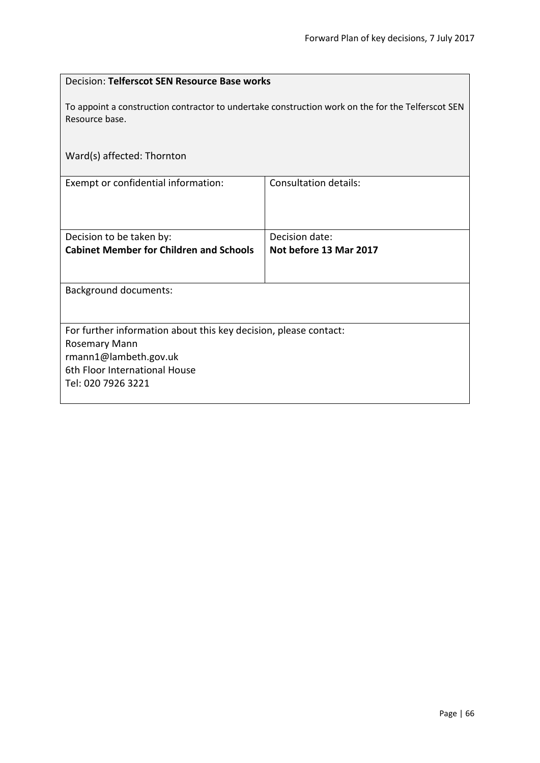Decision: **Telferscot SEN Resource Base works**

To appoint a construction contractor to undertake construction work on the for the Telferscot SEN Resource base.

Ward(s) affected: Thornton

| Exempt or confidential information: | Consultation details: |
| --- | --- |
| Decision to be taken by:<br>**Cabinet Member for Children and Schools** | Decision date:<br>**Not before 13 Mar 2017** |

Background documents:

For further information about this key decision, please contact:
Rosemary Mann
rmann1@lambeth.gov.uk
6th Floor International House
Tel: 020 7926 3221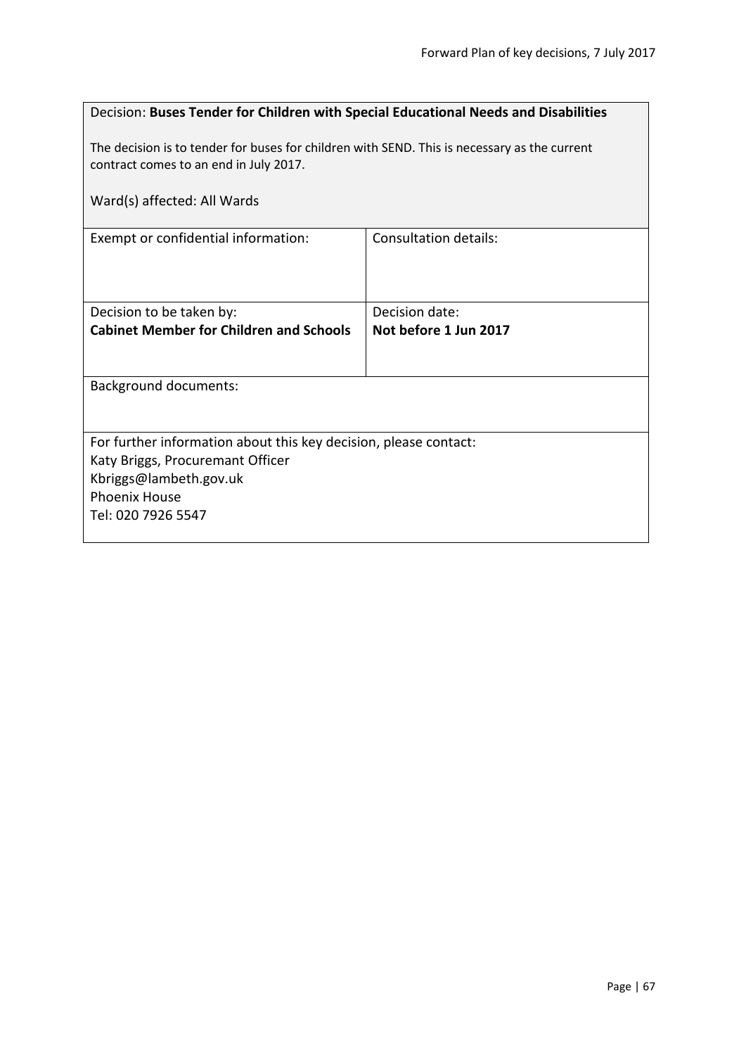Decision: **Buses Tender for Children with Special Educational Needs and Disabilities**

The decision is to tender for buses for children with SEND. This is necessary as the current contract comes to an end in July 2017.

Ward(s) affected: All Wards

| Exempt or confidential information: | Consultation details: |
| --- | --- |
| Decision to be taken by: **Cabinet Member for Children and Schools** | Decision date: **Not before 1 Jun 2017** |

Background documents:

For further information about this key decision, please contact:
Katy Briggs, Procuremant Officer
Kbriggs@lambeth.gov.uk
Phoenix House
Tel: 020 7926 5547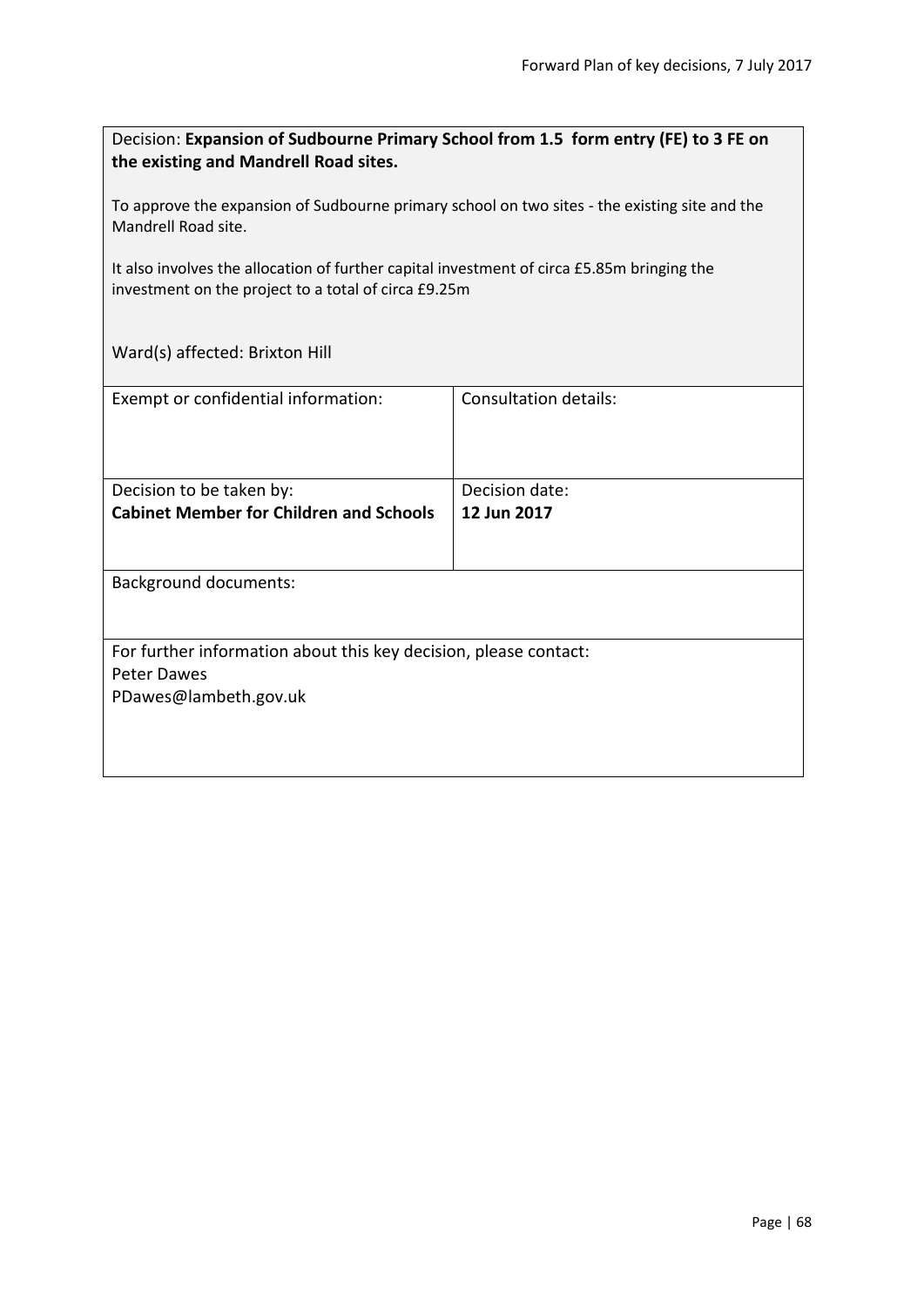Decision: **Expansion of Sudbourne Primary School from 1.5 form entry (FE) to 3 FE on the existing and Mandrell Road sites.**

To approve the expansion of Sudbourne primary school on two sites - the existing site and the Mandrell Road site.

It also involves the allocation of further capital investment of circa £5.85m bringing the investment on the project to a total of circa £9.25m

Ward(s) affected: Brixton Hill

| | |
|---|---|
| Exempt or confidential information: | Consultation details: |
| Decision to be taken by:<br>**Cabinet Member for Children and Schools** | Decision date:<br>**12 Jun 2017** |

Background documents:

For further information about this key decision, please contact:
Peter Dawes
PDawes@lambeth.gov.uk